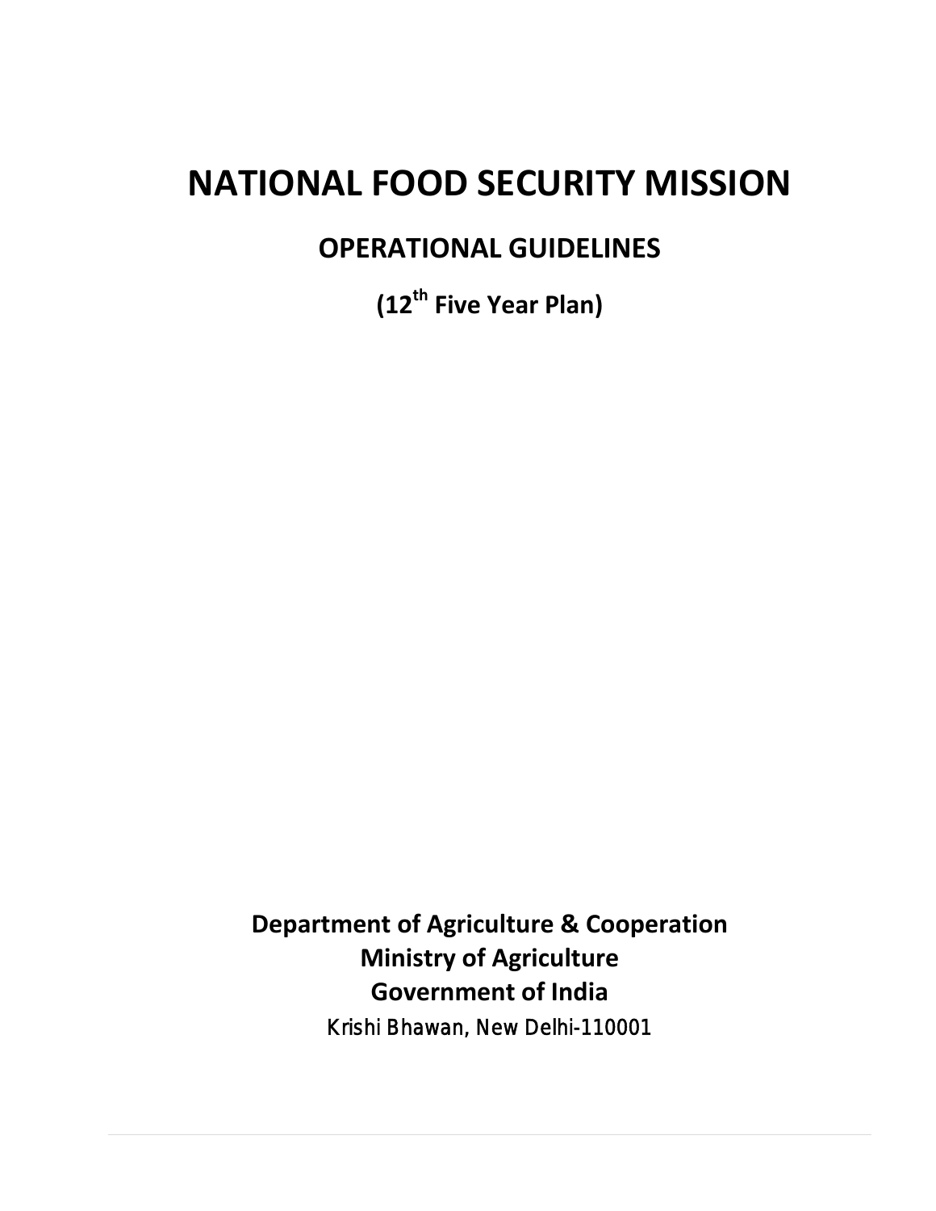# NATIONAL FOOD SECURITY MISSION

## OPERATIONAL GUIDELINES

**($12^{th}$ Five Year Plan)**

**Department of Agriculture & Cooperation**
**Ministry of Agriculture**
**Government of India**
Krishi Bhawan, New Delhi-110001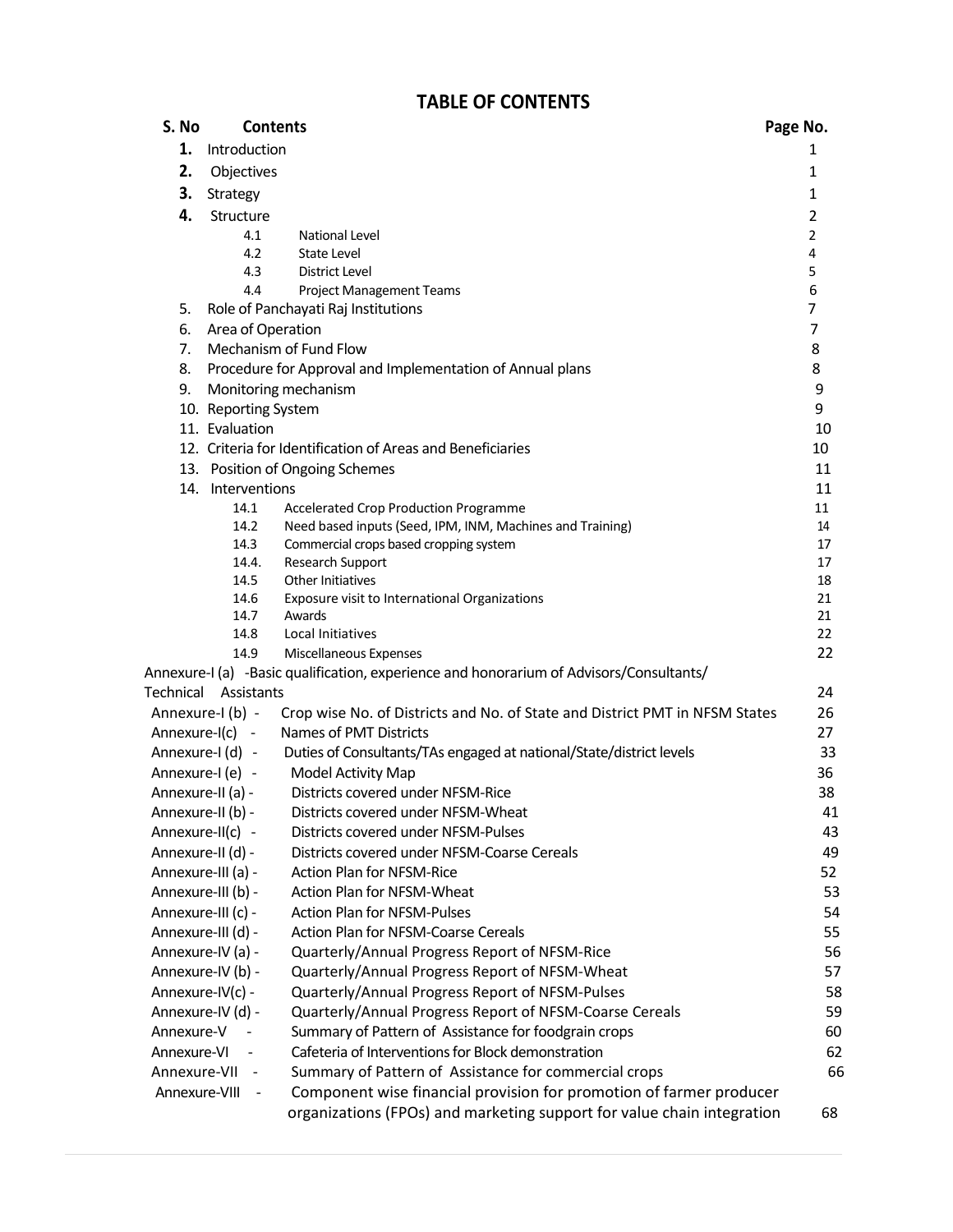# TABLE OF CONTENTS

| S. No | Contents | Page No. |
|---|---|---|
| **1.** | Introduction | 1 |
| **2.** | Objectives | 1 |
| **3.** | Strategy | 1 |
| **4.** | Structure | 2 |
| 4.1 | National Level | 2 |
| 4.2 | State Level | 4 |
| 4.3 | District Level | 5 |
| 4.4 | Project Management Teams | 6 |
| 5. | Role of Panchayati Raj Institutions | 7 |
| 6. | Area of Operation | 7 |
| 7. | Mechanism of Fund Flow | 8 |
| 8. | Procedure for Approval and Implementation of Annual plans | 8 |
| 9. | Monitoring mechanism | 9 |
| 10. | Reporting System | 9 |
| 11. | Evaluation | 10 |
| 12. | Criteria for Identification of Areas and Beneficiaries | 10 |
| 13. | Position of Ongoing Schemes | 11 |
| 14. | Interventions | 11 |
| 14.1 | Accelerated Crop Production Programme | 11 |
| 14.2 | Need based inputs (Seed, IPM, INM, Machines and Training) | 14 |
| 14.3 | Commercial crops based cropping system | 17 |
| 14.4. | Research Support | 17 |
| 14.5 | Other Initiatives | 18 |
| 14.6 | Exposure visit to International Organizations | 21 |
| 14.7 | Awards | 21 |
| 14.8 | Local Initiatives | 22 |
| 14.9 | Miscellaneous Expenses | 22 |
| Annexure-I (a) | Basic qualification, experience and honorarium of Advisors/Consultants/ Technical Assistants | 24 |
| Annexure-I (b) | Crop wise No. of Districts and No. of State and District PMT in NFSM States | 26 |
| Annexure-I(c) | Names of PMT Districts | 27 |
| Annexure-I (d) | Duties of Consultants/TAs engaged at national/State/district levels | 33 |
| Annexure-I (e) | Model Activity Map | 36 |
| Annexure-II (a) | Districts covered under NFSM-Rice | 38 |
| Annexure-II (b) | Districts covered under NFSM-Wheat | 41 |
| Annexure-II(c) | Districts covered under NFSM-Pulses | 43 |
| Annexure-II (d) | Districts covered under NFSM-Coarse Cereals | 49 |
| Annexure-III (a) | Action Plan for NFSM-Rice | 52 |
| Annexure-III (b) | Action Plan for NFSM-Wheat | 53 |
| Annexure-III (c) | Action Plan for NFSM-Pulses | 54 |
| Annexure-III (d) | Action Plan for NFSM-Coarse Cereals | 55 |
| Annexure-IV (a) | Quarterly/Annual Progress Report of NFSM-Rice | 56 |
| Annexure-IV (b) | Quarterly/Annual Progress Report of NFSM-Wheat | 57 |
| Annexure-IV(c) | Quarterly/Annual Progress Report of NFSM-Pulses | 58 |
| Annexure-IV (d) | Quarterly/Annual Progress Report of NFSM-Coarse Cereals | 59 |
| Annexure-V | Summary of Pattern of Assistance for foodgrain crops | 60 |
| Annexure-VI | Cafeteria of Interventions for Block demonstration | 62 |
| Annexure-VII | Summary of Pattern of Assistance for commercial crops | 66 |
| Annexure-VIII | Component wise financial provision for promotion of farmer producer organizations (FPOs) and marketing support for value chain integration | 68 |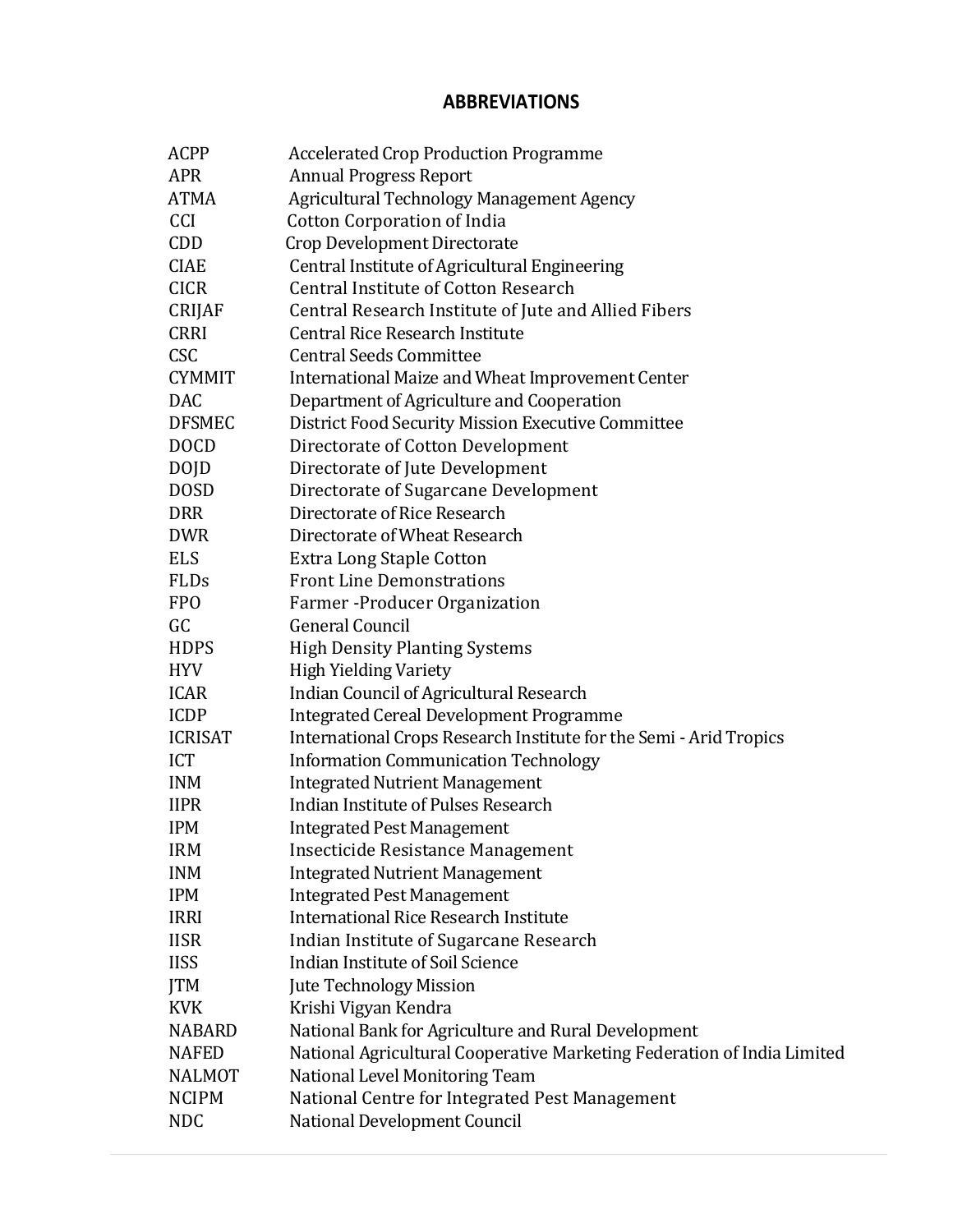## ABBREVIATIONS

| | |
|---|---|
| ACPP | Accelerated Crop Production Programme |
| APR | Annual Progress Report |
| ATMA | Agricultural Technology Management Agency |
| CCI | Cotton Corporation of India |
| CDD | Crop Development Directorate |
| CIAE | Central Institute of Agricultural Engineering |
| CICR | Central Institute of Cotton Research |
| CRIJAF | Central Research Institute of Jute and Allied Fibers |
| CRRI | Central Rice Research Institute |
| CSC | Central Seeds Committee |
| CYMMIT | International Maize and Wheat Improvement Center |
| DAC | Department of Agriculture and Cooperation |
| DFSMEC | District Food Security Mission Executive Committee |
| DOCD | Directorate of Cotton Development |
| DOJD | Directorate of Jute Development |
| DOSD | Directorate of Sugarcane Development |
| DRR | Directorate of Rice Research |
| DWR | Directorate of Wheat Research |
| ELS | Extra Long Staple Cotton |
| FLDs | Front Line Demonstrations |
| FPO | Farmer -Producer Organization |
| GC | General Council |
| HDPS | High Density Planting Systems |
| HYV | High Yielding Variety |
| ICAR | Indian Council of Agricultural Research |
| ICDP | Integrated Cereal Development Programme |
| ICRISAT | International Crops Research Institute for the Semi - Arid Tropics |
| ICT | Information Communication Technology |
| INM | Integrated Nutrient Management |
| IIPR | Indian Institute of Pulses Research |
| IPM | Integrated Pest Management |
| IRM | Insecticide Resistance Management |
| INM | Integrated Nutrient Management |
| IPM | Integrated Pest Management |
| IRRI | International Rice Research Institute |
| IISR | Indian Institute of Sugarcane Research |
| IISS | Indian Institute of Soil Science |
| JTM | Jute Technology Mission |
| KVK | Krishi Vigyan Kendra |
| NABARD | National Bank for Agriculture and Rural Development |
| NAFED | National Agricultural Cooperative Marketing Federation of India Limited |
| NALMOT | National Level Monitoring Team |
| NCIPM | National Centre for Integrated Pest Management |
| NDC | National Development Council |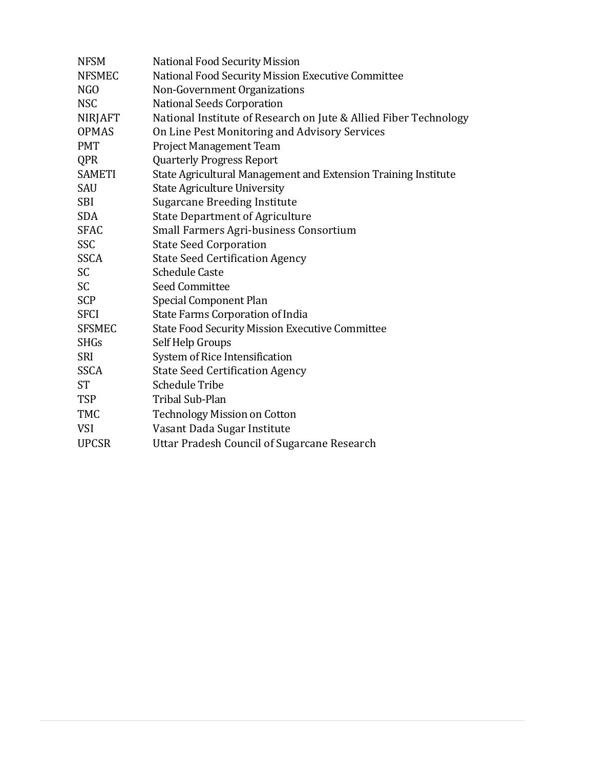| | |
|---|---|
| NFSM | National Food Security Mission |
| NFSMEC | National Food Security Mission Executive Committee |
| NGO | Non-Government Organizations |
| NSC | National Seeds Corporation |
| NIRJAFT | National Institute of Research on Jute & Allied Fiber Technology |
| OPMAS | On Line Pest Monitoring and Advisory Services |
| PMT | Project Management Team |
| QPR | Quarterly Progress Report |
| SAMETI | State Agricultural Management and Extension Training Institute |
| SAU | State Agriculture University |
| SBI | Sugarcane Breeding Institute |
| SDA | State Department of Agriculture |
| SFAC | Small Farmers Agri-business Consortium |
| SSC | State Seed Corporation |
| SSCA | State Seed Certification Agency |
| SC | Schedule Caste |
| SC | Seed Committee |
| SCP | Special Component Plan |
| SFCI | State Farms Corporation of India |
| SFSMEC | State Food Security Mission Executive Committee |
| SHGs | Self Help Groups |
| SRI | System of Rice Intensification |
| SSCA | State Seed Certification Agency |
| ST | Schedule Tribe |
| TSP | Tribal Sub-Plan |
| TMC | Technology Mission on Cotton |
| VSI | Vasant Dada Sugar Institute |
| UPCSR | Uttar Pradesh Council of Sugarcane Research |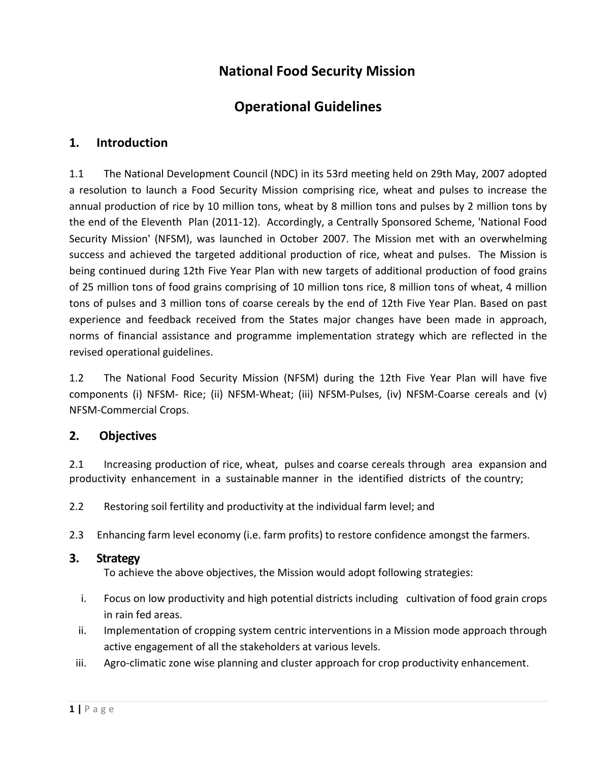# National Food Security Mission

# Operational Guidelines

## 1. Introduction

1.1 The National Development Council (NDC) in its 53rd meeting held on 29th May, 2007 adopted a resolution to launch a Food Security Mission comprising rice, wheat and pulses to increase the annual production of rice by 10 million tons, wheat by 8 million tons and pulses by 2 million tons by the end of the Eleventh Plan (2011-12). Accordingly, a Centrally Sponsored Scheme, 'National Food Security Mission' (NFSM), was launched in October 2007. The Mission met with an overwhelming success and achieved the targeted additional production of rice, wheat and pulses. The Mission is being continued during 12th Five Year Plan with new targets of additional production of food grains of 25 million tons of food grains comprising of 10 million tons rice, 8 million tons of wheat, 4 million tons of pulses and 3 million tons of coarse cereals by the end of 12th Five Year Plan. Based on past experience and feedback received from the States major changes have been made in approach, norms of financial assistance and programme implementation strategy which are reflected in the revised operational guidelines.

1.2 The National Food Security Mission (NFSM) during the 12th Five Year Plan will have five components (i) NFSM- Rice; (ii) NFSM-Wheat; (iii) NFSM-Pulses, (iv) NFSM-Coarse cereals and (v) NFSM-Commercial Crops.

## 2. Objectives

2.1 Increasing production of rice, wheat, pulses and coarse cereals through area expansion and productivity enhancement in a sustainable manner in the identified districts of the country;

2.2 Restoring soil fertility and productivity at the individual farm level; and

2.3 Enhancing farm level economy (i.e. farm profits) to restore confidence amongst the farmers.

## 3. Strategy

To achieve the above objectives, the Mission would adopt following strategies:

i. Focus on low productivity and high potential districts including cultivation of food grain crops in rain fed areas.
ii. Implementation of cropping system centric interventions in a Mission mode approach through active engagement of all the stakeholders at various levels.
iii. Agro-climatic zone wise planning and cluster approach for crop productivity enhancement.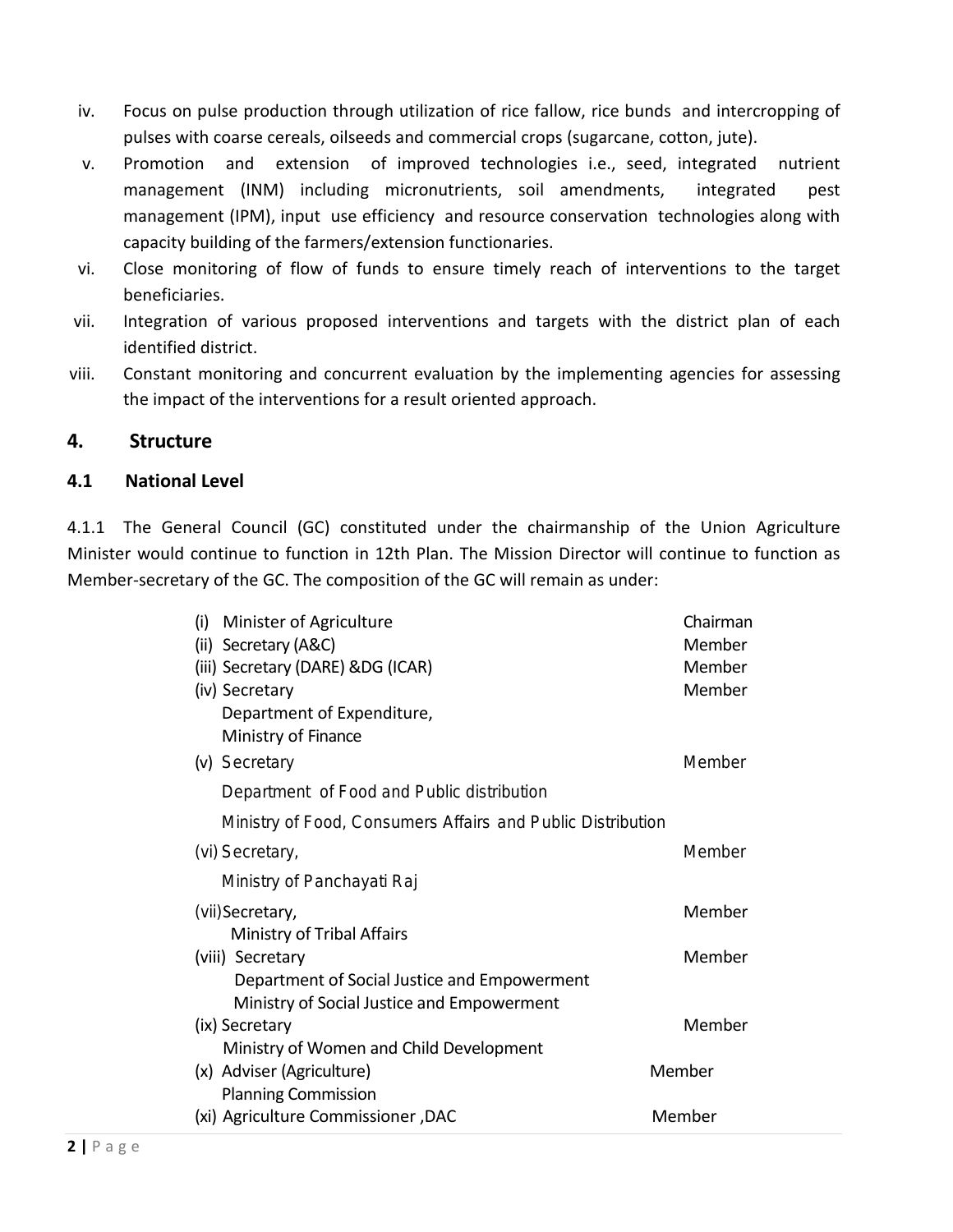iv. Focus on pulse production through utilization of rice fallow, rice bunds and intercropping of pulses with coarse cereals, oilseeds and commercial crops (sugarcane, cotton, jute).

v. Promotion and extension of improved technologies i.e., seed, integrated nutrient management (INM) including micronutrients, soil amendments, integrated pest management (IPM), input use efficiency and resource conservation technologies along with capacity building of the farmers/extension functionaries.

vi. Close monitoring of flow of funds to ensure timely reach of interventions to the target beneficiaries.

vii. Integration of various proposed interventions and targets with the district plan of each identified district.

viii. Constant monitoring and concurrent evaluation by the implementing agencies for assessing the impact of the interventions for a result oriented approach.

## 4. Structure

### 4.1 National Level

4.1.1 The General Council (GC) constituted under the chairmanship of the Union Agriculture Minister would continue to function in 12th Plan. The Mission Director will continue to function as Member-secretary of the GC. The composition of the GC will remain as under:

| | |
|---|---|
| (i) Minister of Agriculture | Chairman |
| (ii) Secretary (A&C) | Member |
| (iii) Secretary (DARE) &DG (ICAR) | Member |
| (iv) Secretary<br>Department of Expenditure,<br>Ministry of Finance | Member |
| (v) Secretary<br>Department of Food and Public distribution<br>Ministry of Food, Consumers Affairs and Public Distribution | Member |
| (vi) Secretary,<br>Ministry of Panchayati Raj | Member |
| (vii) Secretary,<br>Ministry of Tribal Affairs | Member |
| (viii) Secretary<br>Department of Social Justice and Empowerment<br>Ministry of Social Justice and Empowerment | Member |
| (ix) Secretary<br>Ministry of Women and Child Development | Member |
| (x) Adviser (Agriculture)<br>Planning Commission | Member |
| (xi) Agriculture Commissioner ,DAC | Member |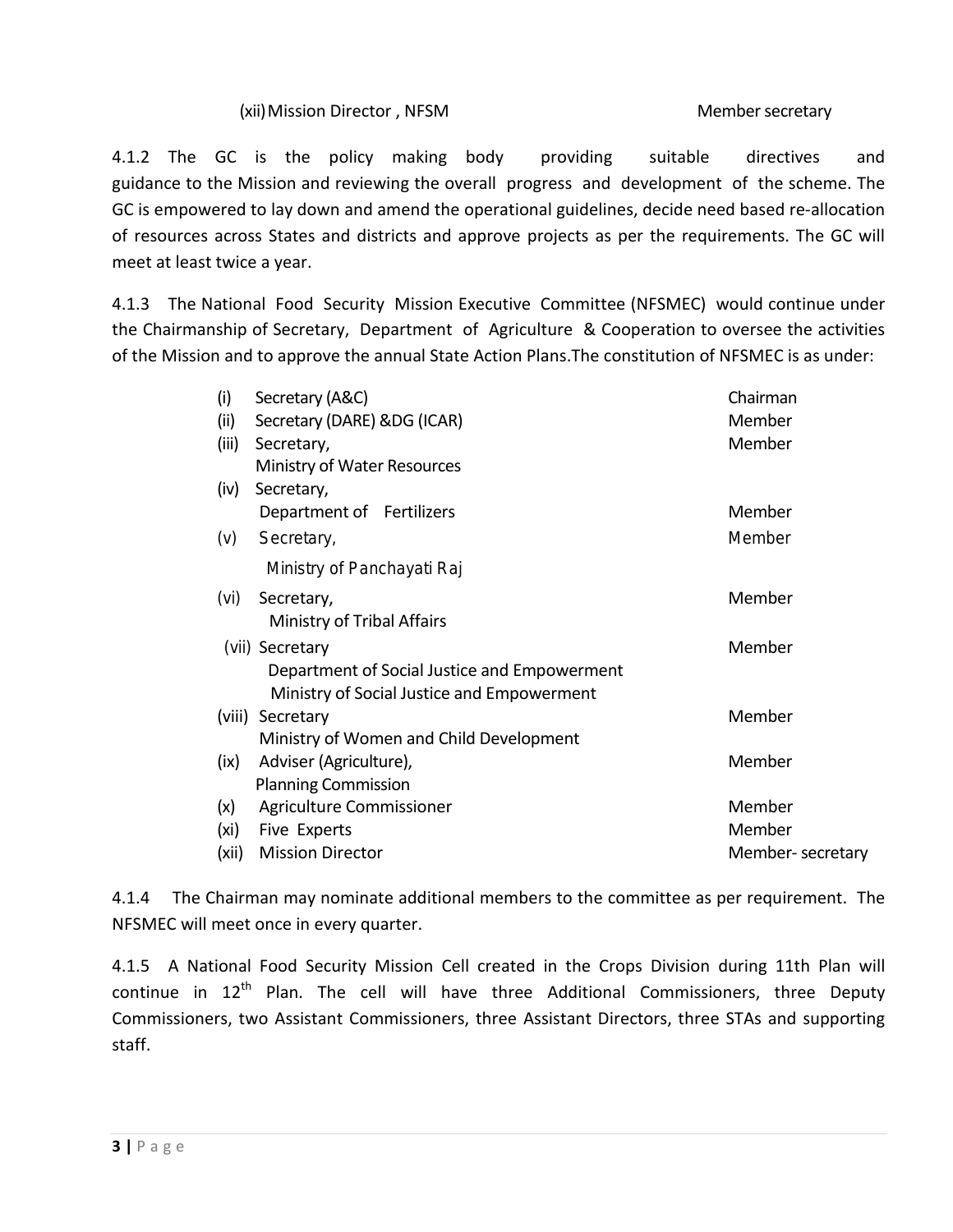(xii) Mission Director , NFSM — Member secretary

4.1.2 The GC is the policy making body providing suitable directives and guidance to the Mission and reviewing the overall progress and development of the scheme. The GC is empowered to lay down and amend the operational guidelines, decide need based re-allocation of resources across States and districts and approve projects as per the requirements. The GC will meet at least twice a year.

4.1.3 The National Food Security Mission Executive Committee (NFSMEC) would continue under the Chairmanship of Secretary, Department of Agriculture & Cooperation to oversee the activities of the Mission and to approve the annual State Action Plans.The constitution of NFSMEC is as under:

| | | |
|---|---|---|
| (i) | Secretary (A&C) | Chairman |
| (ii) | Secretary (DARE) &DG (ICAR) | Member |
| (iii) | Secretary, Ministry of Water Resources | Member |
| (iv) | Secretary, Department of Fertilizers | Member |
| (v) | Secretary, Ministry of Panchayati Raj | Member |
| (vi) | Secretary, Ministry of Tribal Affairs | Member |
| (vii) | Secretary Department of Social Justice and Empowerment Ministry of Social Justice and Empowerment | Member |
| (viii) | Secretary Ministry of Women and Child Development | Member |
| (ix) | Adviser (Agriculture), Planning Commission | Member |
| (x) | Agriculture Commissioner | Member |
| (xi) | Five Experts | Member |
| (xii) | Mission Director | Member- secretary |

4.1.4 The Chairman may nominate additional members to the committee as per requirement. The NFSMEC will meet once in every quarter.

4.1.5 A National Food Security Mission Cell created in the Crops Division during 11th Plan will continue in 12th Plan. The cell will have three Additional Commissioners, three Deputy Commissioners, two Assistant Commissioners, three Assistant Directors, three STAs and supporting staff.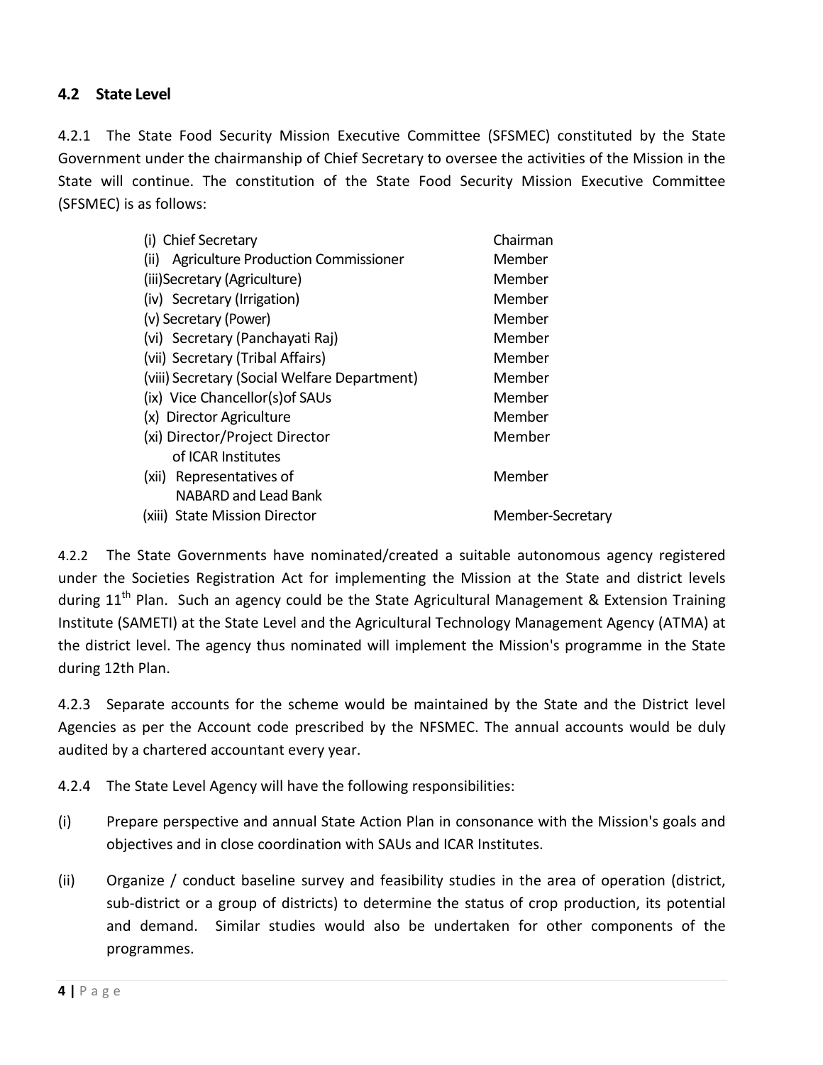## 4.2 State Level

4.2.1 The State Food Security Mission Executive Committee (SFSMEC) constituted by the State Government under the chairmanship of Chief Secretary to oversee the activities of the Mission in the State will continue. The constitution of the State Food Security Mission Executive Committee (SFSMEC) is as follows:

| | |
|---|---|
| (i) Chief Secretary | Chairman |
| (ii) Agriculture Production Commissioner | Member |
| (iii)Secretary (Agriculture) | Member |
| (iv) Secretary (Irrigation) | Member |
| (v) Secretary (Power) | Member |
| (vi) Secretary (Panchayati Raj) | Member |
| (vii) Secretary (Tribal Affairs) | Member |
| (viii) Secretary (Social Welfare Department) | Member |
| (ix) Vice Chancellor(s)of SAUs | Member |
| (x) Director Agriculture | Member |
| (xi) Director/Project Director of ICAR Institutes | Member |
| (xii) Representatives of NABARD and Lead Bank | Member |
| (xiii) State Mission Director | Member-Secretary |

4.2.2 The State Governments have nominated/created a suitable autonomous agency registered under the Societies Registration Act for implementing the Mission at the State and district levels during 11th Plan. Such an agency could be the State Agricultural Management & Extension Training Institute (SAMETI) at the State Level and the Agricultural Technology Management Agency (ATMA) at the district level. The agency thus nominated will implement the Mission's programme in the State during 12th Plan.

4.2.3 Separate accounts for the scheme would be maintained by the State and the District level Agencies as per the Account code prescribed by the NFSMEC. The annual accounts would be duly audited by a chartered accountant every year.

4.2.4 The State Level Agency will have the following responsibilities:

(i) Prepare perspective and annual State Action Plan in consonance with the Mission's goals and objectives and in close coordination with SAUs and ICAR Institutes.

(ii) Organize / conduct baseline survey and feasibility studies in the area of operation (district, sub-district or a group of districts) to determine the status of crop production, its potential and demand. Similar studies would also be undertaken for other components of the programmes.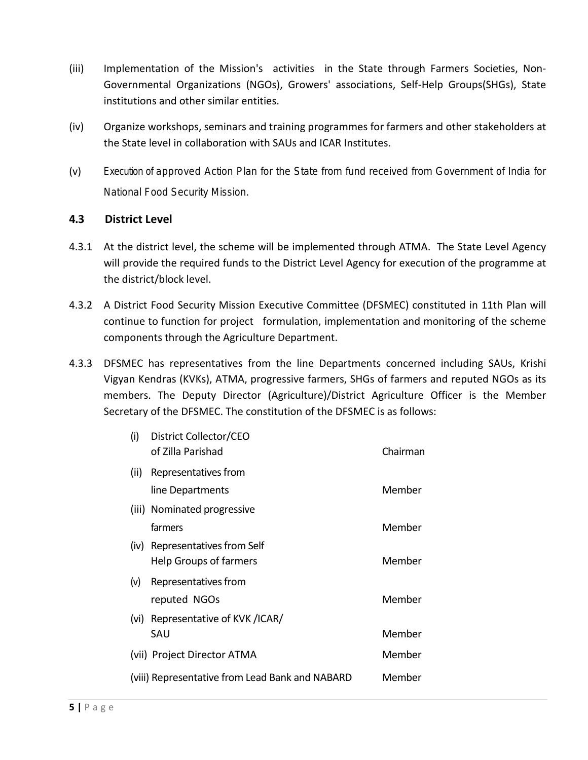(iii) Implementation of the Mission's activities in the State through Farmers Societies, Non-Governmental Organizations (NGOs), Growers' associations, Self-Help Groups(SHGs), State institutions and other similar entities.

(iv) Organize workshops, seminars and training programmes for farmers and other stakeholders at the State level in collaboration with SAUs and ICAR Institutes.

(v) Execution of approved Action Plan for the State from fund received from Government of India for National Food Security Mission.

### 4.3 District Level

4.3.1 At the district level, the scheme will be implemented through ATMA. The State Level Agency will provide the required funds to the District Level Agency for execution of the programme at the district/block level.

4.3.2 A District Food Security Mission Executive Committee (DFSMEC) constituted in 11th Plan will continue to function for project formulation, implementation and monitoring of the scheme components through the Agriculture Department.

4.3.3 DFSMEC has representatives from the line Departments concerned including SAUs, Krishi Vigyan Kendras (KVKs), ATMA, progressive farmers, SHGs of farmers and reputed NGOs as its members. The Deputy Director (Agriculture)/District Agriculture Officer is the Member Secretary of the DFSMEC. The constitution of the DFSMEC is as follows:

| | |
|---|---|
| (i) District Collector/CEO of Zilla Parishad | Chairman |
| (ii) Representatives from line Departments | Member |
| (iii) Nominated progressive farmers | Member |
| (iv) Representatives from Self Help Groups of farmers | Member |
| (v) Representatives from reputed NGOs | Member |
| (vi) Representative of KVK /ICAR/ SAU | Member |
| (vii) Project Director ATMA | Member |
| (viii) Representative from Lead Bank and NABARD | Member |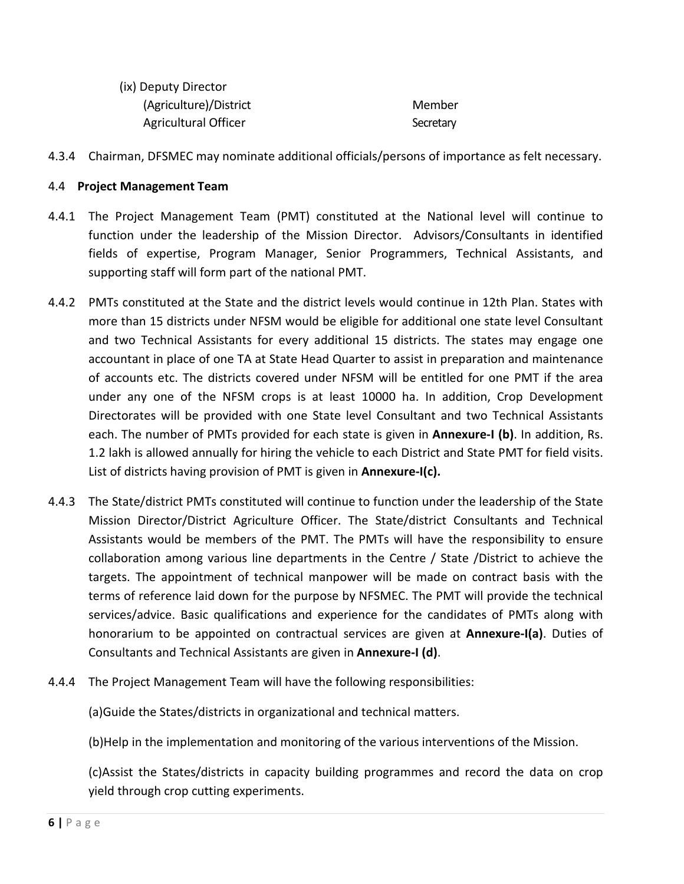(ix) Deputy Director (Agriculture)/District Agricultural Officer — Member Secretary

4.3.4 Chairman, DFSMEC may nominate additional officials/persons of importance as felt necessary.

### 4.4 Project Management Team

4.4.1 The Project Management Team (PMT) constituted at the National level will continue to function under the leadership of the Mission Director. Advisors/Consultants in identified fields of expertise, Program Manager, Senior Programmers, Technical Assistants, and supporting staff will form part of the national PMT.

4.4.2 PMTs constituted at the State and the district levels would continue in 12th Plan. States with more than 15 districts under NFSM would be eligible for additional one state level Consultant and two Technical Assistants for every additional 15 districts. The states may engage one accountant in place of one TA at State Head Quarter to assist in preparation and maintenance of accounts etc. The districts covered under NFSM will be entitled for one PMT if the area under any one of the NFSM crops is at least 10000 ha. In addition, Crop Development Directorates will be provided with one State level Consultant and two Technical Assistants each. The number of PMTs provided for each state is given in **Annexure-I (b)**. In addition, Rs. 1.2 lakh is allowed annually for hiring the vehicle to each District and State PMT for field visits. List of districts having provision of PMT is given in **Annexure-I(c).**

4.4.3 The State/district PMTs constituted will continue to function under the leadership of the State Mission Director/District Agriculture Officer. The State/district Consultants and Technical Assistants would be members of the PMT. The PMTs will have the responsibility to ensure collaboration among various line departments in the Centre / State /District to achieve the targets. The appointment of technical manpower will be made on contract basis with the terms of reference laid down for the purpose by NFSMEC. The PMT will provide the technical services/advice. Basic qualifications and experience for the candidates of PMTs along with honorarium to be appointed on contractual services are given at **Annexure-I(a)**. Duties of Consultants and Technical Assistants are given in **Annexure-I (d)**.

4.4.4 The Project Management Team will have the following responsibilities:

(a) Guide the States/districts in organizational and technical matters.

(b) Help in the implementation and monitoring of the various interventions of the Mission.

(c) Assist the States/districts in capacity building programmes and record the data on crop yield through crop cutting experiments.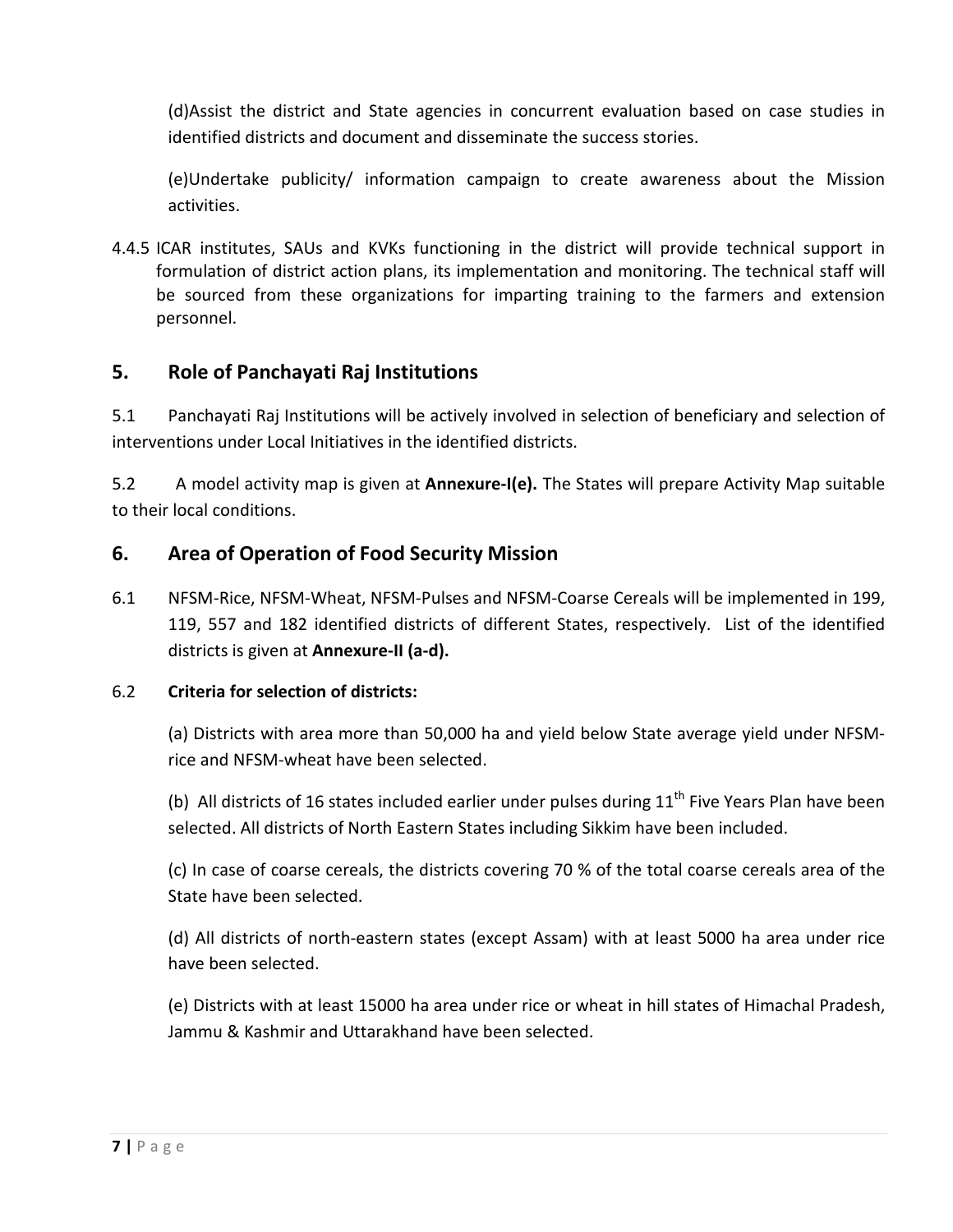(d)Assist the district and State agencies in concurrent evaluation based on case studies in identified districts and document and disseminate the success stories.

(e)Undertake publicity/ information campaign to create awareness about the Mission activities.

4.4.5 ICAR institutes, SAUs and KVKs functioning in the district will provide technical support in formulation of district action plans, its implementation and monitoring. The technical staff will be sourced from these organizations for imparting training to the farmers and extension personnel.

## 5. Role of Panchayati Raj Institutions

5.1 Panchayati Raj Institutions will be actively involved in selection of beneficiary and selection of interventions under Local Initiatives in the identified districts.

5.2 A model activity map is given at **Annexure-I(e).** The States will prepare Activity Map suitable to their local conditions.

## 6. Area of Operation of Food Security Mission

6.1 NFSM-Rice, NFSM-Wheat, NFSM-Pulses and NFSM-Coarse Cereals will be implemented in 199, 119, 557 and 182 identified districts of different States, respectively. List of the identified districts is given at **Annexure-II (a-d).**

6.2 **Criteria for selection of districts:**

(a) Districts with area more than 50,000 ha and yield below State average yield under NFSM-rice and NFSM-wheat have been selected.

(b) All districts of 16 states included earlier under pulses during 11th Five Years Plan have been selected. All districts of North Eastern States including Sikkim have been included.

(c) In case of coarse cereals, the districts covering 70 % of the total coarse cereals area of the State have been selected.

(d) All districts of north-eastern states (except Assam) with at least 5000 ha area under rice have been selected.

(e) Districts with at least 15000 ha area under rice or wheat in hill states of Himachal Pradesh, Jammu & Kashmir and Uttarakhand have been selected.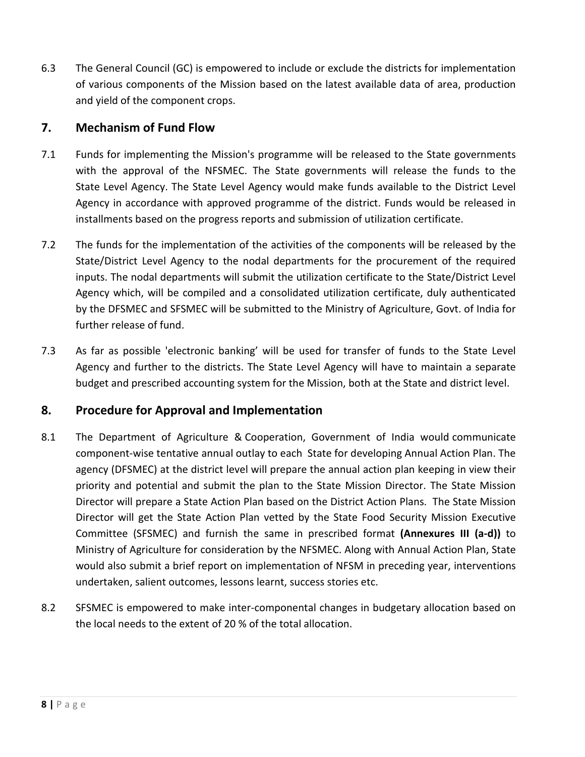6.3 The General Council (GC) is empowered to include or exclude the districts for implementation of various components of the Mission based on the latest available data of area, production and yield of the component crops.

## 7. Mechanism of Fund Flow

7.1 Funds for implementing the Mission's programme will be released to the State governments with the approval of the NFSMEC. The State governments will release the funds to the State Level Agency. The State Level Agency would make funds available to the District Level Agency in accordance with approved programme of the district. Funds would be released in installments based on the progress reports and submission of utilization certificate.

7.2 The funds for the implementation of the activities of the components will be released by the State/District Level Agency to the nodal departments for the procurement of the required inputs. The nodal departments will submit the utilization certificate to the State/District Level Agency which, will be compiled and a consolidated utilization certificate, duly authenticated by the DFSMEC and SFSMEC will be submitted to the Ministry of Agriculture, Govt. of India for further release of fund.

7.3 As far as possible 'electronic banking' will be used for transfer of funds to the State Level Agency and further to the districts. The State Level Agency will have to maintain a separate budget and prescribed accounting system for the Mission, both at the State and district level.

## 8. Procedure for Approval and Implementation

8.1 The Department of Agriculture & Cooperation, Government of India would communicate component-wise tentative annual outlay to each State for developing Annual Action Plan. The agency (DFSMEC) at the district level will prepare the annual action plan keeping in view their priority and potential and submit the plan to the State Mission Director. The State Mission Director will prepare a State Action Plan based on the District Action Plans. The State Mission Director will get the State Action Plan vetted by the State Food Security Mission Executive Committee (SFSMEC) and furnish the same in prescribed format **(Annexures III (a-d))** to Ministry of Agriculture for consideration by the NFSMEC. Along with Annual Action Plan, State would also submit a brief report on implementation of NFSM in preceding year, interventions undertaken, salient outcomes, lessons learnt, success stories etc.

8.2 SFSMEC is empowered to make inter-componental changes in budgetary allocation based on the local needs to the extent of 20 % of the total allocation.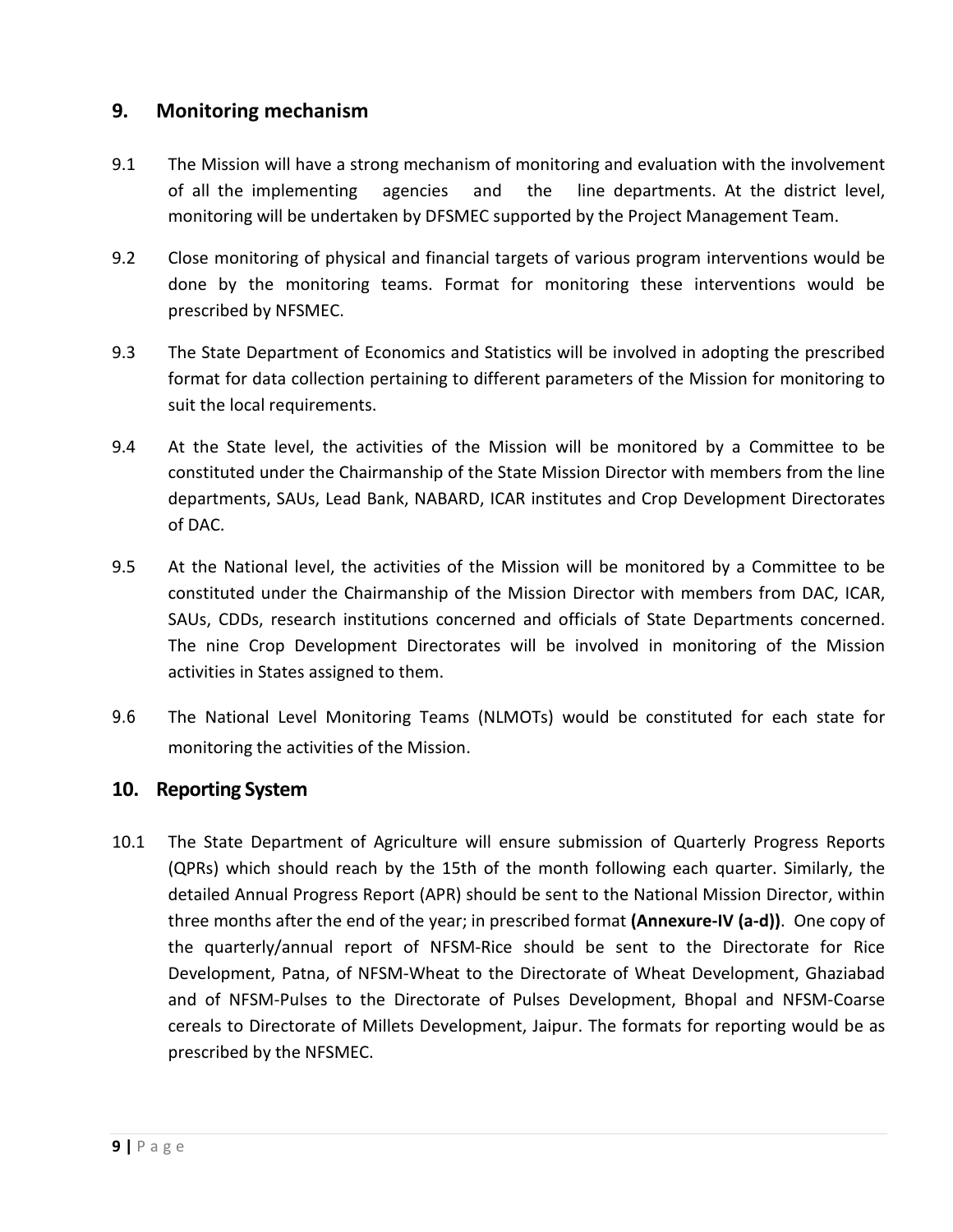## 9. Monitoring mechanism

9.1 The Mission will have a strong mechanism of monitoring and evaluation with the involvement of all the implementing agencies and the line departments. At the district level, monitoring will be undertaken by DFSMEC supported by the Project Management Team.

9.2 Close monitoring of physical and financial targets of various program interventions would be done by the monitoring teams. Format for monitoring these interventions would be prescribed by NFSMEC.

9.3 The State Department of Economics and Statistics will be involved in adopting the prescribed format for data collection pertaining to different parameters of the Mission for monitoring to suit the local requirements.

9.4 At the State level, the activities of the Mission will be monitored by a Committee to be constituted under the Chairmanship of the State Mission Director with members from the line departments, SAUs, Lead Bank, NABARD, ICAR institutes and Crop Development Directorates of DAC.

9.5 At the National level, the activities of the Mission will be monitored by a Committee to be constituted under the Chairmanship of the Mission Director with members from DAC, ICAR, SAUs, CDDs, research institutions concerned and officials of State Departments concerned. The nine Crop Development Directorates will be involved in monitoring of the Mission activities in States assigned to them.

9.6 The National Level Monitoring Teams (NLMOTs) would be constituted for each state for monitoring the activities of the Mission.

## 10. Reporting System

10.1 The State Department of Agriculture will ensure submission of Quarterly Progress Reports (QPRs) which should reach by the 15th of the month following each quarter. Similarly, the detailed Annual Progress Report (APR) should be sent to the National Mission Director, within three months after the end of the year; in prescribed format **(Annexure-IV (a-d))**. One copy of the quarterly/annual report of NFSM-Rice should be sent to the Directorate for Rice Development, Patna, of NFSM-Wheat to the Directorate of Wheat Development, Ghaziabad and of NFSM-Pulses to the Directorate of Pulses Development, Bhopal and NFSM-Coarse cereals to Directorate of Millets Development, Jaipur. The formats for reporting would be as prescribed by the NFSMEC.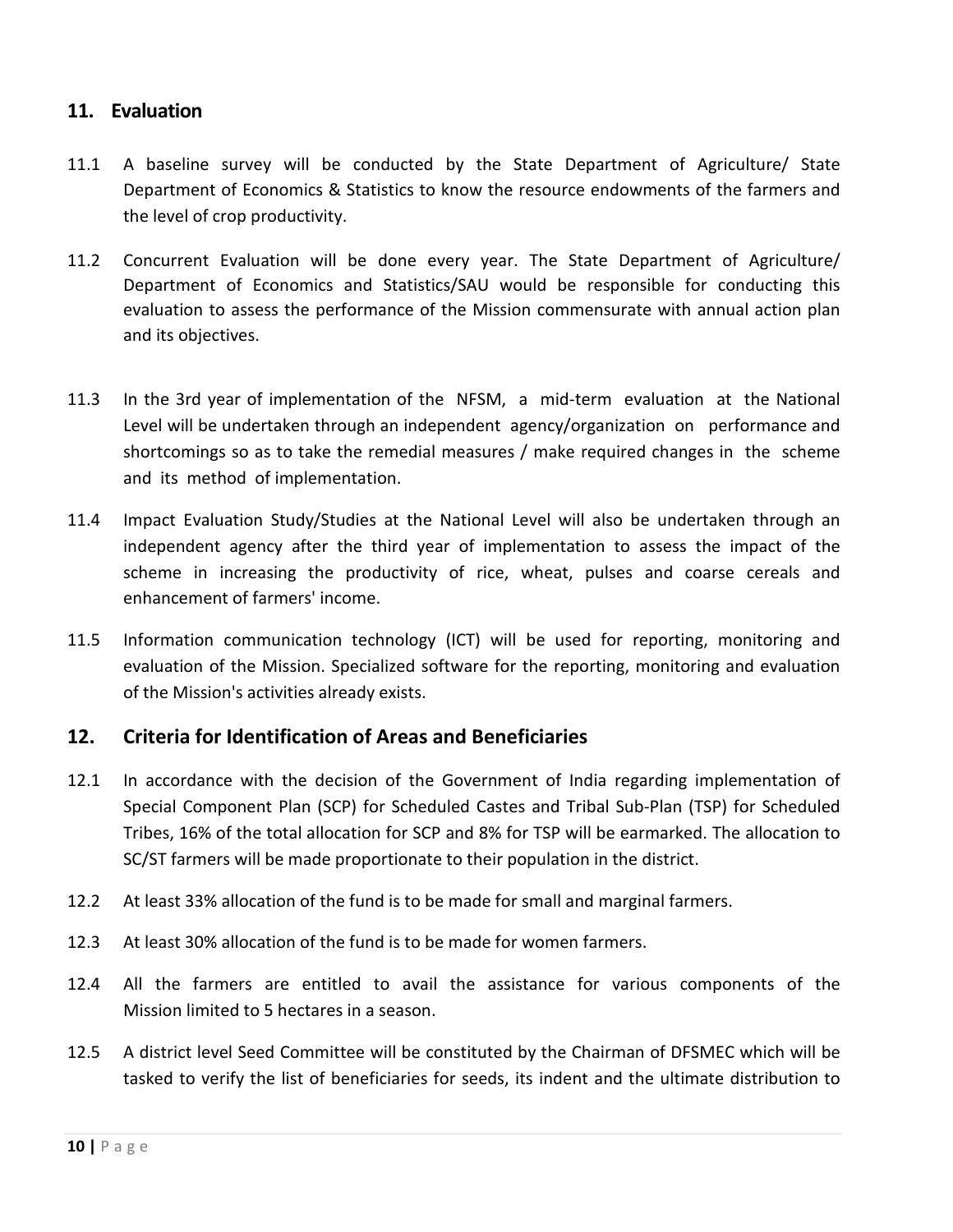## 11. Evaluation

11.1 A baseline survey will be conducted by the State Department of Agriculture/ State Department of Economics & Statistics to know the resource endowments of the farmers and the level of crop productivity.

11.2 Concurrent Evaluation will be done every year. The State Department of Agriculture/ Department of Economics and Statistics/SAU would be responsible for conducting this evaluation to assess the performance of the Mission commensurate with annual action plan and its objectives.

11.3 In the 3rd year of implementation of the NFSM, a mid-term evaluation at the National Level will be undertaken through an independent agency/organization on performance and shortcomings so as to take the remedial measures / make required changes in the scheme and its method of implementation.

11.4 Impact Evaluation Study/Studies at the National Level will also be undertaken through an independent agency after the third year of implementation to assess the impact of the scheme in increasing the productivity of rice, wheat, pulses and coarse cereals and enhancement of farmers' income.

11.5 Information communication technology (ICT) will be used for reporting, monitoring and evaluation of the Mission. Specialized software for the reporting, monitoring and evaluation of the Mission's activities already exists.

## 12. Criteria for Identification of Areas and Beneficiaries

12.1 In accordance with the decision of the Government of India regarding implementation of Special Component Plan (SCP) for Scheduled Castes and Tribal Sub-Plan (TSP) for Scheduled Tribes, 16% of the total allocation for SCP and 8% for TSP will be earmarked. The allocation to SC/ST farmers will be made proportionate to their population in the district.

12.2 At least 33% allocation of the fund is to be made for small and marginal farmers.

12.3 At least 30% allocation of the fund is to be made for women farmers.

12.4 All the farmers are entitled to avail the assistance for various components of the Mission limited to 5 hectares in a season.

12.5 A district level Seed Committee will be constituted by the Chairman of DFSMEC which will be tasked to verify the list of beneficiaries for seeds, its indent and the ultimate distribution to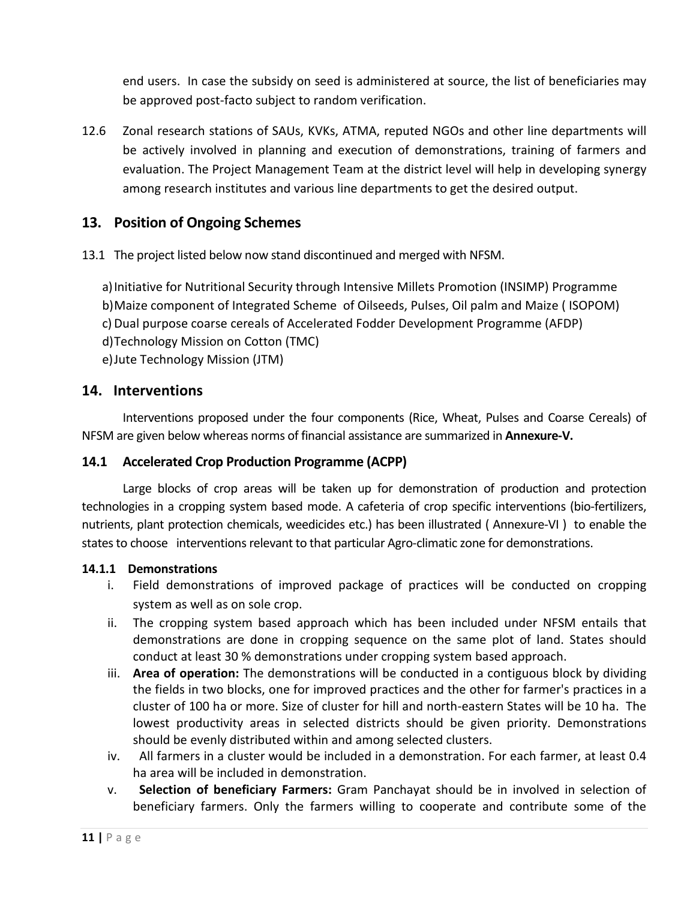end users. In case the subsidy on seed is administered at source, the list of beneficiaries may be approved post-facto subject to random verification.

12.6 Zonal research stations of SAUs, KVKs, ATMA, reputed NGOs and other line departments will be actively involved in planning and execution of demonstrations, training of farmers and evaluation. The Project Management Team at the district level will help in developing synergy among research institutes and various line departments to get the desired output.

## 13. Position of Ongoing Schemes

13.1 The project listed below now stand discontinued and merged with NFSM.

a) Initiative for Nutritional Security through Intensive Millets Promotion (INSIMP) Programme
b) Maize component of Integrated Scheme of Oilseeds, Pulses, Oil palm and Maize ( ISOPOM)
c) Dual purpose coarse cereals of Accelerated Fodder Development Programme (AFDP)
d) Technology Mission on Cotton (TMC)
e) Jute Technology Mission (JTM)

## 14. Interventions

Interventions proposed under the four components (Rice, Wheat, Pulses and Coarse Cereals) of NFSM are given below whereas norms of financial assistance are summarized in **Annexure-V.**

### 14.1 Accelerated Crop Production Programme (ACPP)

Large blocks of crop areas will be taken up for demonstration of production and protection technologies in a cropping system based mode. A cafeteria of crop specific interventions (bio-fertilizers, nutrients, plant protection chemicals, weedicides etc.) has been illustrated ( Annexure-VI ) to enable the states to choose interventions relevant to that particular Agro-climatic zone for demonstrations.

#### 14.1.1 Demonstrations

i. Field demonstrations of improved package of practices will be conducted on cropping system as well as on sole crop.
ii. The cropping system based approach which has been included under NFSM entails that demonstrations are done in cropping sequence on the same plot of land. States should conduct at least 30 % demonstrations under cropping system based approach.
iii. **Area of operation:** The demonstrations will be conducted in a contiguous block by dividing the fields in two blocks, one for improved practices and the other for farmer's practices in a cluster of 100 ha or more. Size of cluster for hill and north-eastern States will be 10 ha. The lowest productivity areas in selected districts should be given priority. Demonstrations should be evenly distributed within and among selected clusters.
iv. All farmers in a cluster would be included in a demonstration. For each farmer, at least 0.4 ha area will be included in demonstration.
v. **Selection of beneficiary Farmers:** Gram Panchayat should be in involved in selection of beneficiary farmers. Only the farmers willing to cooperate and contribute some of the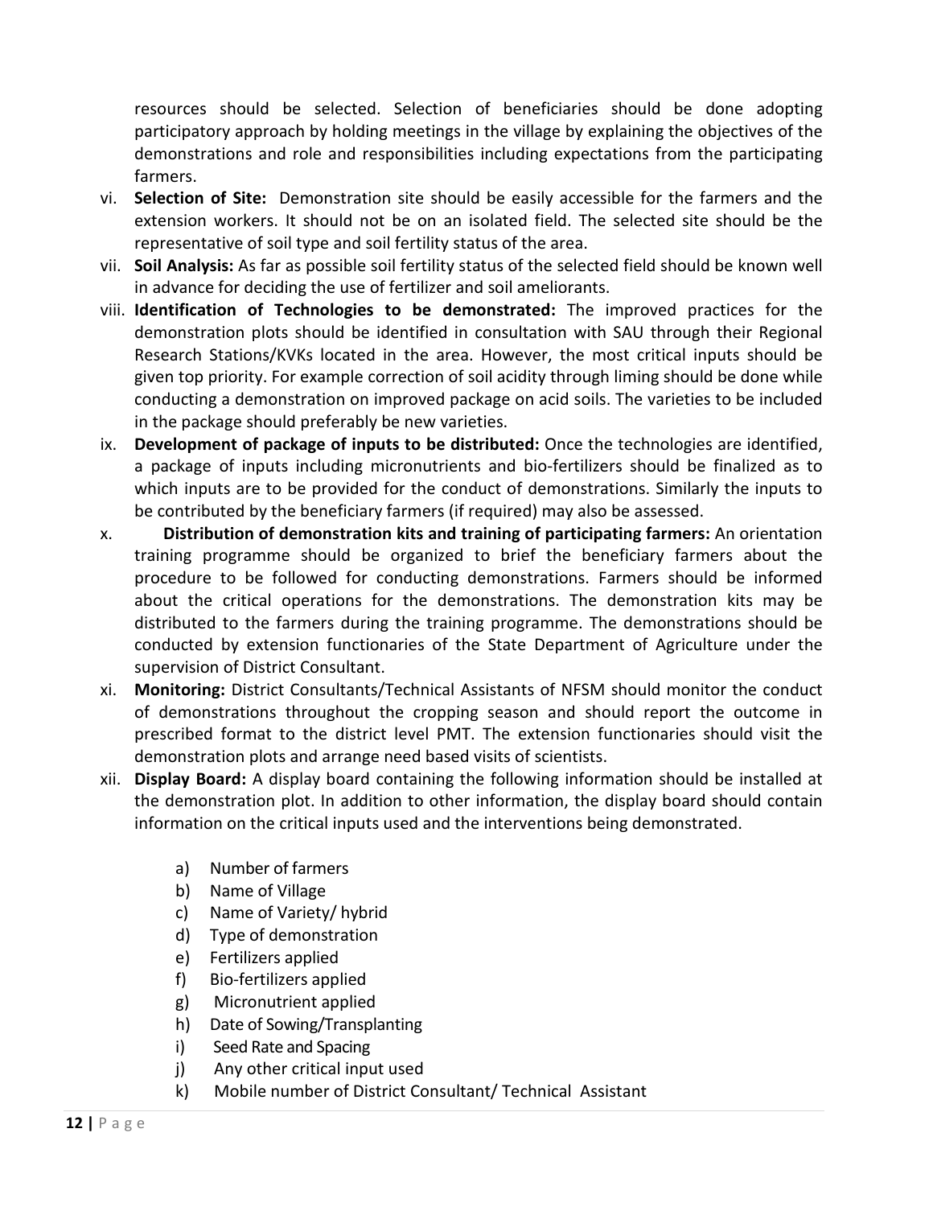resources should be selected. Selection of beneficiaries should be done adopting participatory approach by holding meetings in the village by explaining the objectives of the demonstrations and role and responsibilities including expectations from the participating farmers.

vi. **Selection of Site:** Demonstration site should be easily accessible for the farmers and the extension workers. It should not be on an isolated field. The selected site should be the representative of soil type and soil fertility status of the area.

vii. **Soil Analysis:** As far as possible soil fertility status of the selected field should be known well in advance for deciding the use of fertilizer and soil ameliorants.

viii. **Identification of Technologies to be demonstrated:** The improved practices for the demonstration plots should be identified in consultation with SAU through their Regional Research Stations/KVKs located in the area. However, the most critical inputs should be given top priority. For example correction of soil acidity through liming should be done while conducting a demonstration on improved package on acid soils. The varieties to be included in the package should preferably be new varieties.

ix. **Development of package of inputs to be distributed:** Once the technologies are identified, a package of inputs including micronutrients and bio-fertilizers should be finalized as to which inputs are to be provided for the conduct of demonstrations. Similarly the inputs to be contributed by the beneficiary farmers (if required) may also be assessed.

x. **Distribution of demonstration kits and training of participating farmers:** An orientation training programme should be organized to brief the beneficiary farmers about the procedure to be followed for conducting demonstrations. Farmers should be informed about the critical operations for the demonstrations. The demonstration kits may be distributed to the farmers during the training programme. The demonstrations should be conducted by extension functionaries of the State Department of Agriculture under the supervision of District Consultant.

xi. **Monitoring:** District Consultants/Technical Assistants of NFSM should monitor the conduct of demonstrations throughout the cropping season and should report the outcome in prescribed format to the district level PMT. The extension functionaries should visit the demonstration plots and arrange need based visits of scientists.

xii. **Display Board:** A display board containing the following information should be installed at the demonstration plot. In addition to other information, the display board should contain information on the critical inputs used and the interventions being demonstrated.

   a) Number of farmers
   b) Name of Village
   c) Name of Variety/ hybrid
   d) Type of demonstration
   e) Fertilizers applied
   f) Bio-fertilizers applied
   g) Micronutrient applied
   h) Date of Sowing/Transplanting
   i) Seed Rate and Spacing
   j) Any other critical input used
   k) Mobile number of District Consultant/ Technical Assistant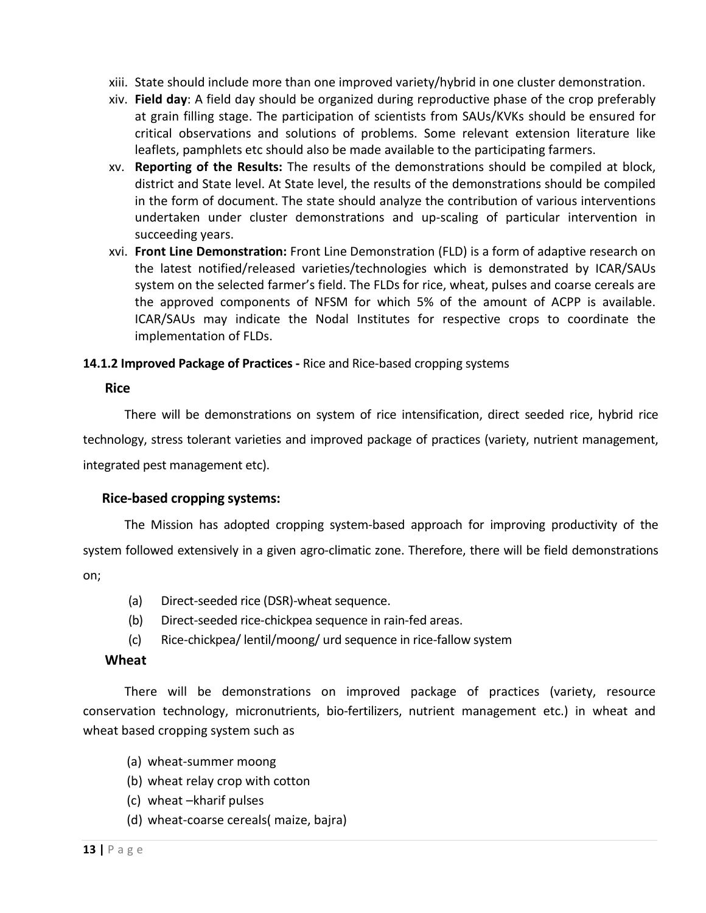xiii. State should include more than one improved variety/hybrid in one cluster demonstration.

xiv. **Field day**: A field day should be organized during reproductive phase of the crop preferably at grain filling stage. The participation of scientists from SAUs/KVKs should be ensured for critical observations and solutions of problems. Some relevant extension literature like leaflets, pamphlets etc should also be made available to the participating farmers.

xv. **Reporting of the Results:** The results of the demonstrations should be compiled at block, district and State level. At State level, the results of the demonstrations should be compiled in the form of document. The state should analyze the contribution of various interventions undertaken under cluster demonstrations and up-scaling of particular intervention in succeeding years.

xvi. **Front Line Demonstration:** Front Line Demonstration (FLD) is a form of adaptive research on the latest notified/released varieties/technologies which is demonstrated by ICAR/SAUs system on the selected farmer's field. The FLDs for rice, wheat, pulses and coarse cereals are the approved components of NFSM for which 5% of the amount of ACPP is available. ICAR/SAUs may indicate the Nodal Institutes for respective crops to coordinate the implementation of FLDs.

**14.1.2 Improved Package of Practices -** Rice and Rice-based cropping systems

**Rice**

There will be demonstrations on system of rice intensification, direct seeded rice, hybrid rice technology, stress tolerant varieties and improved package of practices (variety, nutrient management, integrated pest management etc).

**Rice-based cropping systems:**

The Mission has adopted cropping system-based approach for improving productivity of the system followed extensively in a given agro-climatic zone. Therefore, there will be field demonstrations on;

(a) Direct-seeded rice (DSR)-wheat sequence.
(b) Direct-seeded rice-chickpea sequence in rain-fed areas.
(c) Rice-chickpea/ lentil/moong/ urd sequence in rice-fallow system

**Wheat**

There will be demonstrations on improved package of practices (variety, resource conservation technology, micronutrients, bio-fertilizers, nutrient management etc.) in wheat and wheat based cropping system such as

(a) wheat-summer moong
(b) wheat relay crop with cotton
(c) wheat –kharif pulses
(d) wheat-coarse cereals( maize, bajra)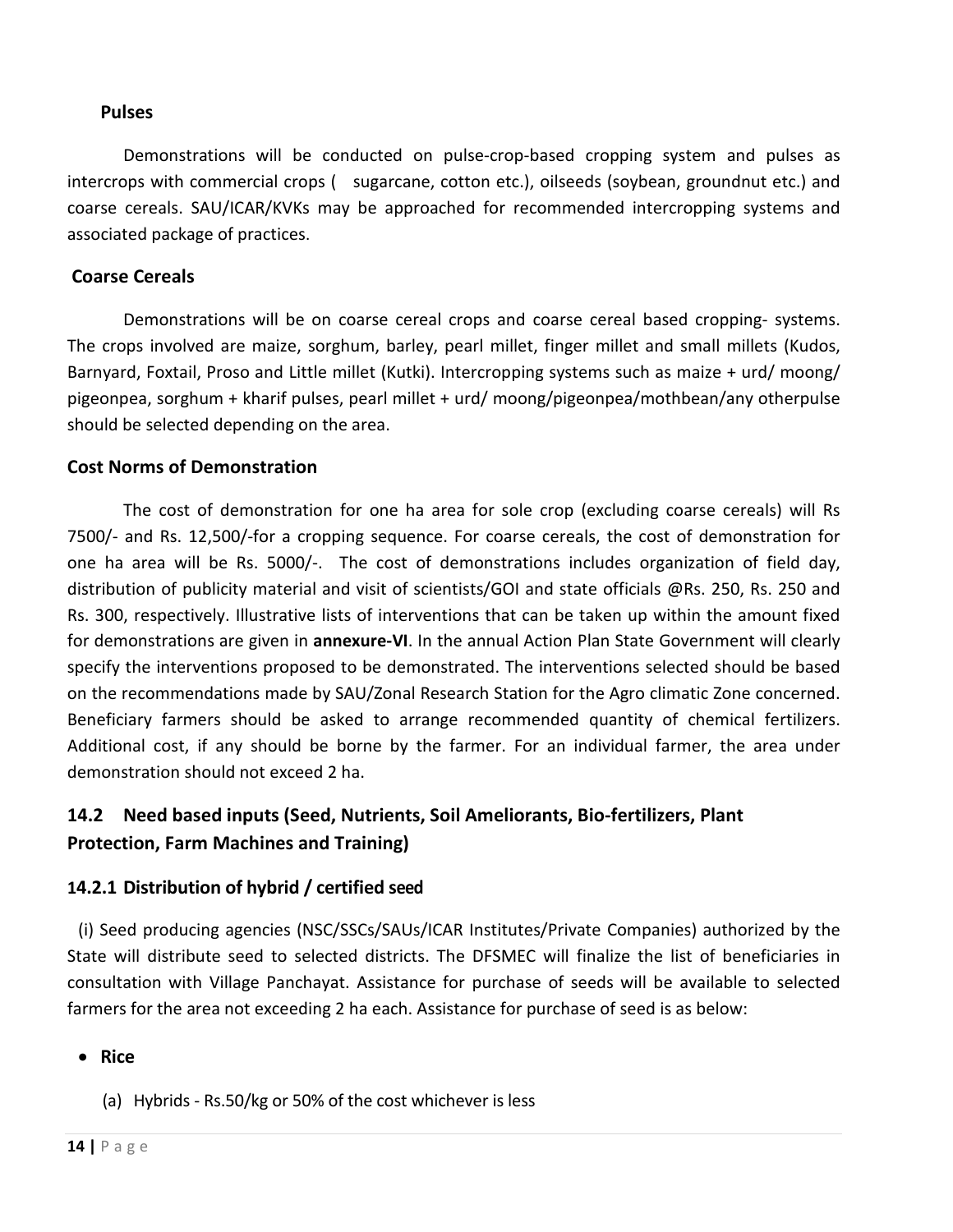**Pulses**

Demonstrations will be conducted on pulse-crop-based cropping system and pulses as intercrops with commercial crops (   sugarcane, cotton etc.), oilseeds (soybean, groundnut etc.) and coarse cereals. SAU/ICAR/KVKs may be approached for recommended intercropping systems and associated package of practices.

**Coarse Cereals**

Demonstrations will be on coarse cereal crops and coarse cereal based cropping- systems. The crops involved are maize, sorghum, barley, pearl millet, finger millet and small millets (Kudos, Barnyard, Foxtail, Proso and Little millet (Kutki). Intercropping systems such as maize + urd/ moong/ pigeonpea, sorghum + kharif pulses, pearl millet + urd/ moong/pigeonpea/mothbean/any otherpulse should be selected depending on the area.

**Cost Norms of Demonstration**

The cost of demonstration for one ha area for sole crop (excluding coarse cereals) will Rs 7500/- and Rs. 12,500/-for a cropping sequence. For coarse cereals, the cost of demonstration for one ha area will be Rs. 5000/-.  The cost of demonstrations includes organization of field day, distribution of publicity material and visit of scientists/GOI and state officials @Rs. 250, Rs. 250 and Rs. 300, respectively. Illustrative lists of interventions that can be taken up within the amount fixed for demonstrations are given in **annexure-VI**. In the annual Action Plan State Government will clearly specify the interventions proposed to be demonstrated. The interventions selected should be based on the recommendations made by SAU/Zonal Research Station for the Agro climatic Zone concerned. Beneficiary farmers should be asked to arrange recommended quantity of chemical fertilizers. Additional cost, if any should be borne by the farmer. For an individual farmer, the area under demonstration should not exceed 2 ha.

## 14.2 Need based inputs (Seed, Nutrients, Soil Ameliorants, Bio-fertilizers, Plant Protection, Farm Machines and Training)

### 14.2.1 Distribution of hybrid / certified seed

(i) Seed producing agencies (NSC/SSCs/SAUs/ICAR Institutes/Private Companies) authorized by the State will distribute seed to selected districts. The DFSMEC will finalize the list of beneficiaries in consultation with Village Panchayat. Assistance for purchase of seeds will be available to selected farmers for the area not exceeding 2 ha each. Assistance for purchase of seed is as below:

- **Rice**

  (a) Hybrids - Rs.50/kg or 50% of the cost whichever is less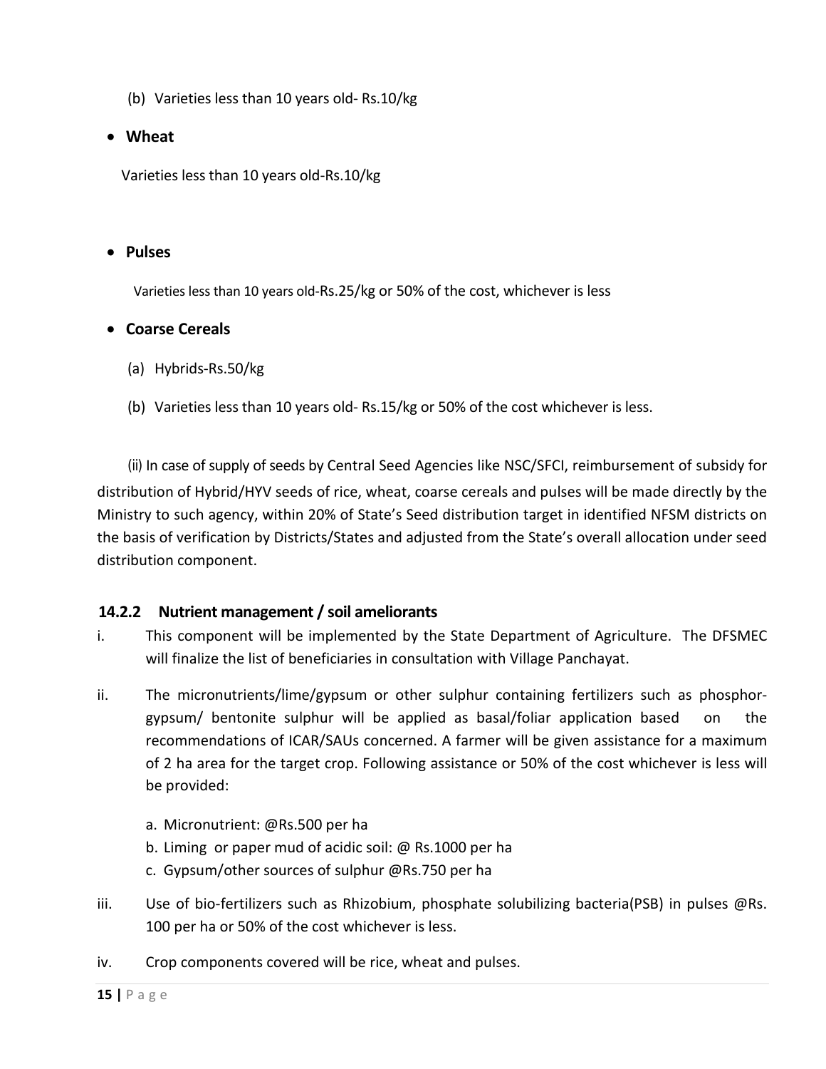(b) Varieties less than 10 years old- Rs.10/kg

- **Wheat**

  Varieties less than 10 years old-Rs.10/kg

- **Pulses**

  Varieties less than 10 years old-Rs.25/kg or 50% of the cost, whichever is less

- **Coarse Cereals**

  (a) Hybrids-Rs.50/kg

  (b) Varieties less than 10 years old- Rs.15/kg or 50% of the cost whichever is less.

(ii) In case of supply of seeds by Central Seed Agencies like NSC/SFCI, reimbursement of subsidy for distribution of Hybrid/HYV seeds of rice, wheat, coarse cereals and pulses will be made directly by the Ministry to such agency, within 20% of State's Seed distribution target in identified NFSM districts on the basis of verification by Districts/States and adjusted from the State's overall allocation under seed distribution component.

### 14.2.2 Nutrient management / soil ameliorants

i. This component will be implemented by the State Department of Agriculture. The DFSMEC will finalize the list of beneficiaries in consultation with Village Panchayat.

ii. The micronutrients/lime/gypsum or other sulphur containing fertilizers such as phosphor-gypsum/ bentonite sulphur will be applied as basal/foliar application based on the recommendations of ICAR/SAUs concerned. A farmer will be given assistance for a maximum of 2 ha area for the target crop. Following assistance or 50% of the cost whichever is less will be provided:

   a. Micronutrient: @Rs.500 per ha
   b. Liming or paper mud of acidic soil: @ Rs.1000 per ha
   c. Gypsum/other sources of sulphur @Rs.750 per ha

iii. Use of bio-fertilizers such as Rhizobium, phosphate solubilizing bacteria(PSB) in pulses @Rs. 100 per ha or 50% of the cost whichever is less.

iv. Crop components covered will be rice, wheat and pulses.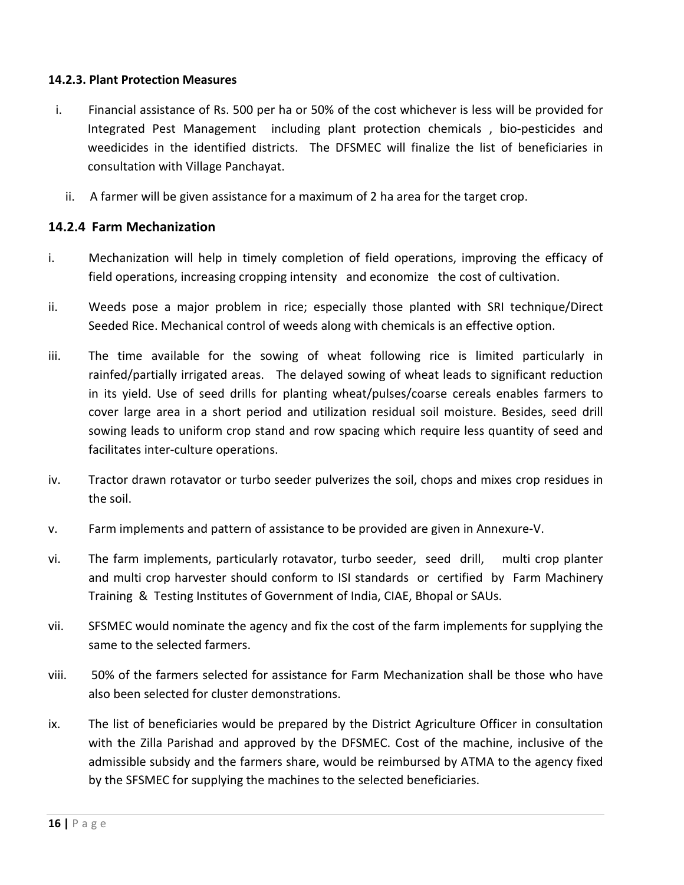#### 14.2.3. Plant Protection Measures

i. Financial assistance of Rs. 500 per ha or 50% of the cost whichever is less will be provided for Integrated Pest Management including plant protection chemicals , bio-pesticides and weedicides in the identified districts. The DFSMEC will finalize the list of beneficiaries in consultation with Village Panchayat.

ii. A farmer will be given assistance for a maximum of 2 ha area for the target crop.

### 14.2.4 Farm Mechanization

i. Mechanization will help in timely completion of field operations, improving the efficacy of field operations, increasing cropping intensity and economize the cost of cultivation.

ii. Weeds pose a major problem in rice; especially those planted with SRI technique/Direct Seeded Rice. Mechanical control of weeds along with chemicals is an effective option.

iii. The time available for the sowing of wheat following rice is limited particularly in rainfed/partially irrigated areas. The delayed sowing of wheat leads to significant reduction in its yield. Use of seed drills for planting wheat/pulses/coarse cereals enables farmers to cover large area in a short period and utilization residual soil moisture. Besides, seed drill sowing leads to uniform crop stand and row spacing which require less quantity of seed and facilitates inter-culture operations.

iv. Tractor drawn rotavator or turbo seeder pulverizes the soil, chops and mixes crop residues in the soil.

v. Farm implements and pattern of assistance to be provided are given in Annexure-V.

vi. The farm implements, particularly rotavator, turbo seeder, seed drill, multi crop planter and multi crop harvester should conform to ISI standards or certified by Farm Machinery Training & Testing Institutes of Government of India, CIAE, Bhopal or SAUs.

vii. SFSMEC would nominate the agency and fix the cost of the farm implements for supplying the same to the selected farmers.

viii. 50% of the farmers selected for assistance for Farm Mechanization shall be those who have also been selected for cluster demonstrations.

ix. The list of beneficiaries would be prepared by the District Agriculture Officer in consultation with the Zilla Parishad and approved by the DFSMEC. Cost of the machine, inclusive of the admissible subsidy and the farmers share, would be reimbursed by ATMA to the agency fixed by the SFSMEC for supplying the machines to the selected beneficiaries.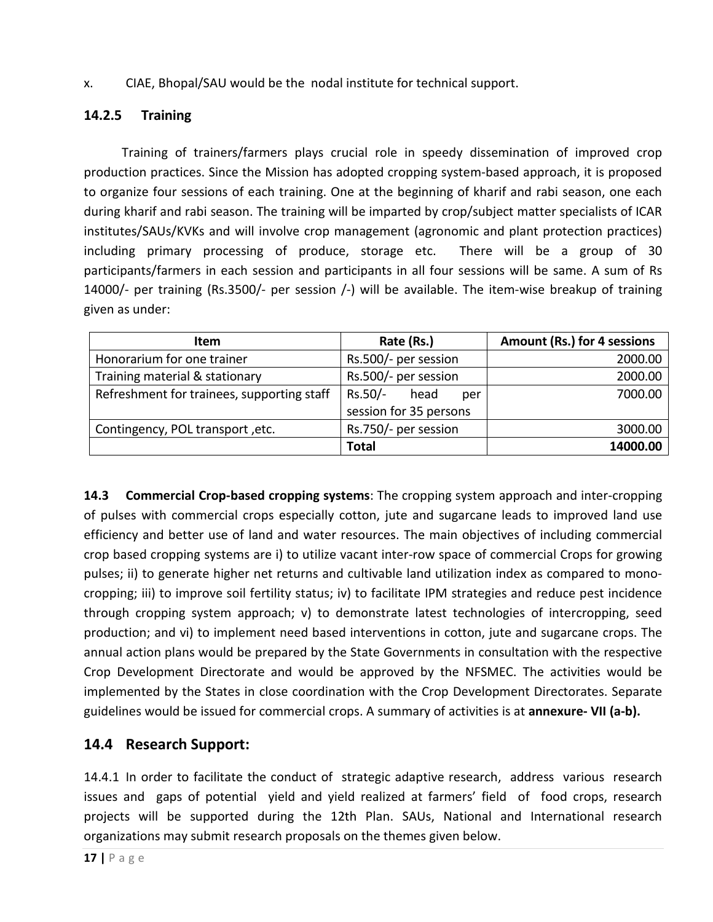x. CIAE, Bhopal/SAU would be the nodal institute for technical support.

### 14.2.5 Training

Training of trainers/farmers plays crucial role in speedy dissemination of improved crop production practices. Since the Mission has adopted cropping system-based approach, it is proposed to organize four sessions of each training. One at the beginning of kharif and rabi season, one each during kharif and rabi season. The training will be imparted by crop/subject matter specialists of ICAR institutes/SAUs/KVKs and will involve crop management (agronomic and plant protection practices) including primary processing of produce, storage etc. There will be a group of 30 participants/farmers in each session and participants in all four sessions will be same. A sum of Rs 14000/- per training (Rs.3500/- per session /-) will be available. The item-wise breakup of training given as under:

| Item | Rate (Rs.) | Amount (Rs.) for 4 sessions |
|---|---|---|
| Honorarium for one trainer | Rs.500/- per session | 2000.00 |
| Training material & stationary | Rs.500/- per session | 2000.00 |
| Refreshment for trainees, supporting staff | Rs.50/- head per session for 35 persons | 7000.00 |
| Contingency, POL transport ,etc. | Rs.750/- per session | 3000.00 |
| | **Total** | **14000.00** |

**14.3 Commercial Crop-based cropping systems**: The cropping system approach and inter-cropping of pulses with commercial crops especially cotton, jute and sugarcane leads to improved land use efficiency and better use of land and water resources. The main objectives of including commercial crop based cropping systems are i) to utilize vacant inter-row space of commercial Crops for growing pulses; ii) to generate higher net returns and cultivable land utilization index as compared to mono-cropping; iii) to improve soil fertility status; iv) to facilitate IPM strategies and reduce pest incidence through cropping system approach; v) to demonstrate latest technologies of intercropping, seed production; and vi) to implement need based interventions in cotton, jute and sugarcane crops. The annual action plans would be prepared by the State Governments in consultation with the respective Crop Development Directorate and would be approved by the NFSMEC. The activities would be implemented by the States in close coordination with the Crop Development Directorates. Separate guidelines would be issued for commercial crops. A summary of activities is at **annexure- VII (a-b).**

## 14.4 Research Support:

14.4.1 In order to facilitate the conduct of strategic adaptive research, address various research issues and gaps of potential yield and yield realized at farmers' field of food crops, research projects will be supported during the 12th Plan. SAUs, National and International research organizations may submit research proposals on the themes given below.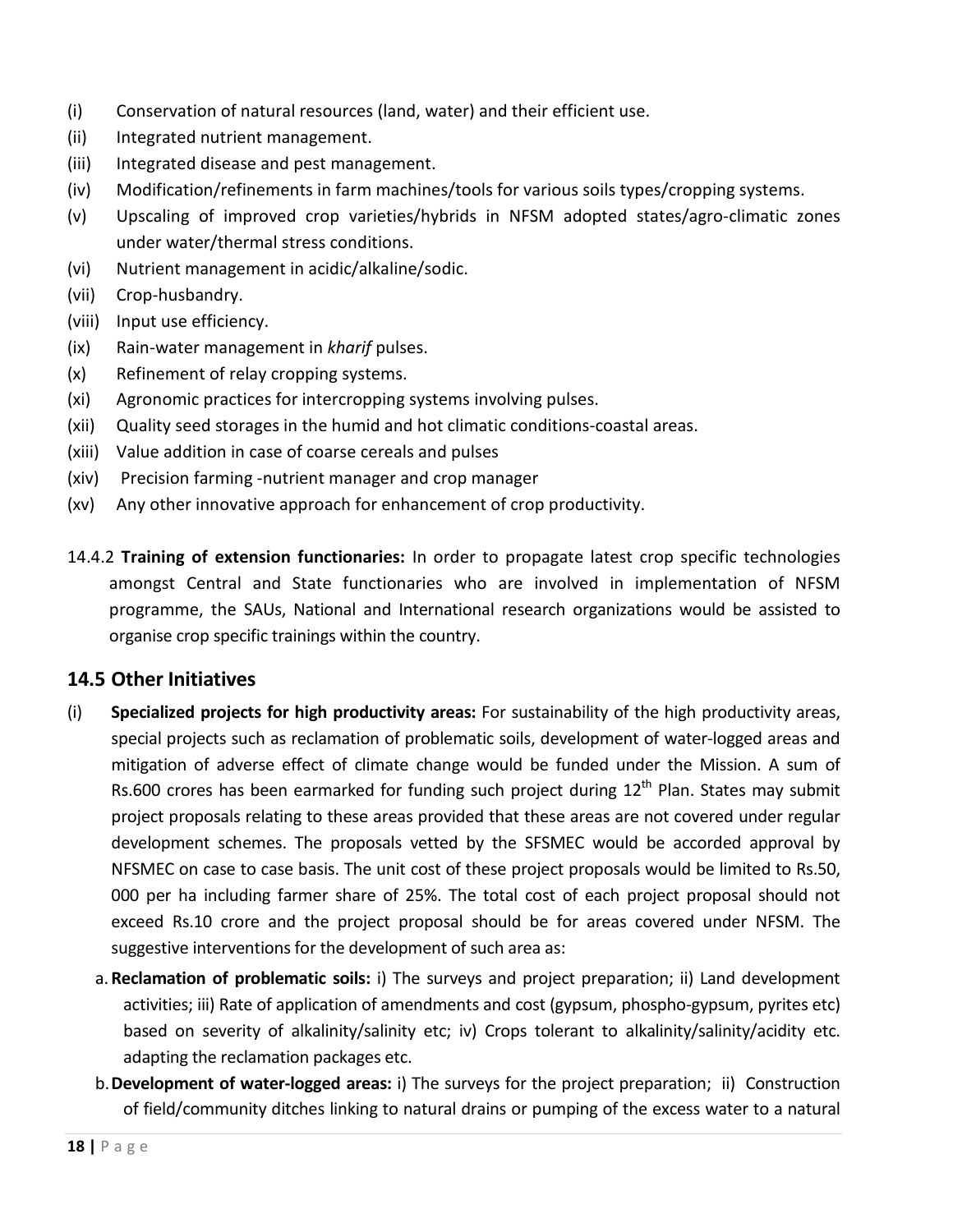(i) Conservation of natural resources (land, water) and their efficient use.
(ii) Integrated nutrient management.
(iii) Integrated disease and pest management.
(iv) Modification/refinements in farm machines/tools for various soils types/cropping systems.
(v) Upscaling of improved crop varieties/hybrids in NFSM adopted states/agro-climatic zones under water/thermal stress conditions.
(vi) Nutrient management in acidic/alkaline/sodic.
(vii) Crop-husbandry.
(viii) Input use efficiency.
(ix) Rain-water management in *kharif* pulses.
(x) Refinement of relay cropping systems.
(xi) Agronomic practices for intercropping systems involving pulses.
(xii) Quality seed storages in the humid and hot climatic conditions-coastal areas.
(xiii) Value addition in case of coarse cereals and pulses
(xiv) Precision farming -nutrient manager and crop manager
(xv) Any other innovative approach for enhancement of crop productivity.

14.4.2 **Training of extension functionaries:** In order to propagate latest crop specific technologies amongst Central and State functionaries who are involved in implementation of NFSM programme, the SAUs, National and International research organizations would be assisted to organise crop specific trainings within the country.

## 14.5 Other Initiatives

(i) **Specialized projects for high productivity areas:** For sustainability of the high productivity areas, special projects such as reclamation of problematic soils, development of water-logged areas and mitigation of adverse effect of climate change would be funded under the Mission. A sum of Rs.600 crores has been earmarked for funding such project during 12th Plan. States may submit project proposals relating to these areas provided that these areas are not covered under regular development schemes. The proposals vetted by the SFSMEC would be accorded approval by NFSMEC on case to case basis. The unit cost of these project proposals would be limited to Rs.50, 000 per ha including farmer share of 25%. The total cost of each project proposal should not exceed Rs.10 crore and the project proposal should be for areas covered under NFSM. The suggestive interventions for the development of such area as:

a. **Reclamation of problematic soils:** i) The surveys and project preparation; ii) Land development activities; iii) Rate of application of amendments and cost (gypsum, phospho-gypsum, pyrites etc) based on severity of alkalinity/salinity etc; iv) Crops tolerant to alkalinity/salinity/acidity etc. adapting the reclamation packages etc.

b. **Development of water-logged areas:** i) The surveys for the project preparation; ii) Construction of field/community ditches linking to natural drains or pumping of the excess water to a natural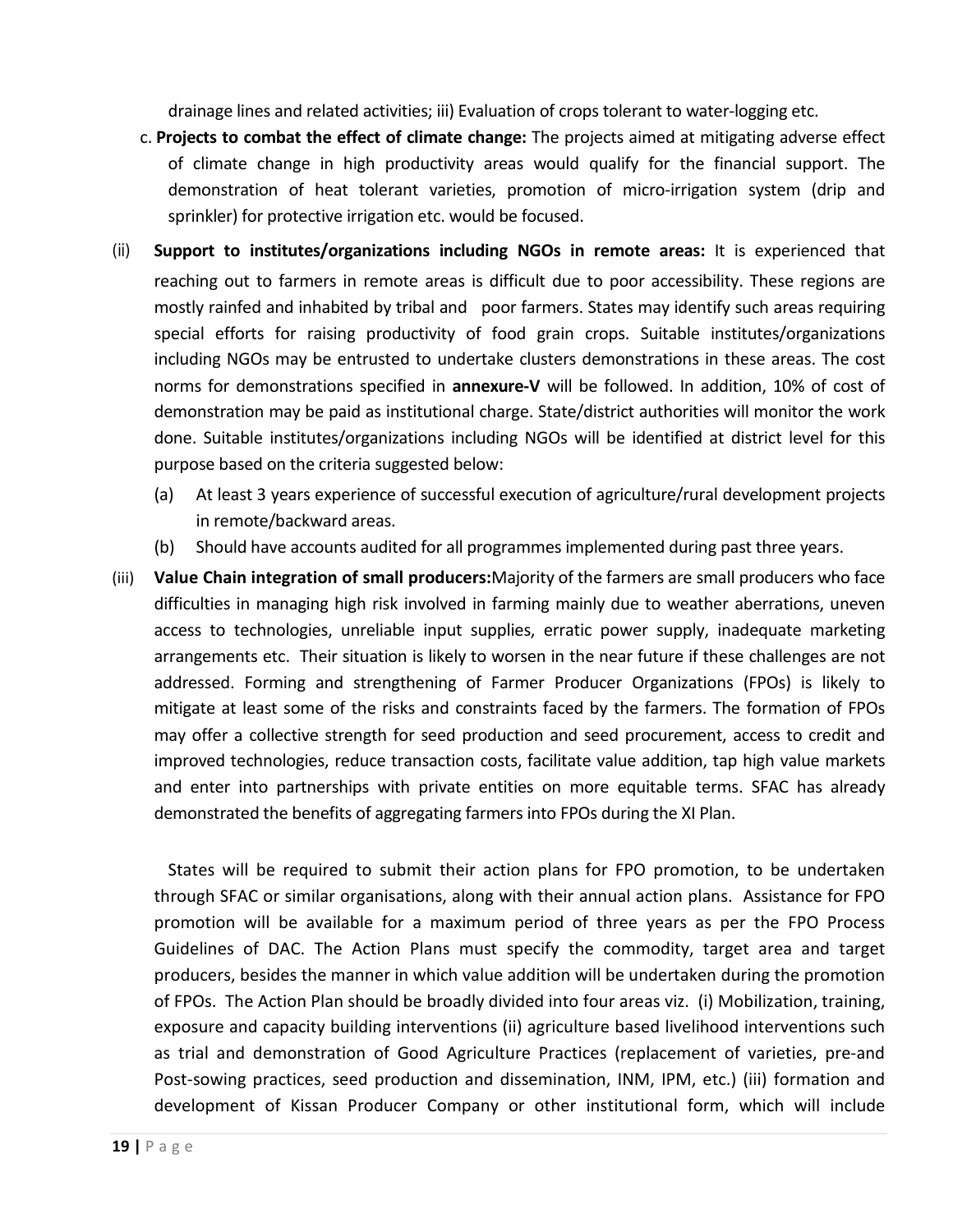drainage lines and related activities; iii) Evaluation of crops tolerant to water-logging etc.

c. **Projects to combat the effect of climate change:** The projects aimed at mitigating adverse effect of climate change in high productivity areas would qualify for the financial support. The demonstration of heat tolerant varieties, promotion of micro-irrigation system (drip and sprinkler) for protective irrigation etc. would be focused.

(ii) **Support to institutes/organizations including NGOs in remote areas:** It is experienced that reaching out to farmers in remote areas is difficult due to poor accessibility. These regions are mostly rainfed and inhabited by tribal and poor farmers. States may identify such areas requiring special efforts for raising productivity of food grain crops. Suitable institutes/organizations including NGOs may be entrusted to undertake clusters demonstrations in these areas. The cost norms for demonstrations specified in **annexure-V** will be followed. In addition, 10% of cost of demonstration may be paid as institutional charge. State/district authorities will monitor the work done. Suitable institutes/organizations including NGOs will be identified at district level for this purpose based on the criteria suggested below:

(a) At least 3 years experience of successful execution of agriculture/rural development projects in remote/backward areas.

(b) Should have accounts audited for all programmes implemented during past three years.

(iii) **Value Chain integration of small producers:**Majority of the farmers are small producers who face difficulties in managing high risk involved in farming mainly due to weather aberrations, uneven access to technologies, unreliable input supplies, erratic power supply, inadequate marketing arrangements etc. Their situation is likely to worsen in the near future if these challenges are not addressed. Forming and strengthening of Farmer Producer Organizations (FPOs) is likely to mitigate at least some of the risks and constraints faced by the farmers. The formation of FPOs may offer a collective strength for seed production and seed procurement, access to credit and improved technologies, reduce transaction costs, facilitate value addition, tap high value markets and enter into partnerships with private entities on more equitable terms. SFAC has already demonstrated the benefits of aggregating farmers into FPOs during the XI Plan.

States will be required to submit their action plans for FPO promotion, to be undertaken through SFAC or similar organisations, along with their annual action plans. Assistance for FPO promotion will be available for a maximum period of three years as per the FPO Process Guidelines of DAC. The Action Plans must specify the commodity, target area and target producers, besides the manner in which value addition will be undertaken during the promotion of FPOs. The Action Plan should be broadly divided into four areas viz. (i) Mobilization, training, exposure and capacity building interventions (ii) agriculture based livelihood interventions such as trial and demonstration of Good Agriculture Practices (replacement of varieties, pre-and Post-sowing practices, seed production and dissemination, INM, IPM, etc.) (iii) formation and development of Kissan Producer Company or other institutional form, which will include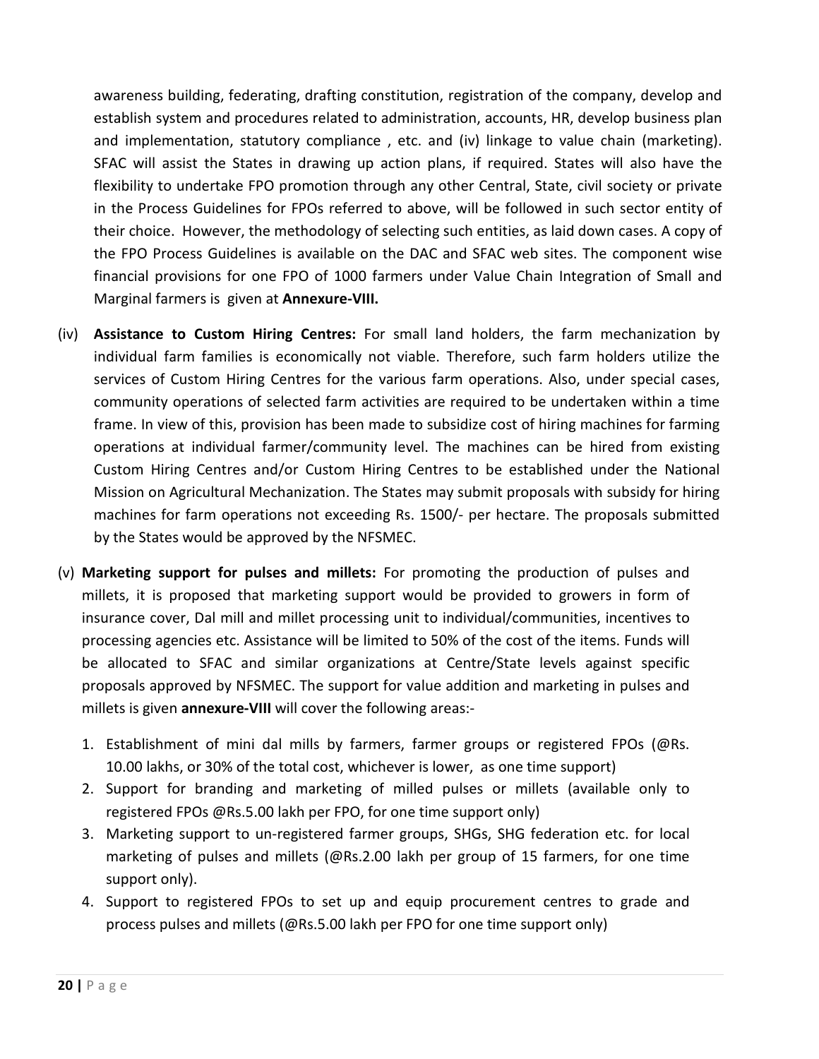awareness building, federating, drafting constitution, registration of the company, develop and establish system and procedures related to administration, accounts, HR, develop business plan and implementation, statutory compliance , etc. and (iv) linkage to value chain (marketing). SFAC will assist the States in drawing up action plans, if required. States will also have the flexibility to undertake FPO promotion through any other Central, State, civil society or private in the Process Guidelines for FPOs referred to above, will be followed in such sector entity of their choice. However, the methodology of selecting such entities, as laid down cases. A copy of the FPO Process Guidelines is available on the DAC and SFAC web sites. The component wise financial provisions for one FPO of 1000 farmers under Value Chain Integration of Small and Marginal farmers is given at **Annexure-VIII.**

(iv) **Assistance to Custom Hiring Centres:** For small land holders, the farm mechanization by individual farm families is economically not viable. Therefore, such farm holders utilize the services of Custom Hiring Centres for the various farm operations. Also, under special cases, community operations of selected farm activities are required to be undertaken within a time frame. In view of this, provision has been made to subsidize cost of hiring machines for farming operations at individual farmer/community level. The machines can be hired from existing Custom Hiring Centres and/or Custom Hiring Centres to be established under the National Mission on Agricultural Mechanization. The States may submit proposals with subsidy for hiring machines for farm operations not exceeding Rs. 1500/- per hectare. The proposals submitted by the States would be approved by the NFSMEC.

(v) **Marketing support for pulses and millets:** For promoting the production of pulses and millets, it is proposed that marketing support would be provided to growers in form of insurance cover, Dal mill and millet processing unit to individual/communities, incentives to processing agencies etc. Assistance will be limited to 50% of the cost of the items. Funds will be allocated to SFAC and similar organizations at Centre/State levels against specific proposals approved by NFSMEC. The support for value addition and marketing in pulses and millets is given **annexure-VIII** will cover the following areas:-

1. Establishment of mini dal mills by farmers, farmer groups or registered FPOs (@Rs. 10.00 lakhs, or 30% of the total cost, whichever is lower, as one time support)
2. Support for branding and marketing of milled pulses or millets (available only to registered FPOs @Rs.5.00 lakh per FPO, for one time support only)
3. Marketing support to un-registered farmer groups, SHGs, SHG federation etc. for local marketing of pulses and millets (@Rs.2.00 lakh per group of 15 farmers, for one time support only).
4. Support to registered FPOs to set up and equip procurement centres to grade and process pulses and millets (@Rs.5.00 lakh per FPO for one time support only)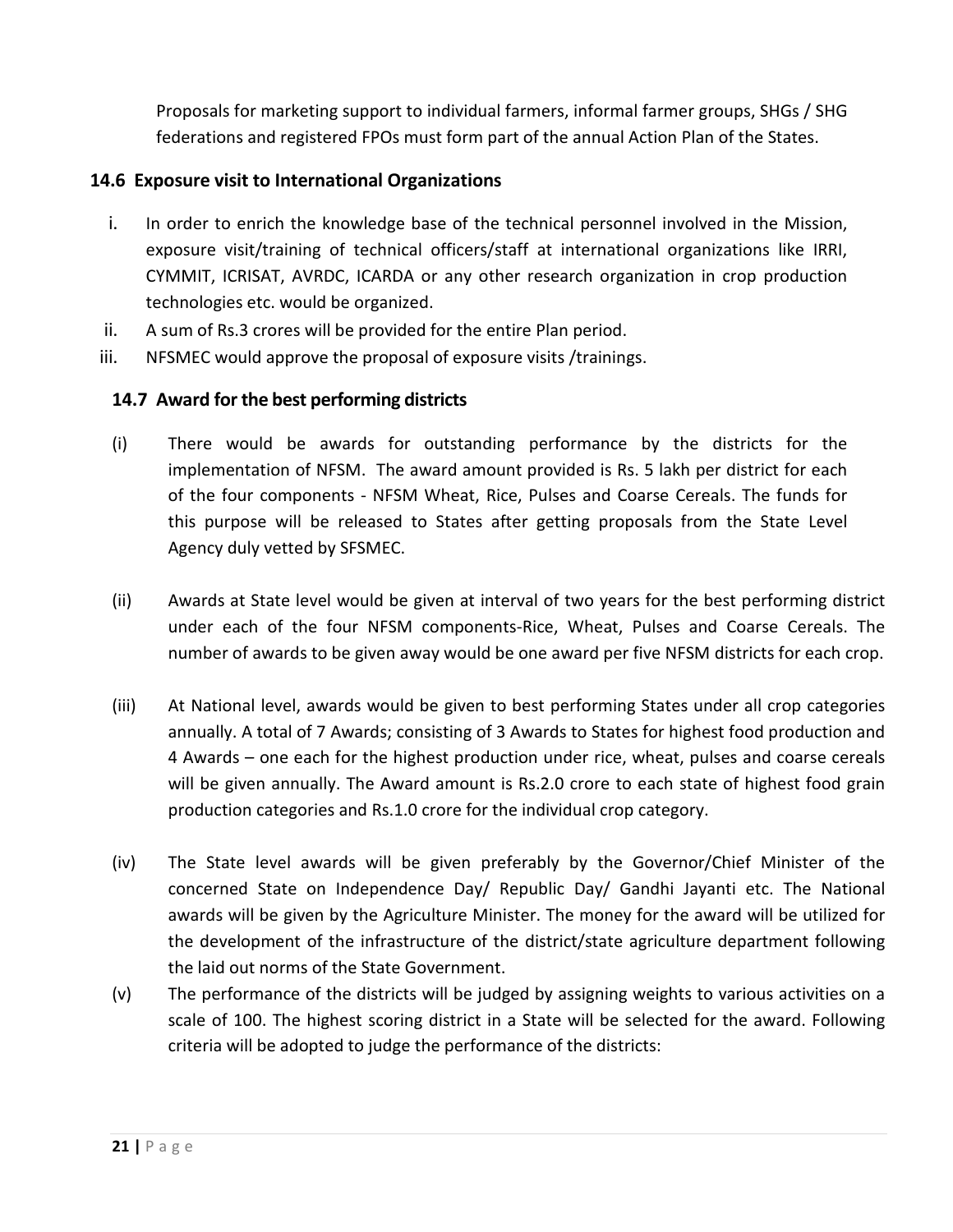Proposals for marketing support to individual farmers, informal farmer groups, SHGs / SHG federations and registered FPOs must form part of the annual Action Plan of the States.

### 14.6 Exposure visit to International Organizations

i. In order to enrich the knowledge base of the technical personnel involved in the Mission, exposure visit/training of technical officers/staff at international organizations like IRRI, CYMMIT, ICRISAT, AVRDC, ICARDA or any other research organization in crop production technologies etc. would be organized.
ii. A sum of Rs.3 crores will be provided for the entire Plan period.
iii. NFSMEC would approve the proposal of exposure visits /trainings.

### 14.7 Award for the best performing districts

(i) There would be awards for outstanding performance by the districts for the implementation of NFSM. The award amount provided is Rs. 5 lakh per district for each of the four components - NFSM Wheat, Rice, Pulses and Coarse Cereals. The funds for this purpose will be released to States after getting proposals from the State Level Agency duly vetted by SFSMEC.

(ii) Awards at State level would be given at interval of two years for the best performing district under each of the four NFSM components-Rice, Wheat, Pulses and Coarse Cereals. The number of awards to be given away would be one award per five NFSM districts for each crop.

(iii) At National level, awards would be given to best performing States under all crop categories annually. A total of 7 Awards; consisting of 3 Awards to States for highest food production and 4 Awards – one each for the highest production under rice, wheat, pulses and coarse cereals will be given annually. The Award amount is Rs.2.0 crore to each state of highest food grain production categories and Rs.1.0 crore for the individual crop category.

(iv) The State level awards will be given preferably by the Governor/Chief Minister of the concerned State on Independence Day/ Republic Day/ Gandhi Jayanti etc. The National awards will be given by the Agriculture Minister. The money for the award will be utilized for the development of the infrastructure of the district/state agriculture department following the laid out norms of the State Government.

(v) The performance of the districts will be judged by assigning weights to various activities on a scale of 100. The highest scoring district in a State will be selected for the award. Following criteria will be adopted to judge the performance of the districts: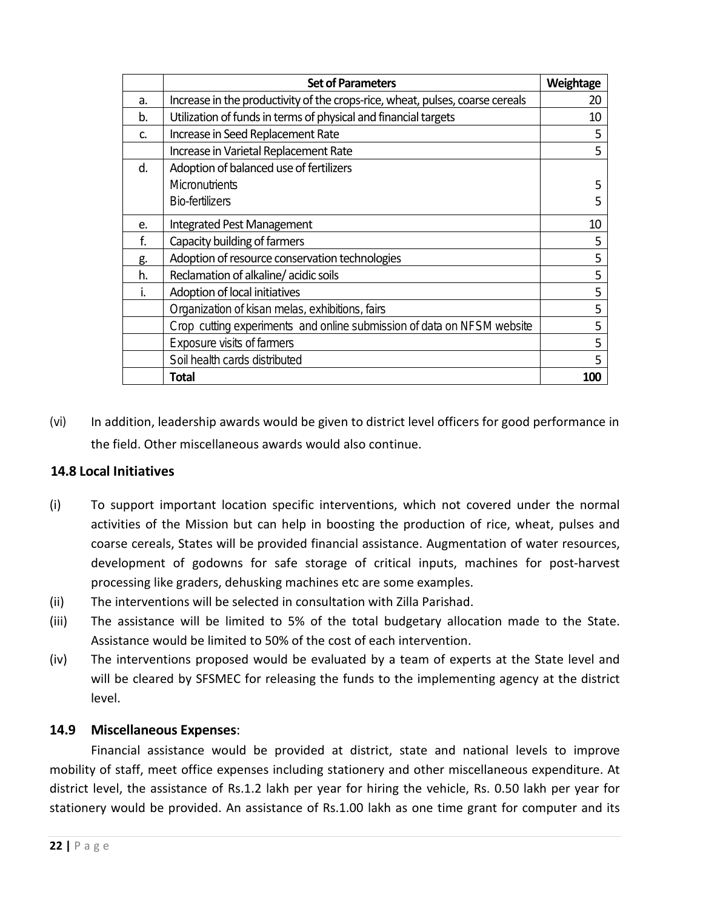| | Set of Parameters | Weightage |
|---|---|---|
| a. | Increase in the productivity of the crops-rice, wheat, pulses, coarse cereals | 20 |
| b. | Utilization of funds in terms of physical and financial targets | 10 |
| c. | Increase in Seed Replacement Rate | 5 |
| | Increase in Varietal Replacement Rate | 5 |
| d. | Adoption of balanced use of fertilizers<br>Micronutrients<br>Bio-fertilizers | <br>5<br>5 |
| e. | Integrated Pest Management | 10 |
| f. | Capacity building of farmers | 5 |
| g. | Adoption of resource conservation technologies | 5 |
| h. | Reclamation of alkaline/ acidic soils | 5 |
| i. | Adoption of local initiatives | 5 |
| | Organization of kisan melas, exhibitions, fairs | 5 |
| | Crop cutting experiments and online submission of data on NFSM website | 5 |
| | Exposure visits of farmers | 5 |
| | Soil health cards distributed | 5 |
| | **Total** | **100** |

(vi) In addition, leadership awards would be given to district level officers for good performance in the field. Other miscellaneous awards would also continue.

### 14.8 Local Initiatives

(i) To support important location specific interventions, which not covered under the normal activities of the Mission but can help in boosting the production of rice, wheat, pulses and coarse cereals, States will be provided financial assistance. Augmentation of water resources, development of godowns for safe storage of critical inputs, machines for post-harvest processing like graders, dehusking machines etc are some examples.

(ii) The interventions will be selected in consultation with Zilla Parishad.

(iii) The assistance will be limited to 5% of the total budgetary allocation made to the State. Assistance would be limited to 50% of the cost of each intervention.

(iv) The interventions proposed would be evaluated by a team of experts at the State level and will be cleared by SFSMEC for releasing the funds to the implementing agency at the district level.

### 14.9 Miscellaneous Expenses:

Financial assistance would be provided at district, state and national levels to improve mobility of staff, meet office expenses including stationery and other miscellaneous expenditure. At district level, the assistance of Rs.1.2 lakh per year for hiring the vehicle, Rs. 0.50 lakh per year for stationery would be provided. An assistance of Rs.1.00 lakh as one time grant for computer and its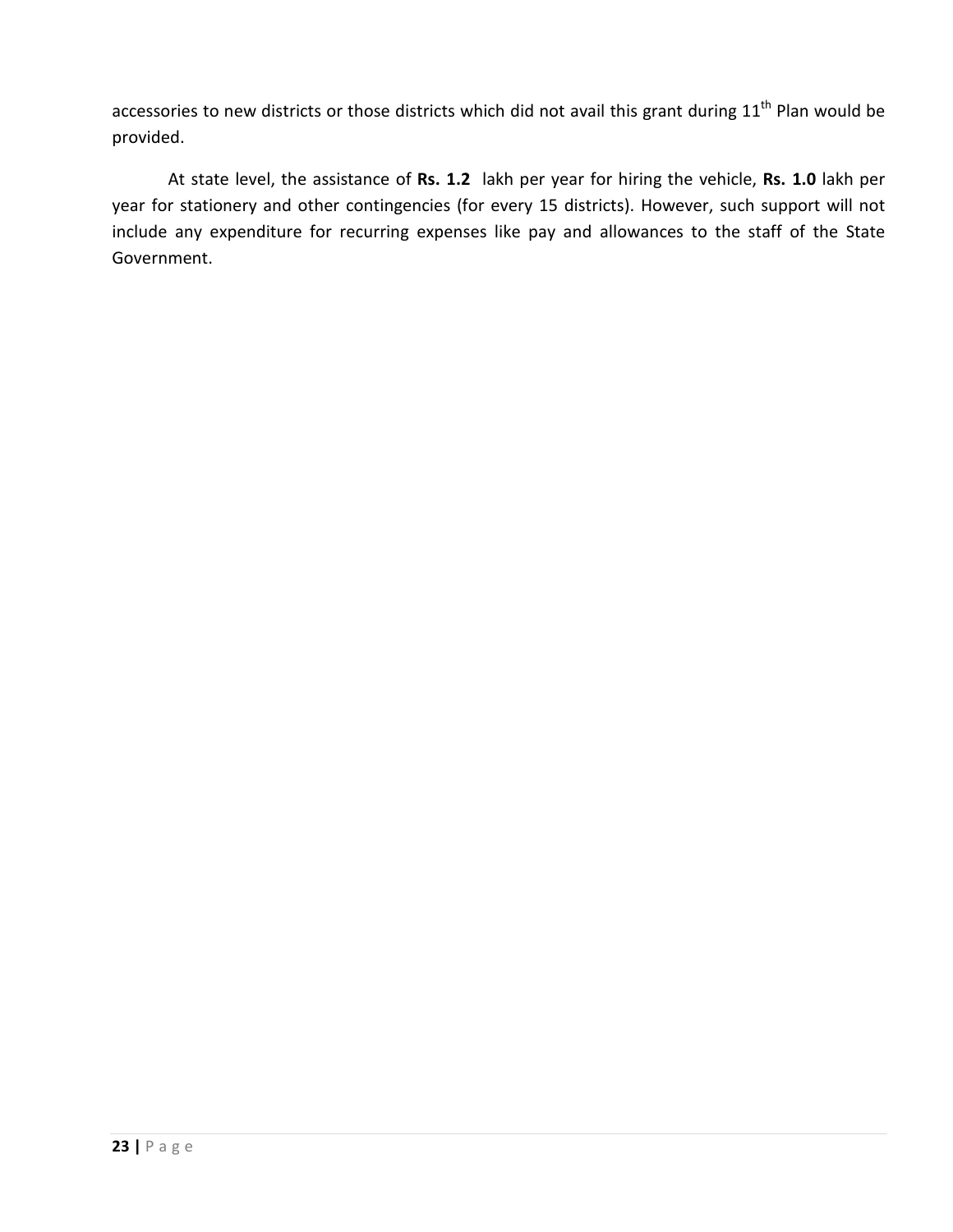accessories to new districts or those districts which did not avail this grant during 11th Plan would be provided.

At state level, the assistance of **Rs. 1.2** lakh per year for hiring the vehicle, **Rs. 1.0** lakh per year for stationery and other contingencies (for every 15 districts). However, such support will not include any expenditure for recurring expenses like pay and allowances to the staff of the State Government.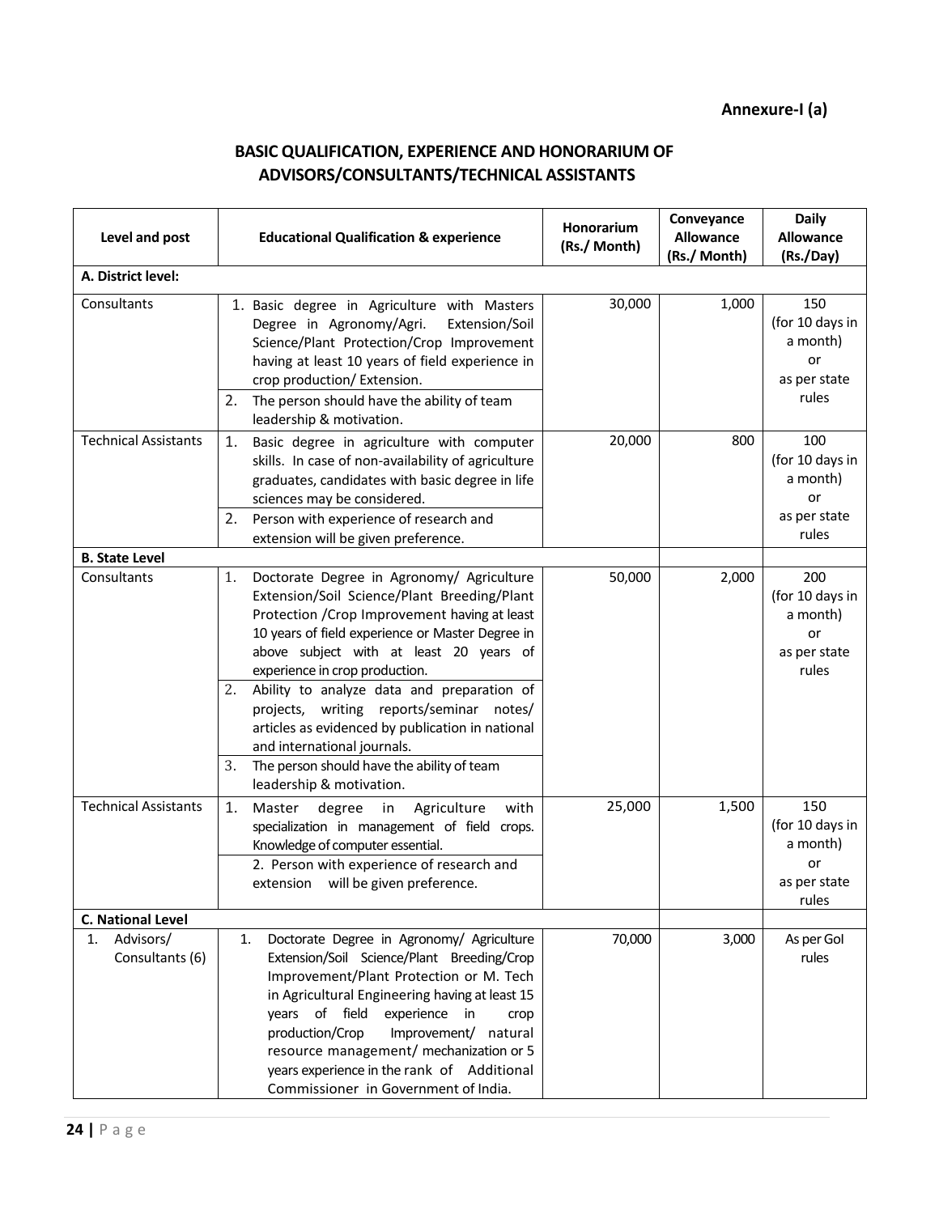**Annexure-I (a)**

## BASIC QUALIFICATION, EXPERIENCE AND HONORARIUM OF ADVISORS/CONSULTANTS/TECHNICAL ASSISTANTS

| Level and post | Educational Qualification & experience | Honorarium (Rs./ Month) | Conveyance Allowance (Rs./ Month) | Daily Allowance (Rs./Day) |
|---|---|---|---|---|
| **A. District level:** | | | | |
| Consultants | 1. Basic degree in Agriculture with Masters Degree in Agronomy/Agri. Extension/Soil Science/Plant Protection/Crop Improvement having at least 10 years of field experience in crop production/ Extension.<br>2. The person should have the ability of team leadership & motivation. | 30,000 | 1,000 | 150 (for 10 days in a month) or as per state rules |
| Technical Assistants | 1. Basic degree in agriculture with computer skills. In case of non-availability of agriculture graduates, candidates with basic degree in life sciences may be considered.<br>2. Person with experience of research and extension will be given preference. | 20,000 | 800 | 100 (for 10 days in a month) or as per state rules |
| **B. State Level** | | | | |
| Consultants | 1. Doctorate Degree in Agronomy/ Agriculture Extension/Soil Science/Plant Breeding/Plant Protection /Crop Improvement having at least 10 years of field experience or Master Degree in above subject with at least 20 years of experience in crop production.<br>2. Ability to analyze data and preparation of projects, writing reports/seminar notes/ articles as evidenced by publication in national and international journals.<br>3. The person should have the ability of team leadership & motivation. | 50,000 | 2,000 | 200 (for 10 days in a month) or as per state rules |
| Technical Assistants | 1. Master degree in Agriculture with specialization in management of field crops. Knowledge of computer essential.<br>2. Person with experience of research and extension will be given preference. | 25,000 | 1,500 | 150 (for 10 days in a month) or as per state rules |
| **C. National Level** | | | | |
| 1. Advisors/ Consultants (6) | 1. Doctorate Degree in Agronomy/ Agriculture Extension/Soil Science/Plant Breeding/Crop Improvement/Plant Protection or M. Tech in Agricultural Engineering having at least 15 years of field experience in crop production/Crop Improvement/ natural resource management/ mechanization or 5 years experience in the rank of Additional Commissioner in Government of India. | 70,000 | 3,000 | As per GoI rules |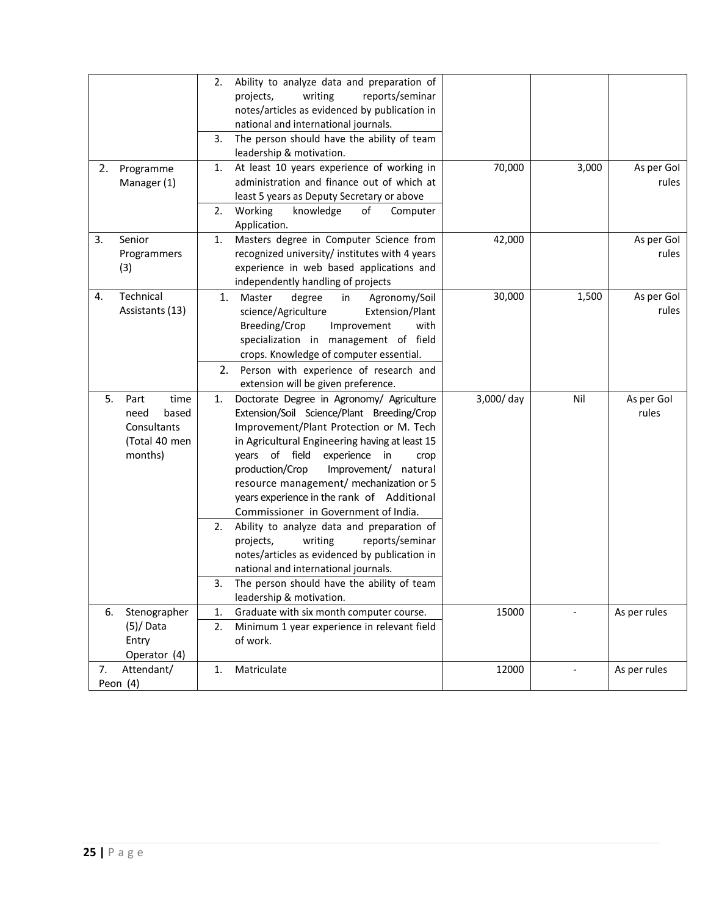| | | | | |
|---|---|---|---|---|
| | 2. Ability to analyze data and preparation of projects, writing reports/seminar notes/articles as evidenced by publication in national and international journals.<br>3. The person should have the ability of team leadership & motivation. | | | |
| 2. Programme Manager (1) | 1. At least 10 years experience of working in administration and finance out of which at least 5 years as Deputy Secretary or above<br>2. Working knowledge of Computer Application. | 70,000 | 3,000 | As per GoI rules |
| 3. Senior Programmers (3) | 1. Masters degree in Computer Science from recognized university/ institutes with 4 years experience in web based applications and independently handling of projects | 42,000 | | As per GoI rules |
| 4. Technical Assistants (13) | 1. Master degree in Agronomy/Soil science/Agriculture Extension/Plant Breeding/Crop Improvement with specialization in management of field crops. Knowledge of computer essential.<br>2. Person with experience of research and extension will be given preference. | 30,000 | 1,500 | As per GoI rules |
| 5. Part time need based Consultants (Total 40 men months) | 1. Doctorate Degree in Agronomy/ Agriculture Extension/Soil Science/Plant Breeding/Crop Improvement/Plant Protection or M. Tech in Agricultural Engineering having at least 15 years of field experience in crop production/Crop Improvement/ natural resource management/ mechanization or 5 years experience in the rank of Additional Commissioner in Government of India.<br>2. Ability to analyze data and preparation of projects, writing reports/seminar notes/articles as evidenced by publication in national and international journals.<br>3. The person should have the ability of team leadership & motivation. | 3,000/ day | Nil | As per GoI rules |
| 6. Stenographer (5)/ Data Entry Operator (4) | 1. Graduate with six month computer course.<br>2. Minimum 1 year experience in relevant field of work. | 15000 | - | As per rules |
| 7. Attendant/ Peon (4) | 1. Matriculate | 12000 | - | As per rules |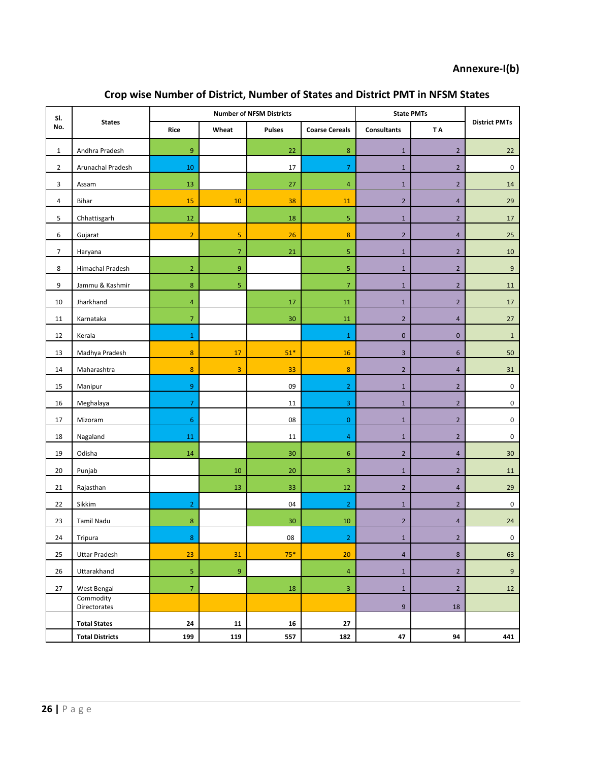**Annexure-I(b)**

## Crop wise Number of District, Number of States and District PMT in NFSM States

| Sl. No. | States | Number of NFSM Districts | | | | State PMTs | | District PMTs |
|---|---|---|---|---|---|---|---|---|
| | | Rice | Wheat | Pulses | Coarse Cereals | Consultants | T A | |
| 1 | Andhra Pradesh | 9 | | 22 | 8 | 1 | 2 | 22 |
| 2 | Arunachal Pradesh | 10 | | 17 | 7 | 1 | 2 | 0 |
| 3 | Assam | 13 | | 27 | 4 | 1 | 2 | 14 |
| 4 | Bihar | 15 | 10 | 38 | 11 | 2 | 4 | 29 |
| 5 | Chhattisgarh | 12 | | 18 | 5 | 1 | 2 | 17 |
| 6 | Gujarat | 2 | 5 | 26 | 8 | 2 | 4 | 25 |
| 7 | Haryana | | 7 | 21 | 5 | 1 | 2 | 10 |
| 8 | Himachal Pradesh | 2 | 9 | | 5 | 1 | 2 | 9 |
| 9 | Jammu & Kashmir | 8 | 5 | | 7 | 1 | 2 | 11 |
| 10 | Jharkhand | 4 | | 17 | 11 | 1 | 2 | 17 |
| 11 | Karnataka | 7 | | 30 | 11 | 2 | 4 | 27 |
| 12 | Kerala | 1 | | | 1 | 0 | 0 | 1 |
| 13 | Madhya Pradesh | 8 | 17 | 51* | 16 | 3 | 6 | 50 |
| 14 | Maharashtra | 8 | 3 | 33 | 8 | 2 | 4 | 31 |
| 15 | Manipur | 9 | | 09 | 2 | 1 | 2 | 0 |
| 16 | Meghalaya | 7 | | 11 | 3 | 1 | 2 | 0 |
| 17 | Mizoram | 6 | | 08 | 0 | 1 | 2 | 0 |
| 18 | Nagaland | 11 | | 11 | 4 | 1 | 2 | 0 |
| 19 | Odisha | 14 | | 30 | 6 | 2 | 4 | 30 |
| 20 | Punjab | | 10 | 20 | 3 | 1 | 2 | 11 |
| 21 | Rajasthan | | 13 | 33 | 12 | 2 | 4 | 29 |
| 22 | Sikkim | 2 | | 04 | 2 | 1 | 2 | 0 |
| 23 | Tamil Nadu | 8 | | 30 | 10 | 2 | 4 | 24 |
| 24 | Tripura | 8 | | 08 | 2 | 1 | 2 | 0 |
| 25 | Uttar Pradesh | 23 | 31 | 75* | 20 | 4 | 8 | 63 |
| 26 | Uttarakhand | 5 | 9 | | 4 | 1 | 2 | 9 |
| 27 | West Bengal | 7 | | 18 | 3 | 1 | 2 | 12 |
| | Commodity Directorates | | | | | 9 | 18 | |
| | **Total States** | **24** | **11** | **16** | **27** | | | |
| | **Total Districts** | **199** | **119** | **557** | **182** | **47** | **94** | **441** |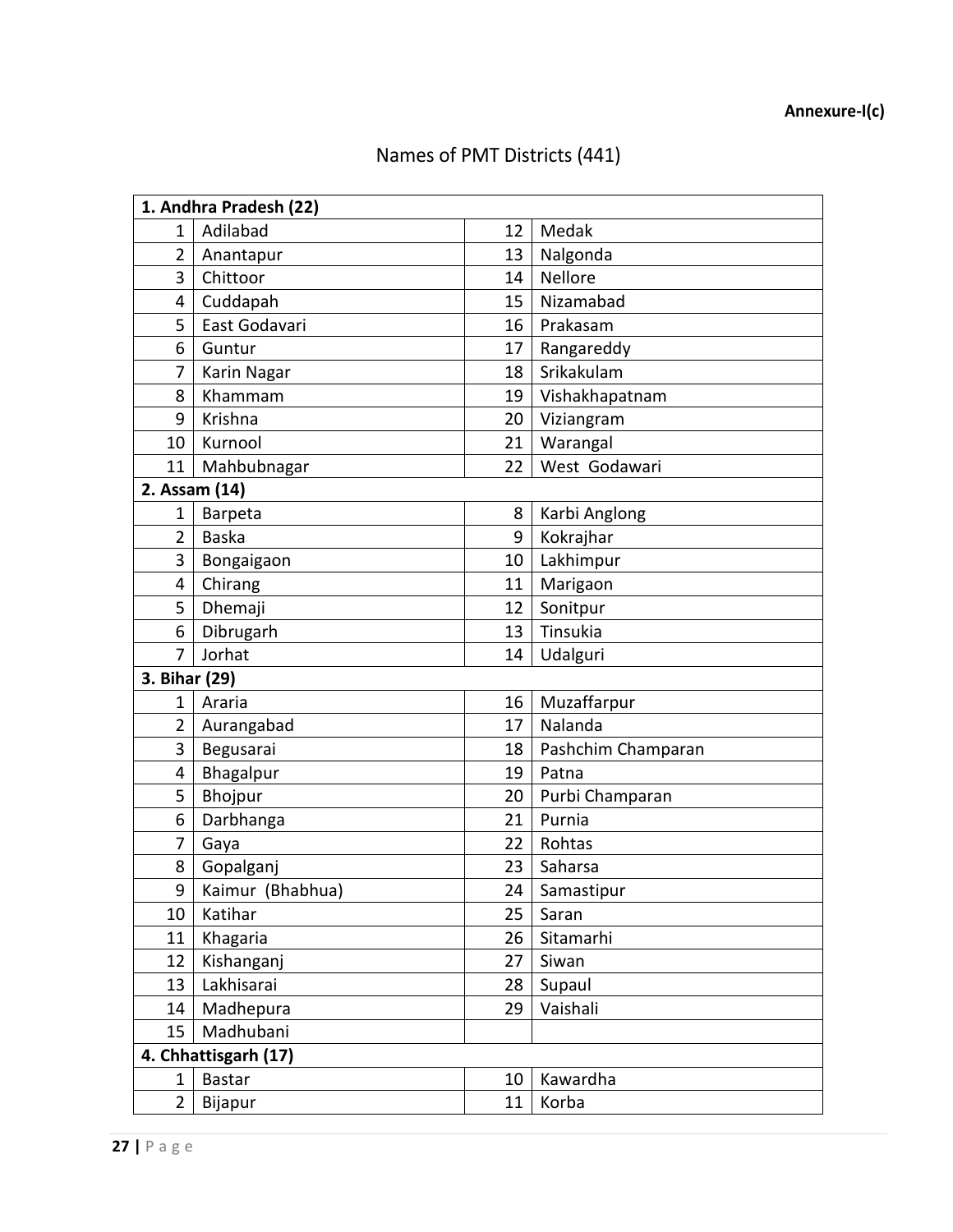**Annexure-I(c)**

# Names of PMT Districts (441)

| 1. Andhra Pradesh (22) | | | |
|---|---|---|---|
| 1 | Adilabad | 12 | Medak |
| 2 | Anantapur | 13 | Nalgonda |
| 3 | Chittoor | 14 | Nellore |
| 4 | Cuddapah | 15 | Nizamabad |
| 5 | East Godavari | 16 | Prakasam |
| 6 | Guntur | 17 | Rangareddy |
| 7 | Karin Nagar | 18 | Srikakulam |
| 8 | Khammam | 19 | Vishakhapatnam |
| 9 | Krishna | 20 | Viziangram |
| 10 | Kurnool | 21 | Warangal |
| 11 | Mahbubnagar | 22 | West Godawari |
| **2. Assam (14)** | | | |
| 1 | Barpeta | 8 | Karbi Anglong |
| 2 | Baska | 9 | Kokrajhar |
| 3 | Bongaigaon | 10 | Lakhimpur |
| 4 | Chirang | 11 | Marigaon |
| 5 | Dhemaji | 12 | Sonitpur |
| 6 | Dibrugarh | 13 | Tinsukia |
| 7 | Jorhat | 14 | Udalguri |
| **3. Bihar (29)** | | | |
| 1 | Araria | 16 | Muzaffarpur |
| 2 | Aurangabad | 17 | Nalanda |
| 3 | Begusarai | 18 | Pashchim Champaran |
| 4 | Bhagalpur | 19 | Patna |
| 5 | Bhojpur | 20 | Purbi Champaran |
| 6 | Darbhanga | 21 | Purnia |
| 7 | Gaya | 22 | Rohtas |
| 8 | Gopalganj | 23 | Saharsa |
| 9 | Kaimur (Bhabhua) | 24 | Samastipur |
| 10 | Katihar | 25 | Saran |
| 11 | Khagaria | 26 | Sitamarhi |
| 12 | Kishanganj | 27 | Siwan |
| 13 | Lakhisarai | 28 | Supaul |
| 14 | Madhepura | 29 | Vaishali |
| 15 | Madhubani | | |
| **4. Chhattisgarh (17)** | | | |
| 1 | Bastar | 10 | Kawardha |
| 2 | Bijapur | 11 | Korba |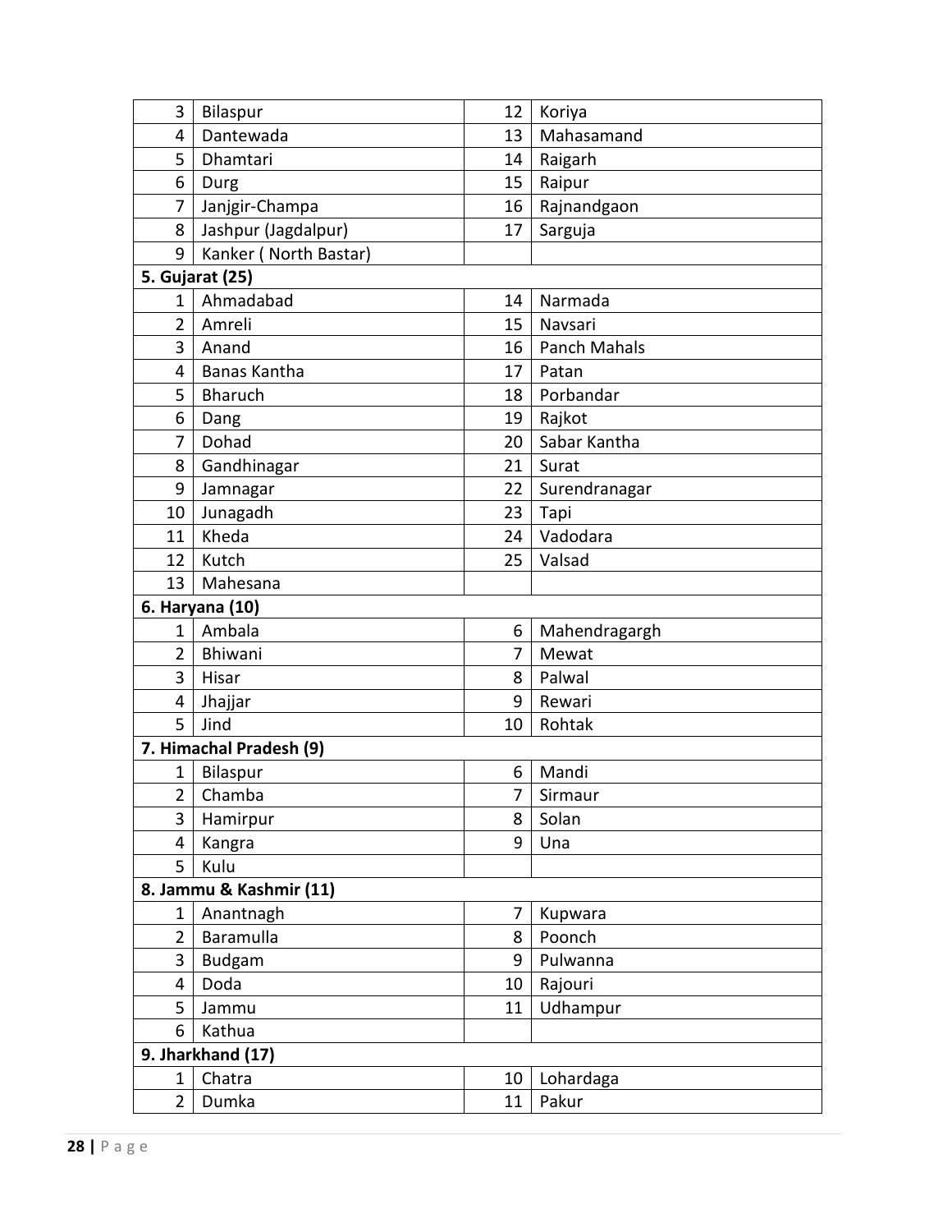| | | | |
|---|---|---|---|
| 3 | Bilaspur | 12 | Koriya |
| 4 | Dantewada | 13 | Mahasamand |
| 5 | Dhamtari | 14 | Raigarh |
| 6 | Durg | 15 | Raipur |
| 7 | Janjgir-Champa | 16 | Rajnandgaon |
| 8 | Jashpur (Jagdalpur) | 17 | Sarguja |
| 9 | Kanker ( North Bastar) | | |
| **5. Gujarat (25)** | | | |
| 1 | Ahmadabad | 14 | Narmada |
| 2 | Amreli | 15 | Navsari |
| 3 | Anand | 16 | Panch Mahals |
| 4 | Banas Kantha | 17 | Patan |
| 5 | Bharuch | 18 | Porbandar |
| 6 | Dang | 19 | Rajkot |
| 7 | Dohad | 20 | Sabar Kantha |
| 8 | Gandhinagar | 21 | Surat |
| 9 | Jamnagar | 22 | Surendranagar |
| 10 | Junagadh | 23 | Tapi |
| 11 | Kheda | 24 | Vadodara |
| 12 | Kutch | 25 | Valsad |
| 13 | Mahesana | | |
| **6. Haryana (10)** | | | |
| 1 | Ambala | 6 | Mahendragargh |
| 2 | Bhiwani | 7 | Mewat |
| 3 | Hisar | 8 | Palwal |
| 4 | Jhajjar | 9 | Rewari |
| 5 | Jind | 10 | Rohtak |
| **7. Himachal Pradesh (9)** | | | |
| 1 | Bilaspur | 6 | Mandi |
| 2 | Chamba | 7 | Sirmaur |
| 3 | Hamirpur | 8 | Solan |
| 4 | Kangra | 9 | Una |
| 5 | Kulu | | |
| **8. Jammu & Kashmir (11)** | | | |
| 1 | Anantnagh | 7 | Kupwara |
| 2 | Baramulla | 8 | Poonch |
| 3 | Budgam | 9 | Pulwanna |
| 4 | Doda | 10 | Rajouri |
| 5 | Jammu | 11 | Udhampur |
| 6 | Kathua | | |
| **9. Jharkhand (17)** | | | |
| 1 | Chatra | 10 | Lohardaga |
| 2 | Dumka | 11 | Pakur |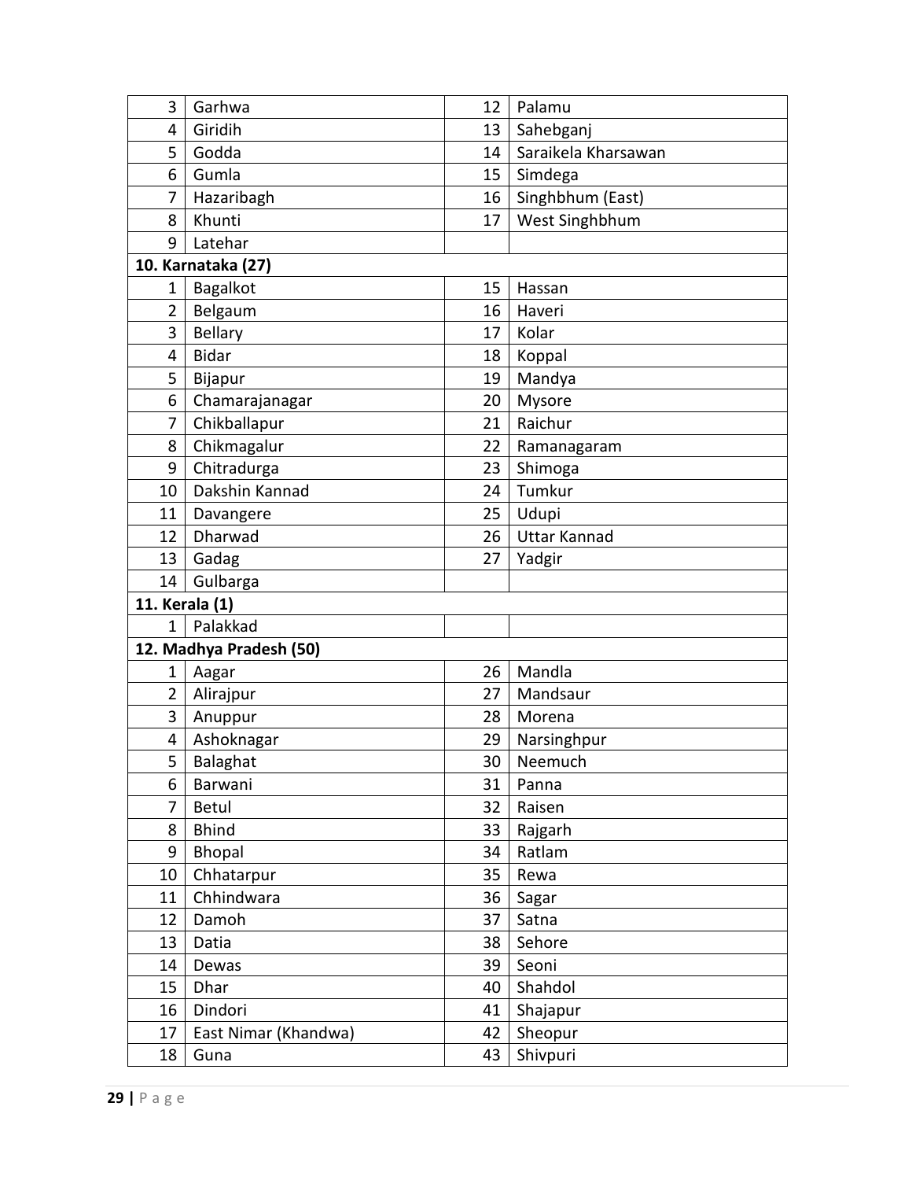| | | | |
|---|---|---|---|
| 3 | Garhwa | 12 | Palamu |
| 4 | Giridih | 13 | Sahebganj |
| 5 | Godda | 14 | Saraikela Kharsawan |
| 6 | Gumla | 15 | Simdega |
| 7 | Hazaribagh | 16 | Singhbhum (East) |
| 8 | Khunti | 17 | West Singhbhum |
| 9 | Latehar | | |
| **10. Karnataka (27)** | | | |
| 1 | Bagalkot | 15 | Hassan |
| 2 | Belgaum | 16 | Haveri |
| 3 | Bellary | 17 | Kolar |
| 4 | Bidar | 18 | Koppal |
| 5 | Bijapur | 19 | Mandya |
| 6 | Chamarajanagar | 20 | Mysore |
| 7 | Chikballapur | 21 | Raichur |
| 8 | Chikmagalur | 22 | Ramanagaram |
| 9 | Chitradurga | 23 | Shimoga |
| 10 | Dakshin Kannad | 24 | Tumkur |
| 11 | Davangere | 25 | Udupi |
| 12 | Dharwad | 26 | Uttar Kannad |
| 13 | Gadag | 27 | Yadgir |
| 14 | Gulbarga | | |
| **11. Kerala (1)** | | | |
| 1 | Palakkad | | |
| **12. Madhya Pradesh (50)** | | | |
| 1 | Aagar | 26 | Mandla |
| 2 | Alirajpur | 27 | Mandsaur |
| 3 | Anuppur | 28 | Morena |
| 4 | Ashoknagar | 29 | Narsinghpur |
| 5 | Balaghat | 30 | Neemuch |
| 6 | Barwani | 31 | Panna |
| 7 | Betul | 32 | Raisen |
| 8 | Bhind | 33 | Rajgarh |
| 9 | Bhopal | 34 | Ratlam |
| 10 | Chhatarpur | 35 | Rewa |
| 11 | Chhindwara | 36 | Sagar |
| 12 | Damoh | 37 | Satna |
| 13 | Datia | 38 | Sehore |
| 14 | Dewas | 39 | Seoni |
| 15 | Dhar | 40 | Shahdol |
| 16 | Dindori | 41 | Shajapur |
| 17 | East Nimar (Khandwa) | 42 | Sheopur |
| 18 | Guna | 43 | Shivpuri |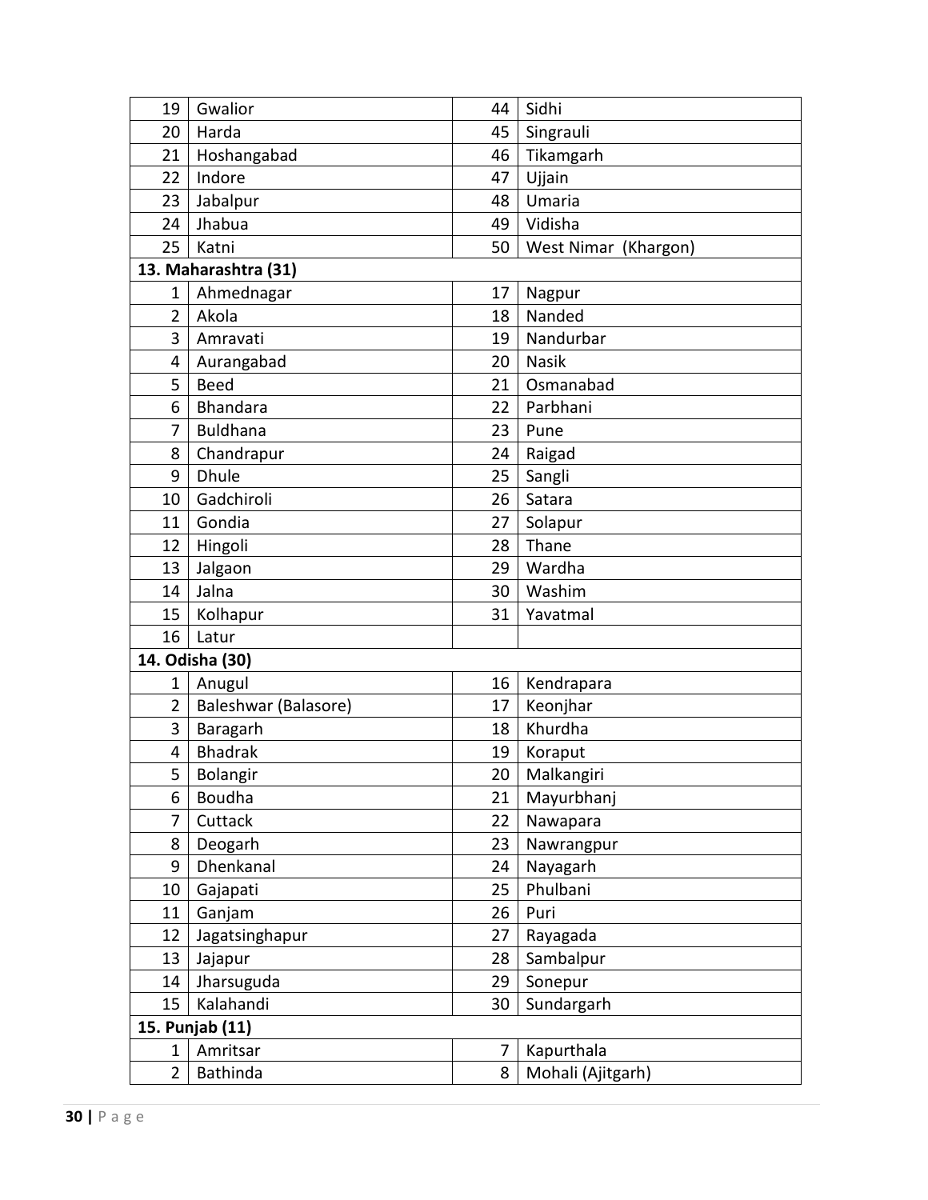| | | | |
|---|---|---|---|
| 19 | Gwalior | 44 | Sidhi |
| 20 | Harda | 45 | Singrauli |
| 21 | Hoshangabad | 46 | Tikamgarh |
| 22 | Indore | 47 | Ujjain |
| 23 | Jabalpur | 48 | Umaria |
| 24 | Jhabua | 49 | Vidisha |
| 25 | Katni | 50 | West Nimar (Khargon) |
| **13. Maharashtra (31)** | | | |
| 1 | Ahmednagar | 17 | Nagpur |
| 2 | Akola | 18 | Nanded |
| 3 | Amravati | 19 | Nandurbar |
| 4 | Aurangabad | 20 | Nasik |
| 5 | Beed | 21 | Osmanabad |
| 6 | Bhandara | 22 | Parbhani |
| 7 | Buldhana | 23 | Pune |
| 8 | Chandrapur | 24 | Raigad |
| 9 | Dhule | 25 | Sangli |
| 10 | Gadchiroli | 26 | Satara |
| 11 | Gondia | 27 | Solapur |
| 12 | Hingoli | 28 | Thane |
| 13 | Jalgaon | 29 | Wardha |
| 14 | Jalna | 30 | Washim |
| 15 | Kolhapur | 31 | Yavatmal |
| 16 | Latur | | |
| **14. Odisha (30)** | | | |
| 1 | Anugul | 16 | Kendrapara |
| 2 | Baleshwar (Balasore) | 17 | Keonjhar |
| 3 | Baragarh | 18 | Khurdha |
| 4 | Bhadrak | 19 | Koraput |
| 5 | Bolangir | 20 | Malkangiri |
| 6 | Boudha | 21 | Mayurbhanj |
| 7 | Cuttack | 22 | Nawapara |
| 8 | Deogarh | 23 | Nawrangpur |
| 9 | Dhenkanal | 24 | Nayagarh |
| 10 | Gajapati | 25 | Phulbani |
| 11 | Ganjam | 26 | Puri |
| 12 | Jagatsinghapur | 27 | Rayagada |
| 13 | Jajapur | 28 | Sambalpur |
| 14 | Jharsuguda | 29 | Sonepur |
| 15 | Kalahandi | 30 | Sundargarh |
| **15. Punjab (11)** | | | |
| 1 | Amritsar | 7 | Kapurthala |
| 2 | Bathinda | 8 | Mohali (Ajitgarh) |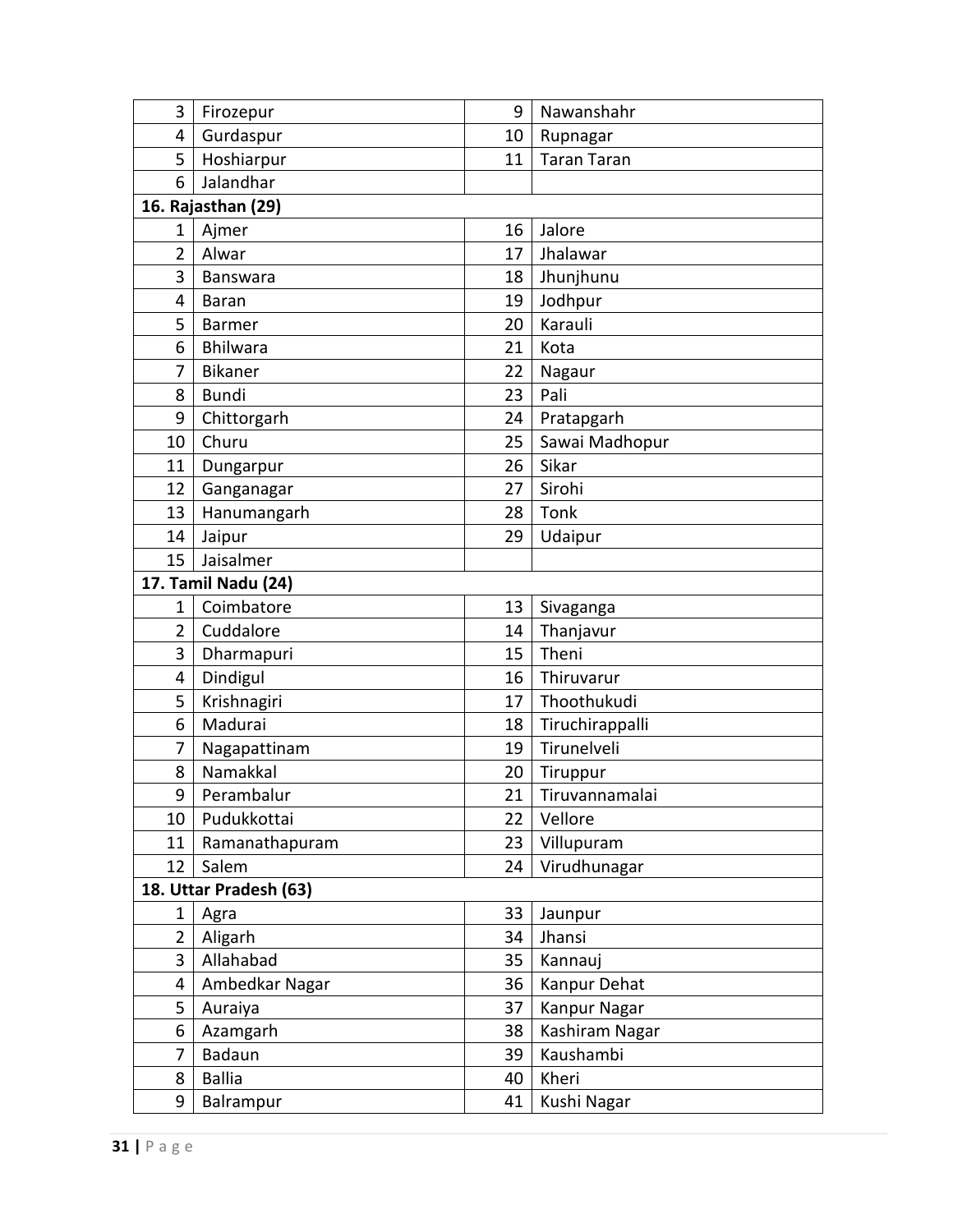| | | | |
|---|---|---|---|
| 3 | Firozepur | 9 | Nawanshahr |
| 4 | Gurdaspur | 10 | Rupnagar |
| 5 | Hoshiarpur | 11 | Taran Taran |
| 6 | Jalandhar | | |
| **16. Rajasthan (29)** | | | |
| 1 | Ajmer | 16 | Jalore |
| 2 | Alwar | 17 | Jhalawar |
| 3 | Banswara | 18 | Jhunjhunu |
| 4 | Baran | 19 | Jodhpur |
| 5 | Barmer | 20 | Karauli |
| 6 | Bhilwara | 21 | Kota |
| 7 | Bikaner | 22 | Nagaur |
| 8 | Bundi | 23 | Pali |
| 9 | Chittorgarh | 24 | Pratapgarh |
| 10 | Churu | 25 | Sawai Madhopur |
| 11 | Dungarpur | 26 | Sikar |
| 12 | Ganganagar | 27 | Sirohi |
| 13 | Hanumangarh | 28 | Tonk |
| 14 | Jaipur | 29 | Udaipur |
| 15 | Jaisalmer | | |
| **17. Tamil Nadu (24)** | | | |
| 1 | Coimbatore | 13 | Sivaganga |
| 2 | Cuddalore | 14 | Thanjavur |
| 3 | Dharmapuri | 15 | Theni |
| 4 | Dindigul | 16 | Thiruvarur |
| 5 | Krishnagiri | 17 | Thoothukudi |
| 6 | Madurai | 18 | Tiruchirappalli |
| 7 | Nagapattinam | 19 | Tirunelveli |
| 8 | Namakkal | 20 | Tiruppur |
| 9 | Perambalur | 21 | Tiruvannamalai |
| 10 | Pudukkottai | 22 | Vellore |
| 11 | Ramanathapuram | 23 | Villupuram |
| 12 | Salem | 24 | Virudhunagar |
| **18. Uttar Pradesh (63)** | | | |
| 1 | Agra | 33 | Jaunpur |
| 2 | Aligarh | 34 | Jhansi |
| 3 | Allahabad | 35 | Kannauj |
| 4 | Ambedkar Nagar | 36 | Kanpur Dehat |
| 5 | Auraiya | 37 | Kanpur Nagar |
| 6 | Azamgarh | 38 | Kashiram Nagar |
| 7 | Badaun | 39 | Kaushambi |
| 8 | Ballia | 40 | Kheri |
| 9 | Balrampur | 41 | Kushi Nagar |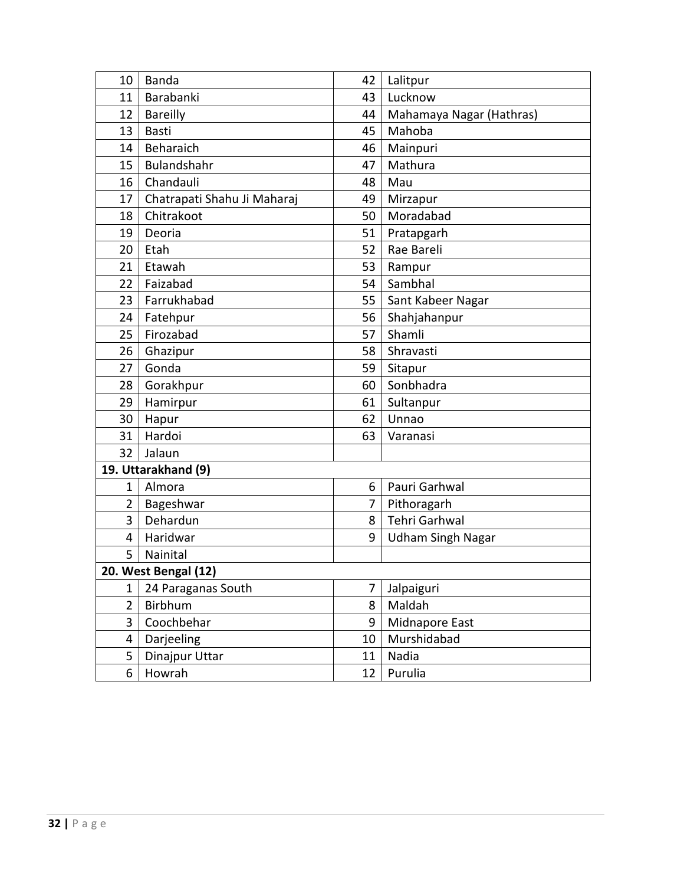| | | | |
|---|---|---|---|
| 10 | Banda | 42 | Lalitpur |
| 11 | Barabanki | 43 | Lucknow |
| 12 | Bareilly | 44 | Mahamaya Nagar (Hathras) |
| 13 | Basti | 45 | Mahoba |
| 14 | Beharaich | 46 | Mainpuri |
| 15 | Bulandshahr | 47 | Mathura |
| 16 | Chandauli | 48 | Mau |
| 17 | Chatrapati Shahu Ji Maharaj | 49 | Mirzapur |
| 18 | Chitrakoot | 50 | Moradabad |
| 19 | Deoria | 51 | Pratapgarh |
| 20 | Etah | 52 | Rae Bareli |
| 21 | Etawah | 53 | Rampur |
| 22 | Faizabad | 54 | Sambhal |
| 23 | Farrukhabad | 55 | Sant Kabeer Nagar |
| 24 | Fatehpur | 56 | Shahjahanpur |
| 25 | Firozabad | 57 | Shamli |
| 26 | Ghazipur | 58 | Shravasti |
| 27 | Gonda | 59 | Sitapur |
| 28 | Gorakhpur | 60 | Sonbhadra |
| 29 | Hamirpur | 61 | Sultanpur |
| 30 | Hapur | 62 | Unnao |
| 31 | Hardoi | 63 | Varanasi |
| 32 | Jalaun | | |
| **19. Uttarakhand (9)** | | | |
| 1 | Almora | 6 | Pauri Garhwal |
| 2 | Bageshwar | 7 | Pithoragarh |
| 3 | Dehardun | 8 | Tehri Garhwal |
| 4 | Haridwar | 9 | Udham Singh Nagar |
| 5 | Nainital | | |
| **20. West Bengal (12)** | | | |
| 1 | 24 Paraganas South | 7 | Jalpaiguri |
| 2 | Birbhum | 8 | Maldah |
| 3 | Coochbehar | 9 | Midnapore East |
| 4 | Darjeeling | 10 | Murshidabad |
| 5 | Dinajpur Uttar | 11 | Nadia |
| 6 | Howrah | 12 | Purulia |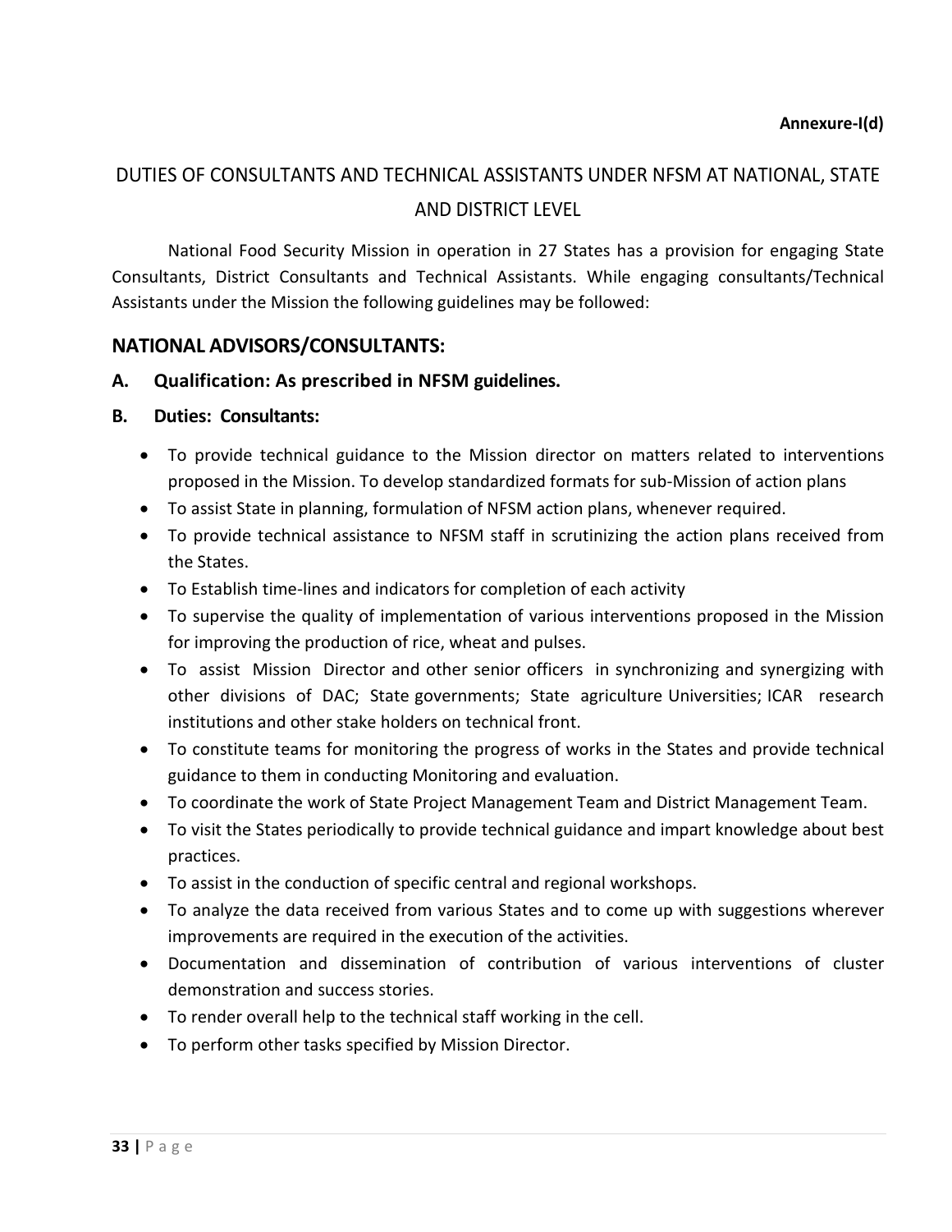**Annexure-I(d)**

# DUTIES OF CONSULTANTS AND TECHNICAL ASSISTANTS UNDER NFSM AT NATIONAL, STATE AND DISTRICT LEVEL

National Food Security Mission in operation in 27 States has a provision for engaging State Consultants, District Consultants and Technical Assistants. While engaging consultants/Technical Assistants under the Mission the following guidelines may be followed:

## NATIONAL ADVISORS/CONSULTANTS:

**A. Qualification: As prescribed in NFSM guidelines.**

**B. Duties: Consultants:**

- To provide technical guidance to the Mission director on matters related to interventions proposed in the Mission. To develop standardized formats for sub-Mission of action plans
- To assist State in planning, formulation of NFSM action plans, whenever required.
- To provide technical assistance to NFSM staff in scrutinizing the action plans received from the States.
- To Establish time-lines and indicators for completion of each activity
- To supervise the quality of implementation of various interventions proposed in the Mission for improving the production of rice, wheat and pulses.
- To assist Mission Director and other senior officers in synchronizing and synergizing with other divisions of DAC; State governments; State agriculture Universities; ICAR research institutions and other stake holders on technical front.
- To constitute teams for monitoring the progress of works in the States and provide technical guidance to them in conducting Monitoring and evaluation.
- To coordinate the work of State Project Management Team and District Management Team.
- To visit the States periodically to provide technical guidance and impart knowledge about best practices.
- To assist in the conduction of specific central and regional workshops.
- To analyze the data received from various States and to come up with suggestions wherever improvements are required in the execution of the activities.
- Documentation and dissemination of contribution of various interventions of cluster demonstration and success stories.
- To render overall help to the technical staff working in the cell.
- To perform other tasks specified by Mission Director.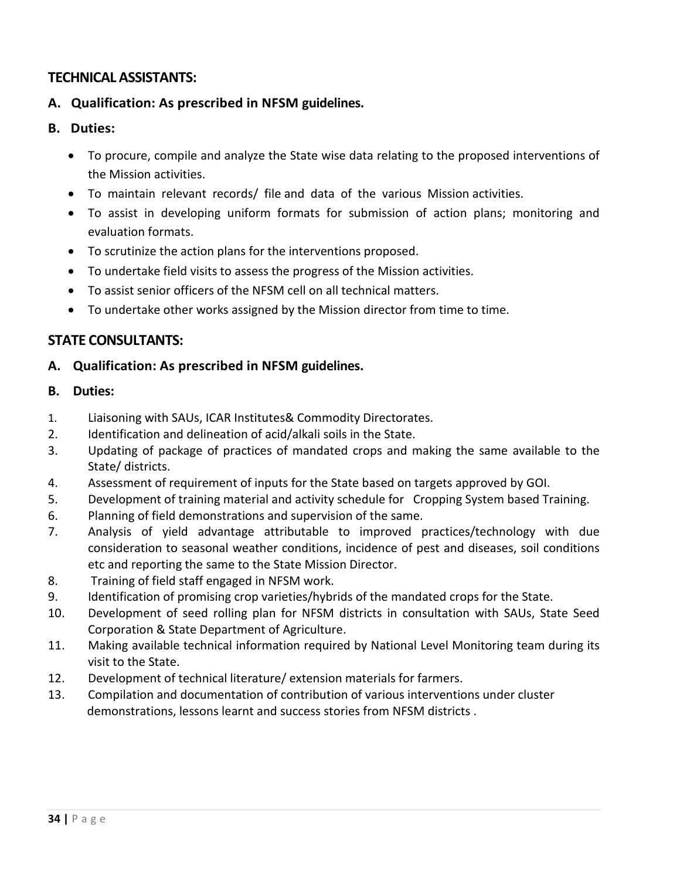## TECHNICAL ASSISTANTS:

**A. Qualification: As prescribed in NFSM guidelines.**

**B. Duties:**

- To procure, compile and analyze the State wise data relating to the proposed interventions of the Mission activities.
- To maintain relevant records/ file and data of the various Mission activities.
- To assist in developing uniform formats for submission of action plans; monitoring and evaluation formats.
- To scrutinize the action plans for the interventions proposed.
- To undertake field visits to assess the progress of the Mission activities.
- To assist senior officers of the NFSM cell on all technical matters.
- To undertake other works assigned by the Mission director from time to time.

## STATE CONSULTANTS:

**A. Qualification: As prescribed in NFSM guidelines.**

**B. Duties:**

1. Liaisoning with SAUs, ICAR Institutes& Commodity Directorates.
2. Identification and delineation of acid/alkali soils in the State.
3. Updating of package of practices of mandated crops and making the same available to the State/ districts.
4. Assessment of requirement of inputs for the State based on targets approved by GOI.
5. Development of training material and activity schedule for Cropping System based Training.
6. Planning of field demonstrations and supervision of the same.
7. Analysis of yield advantage attributable to improved practices/technology with due consideration to seasonal weather conditions, incidence of pest and diseases, soil conditions etc and reporting the same to the State Mission Director.
8. Training of field staff engaged in NFSM work.
9. Identification of promising crop varieties/hybrids of the mandated crops for the State.
10. Development of seed rolling plan for NFSM districts in consultation with SAUs, State Seed Corporation & State Department of Agriculture.
11. Making available technical information required by National Level Monitoring team during its visit to the State.
12. Development of technical literature/ extension materials for farmers.
13. Compilation and documentation of contribution of various interventions under cluster demonstrations, lessons learnt and success stories from NFSM districts .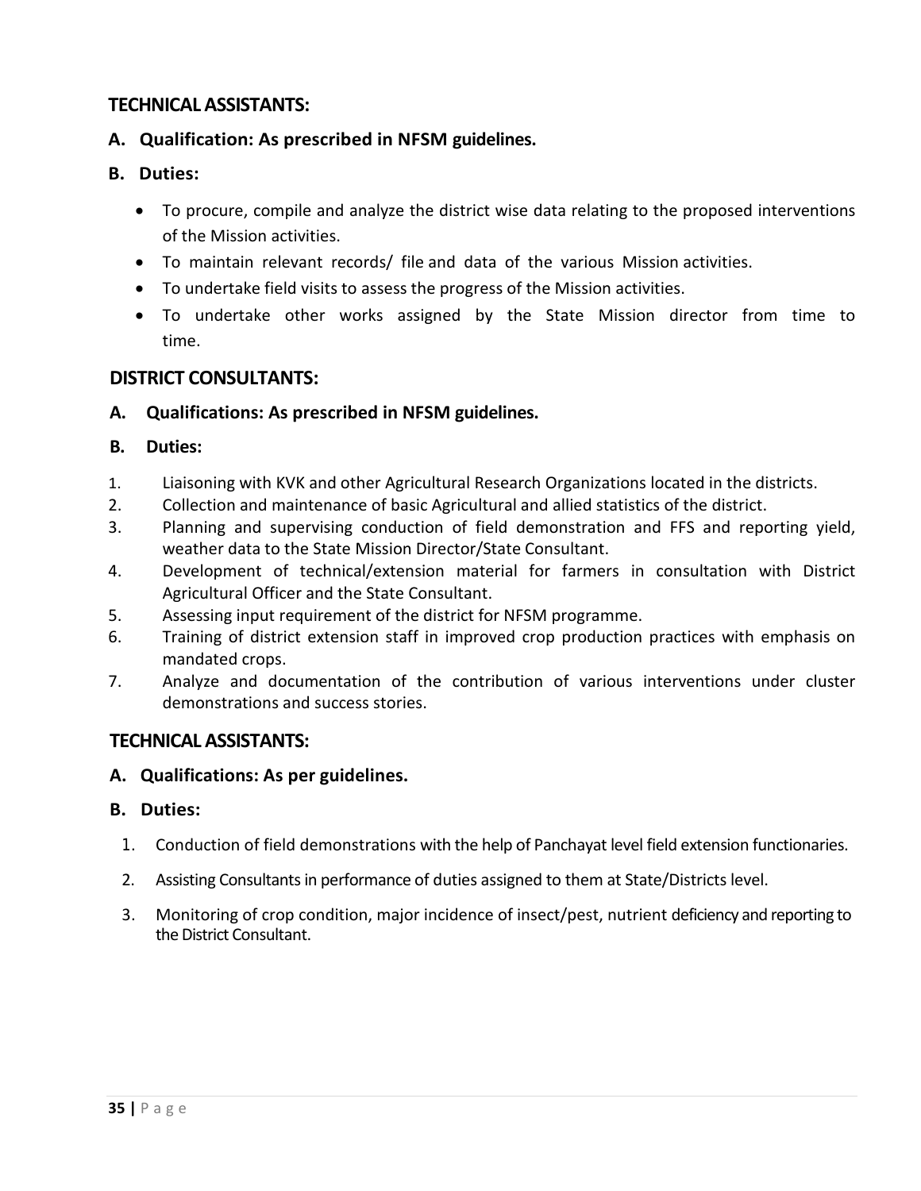## TECHNICAL ASSISTANTS:

**A. Qualification: As prescribed in NFSM guidelines.**

**B. Duties:**

- To procure, compile and analyze the district wise data relating to the proposed interventions of the Mission activities.
- To maintain relevant records/ file and data of the various Mission activities.
- To undertake field visits to assess the progress of the Mission activities.
- To undertake other works assigned by the State Mission director from time to time.

## DISTRICT CONSULTANTS:

**A. Qualifications: As prescribed in NFSM guidelines.**

**B. Duties:**

1. Liaisoning with KVK and other Agricultural Research Organizations located in the districts.
2. Collection and maintenance of basic Agricultural and allied statistics of the district.
3. Planning and supervising conduction of field demonstration and FFS and reporting yield, weather data to the State Mission Director/State Consultant.
4. Development of technical/extension material for farmers in consultation with District Agricultural Officer and the State Consultant.
5. Assessing input requirement of the district for NFSM programme.
6. Training of district extension staff in improved crop production practices with emphasis on mandated crops.
7. Analyze and documentation of the contribution of various interventions under cluster demonstrations and success stories.

## TECHNICAL ASSISTANTS:

**A. Qualifications: As per guidelines.**

**B. Duties:**

1. Conduction of field demonstrations with the help of Panchayat level field extension functionaries.
2. Assisting Consultants in performance of duties assigned to them at State/Districts level.
3. Monitoring of crop condition, major incidence of insect/pest, nutrient deficiency and reporting to the District Consultant.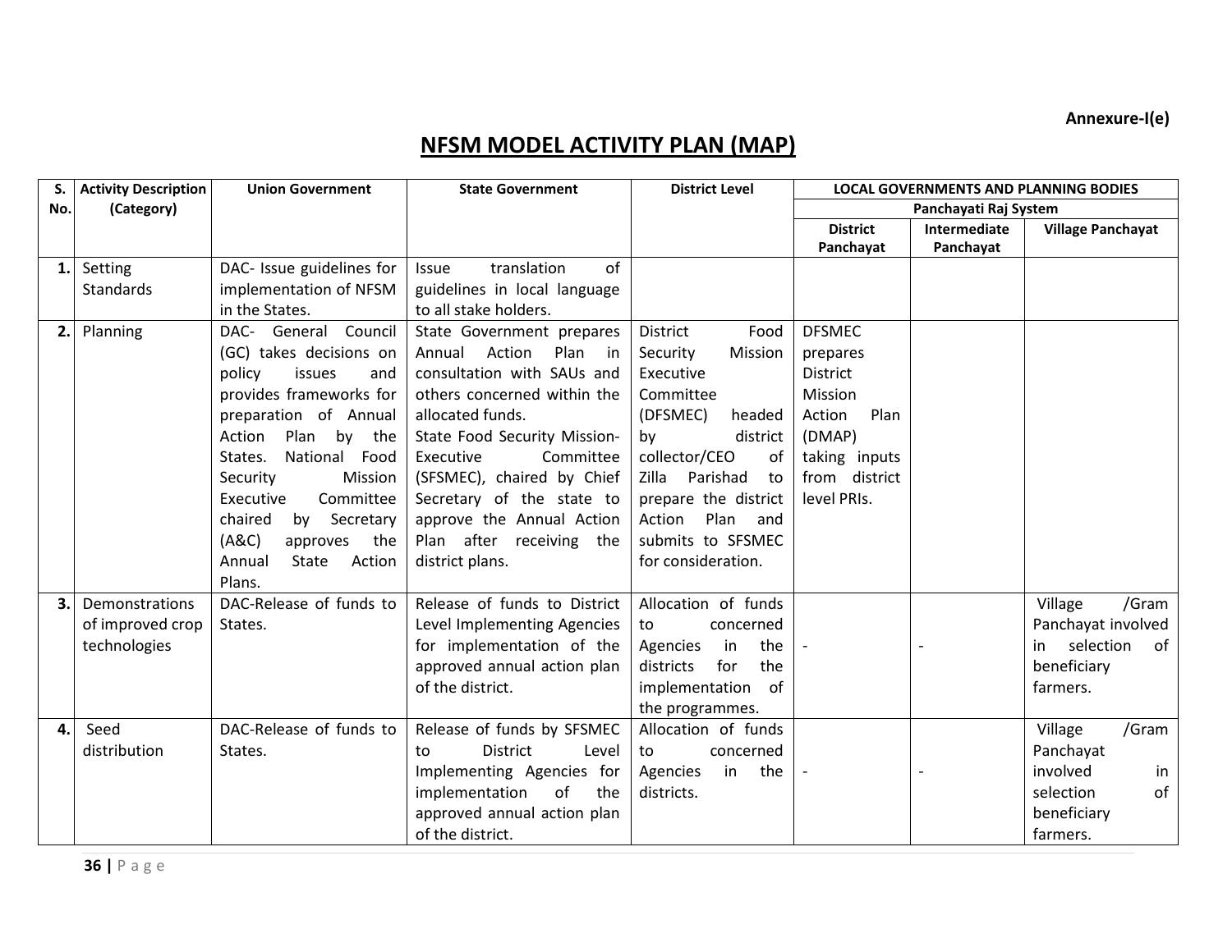Annexure-I(e)

# NFSM MODEL ACTIVITY PLAN (MAP)

| S. No. | Activity Description (Category) | Union Government | State Government | District Level | LOCAL GOVERNMENTS AND PLANNING BODIES | | |
|---|---|---|---|---|---|---|---|
| | | | | | Panchayati Raj System | | |
| | | | | | District Panchayat | Intermediate Panchayat | Village Panchayat |
| 1. | Setting Standards | DAC- Issue guidelines for implementation of NFSM in the States. | Issue translation of guidelines in local language to all stake holders. | | | | |
| 2. | Planning | DAC- General Council (GC) takes decisions on policy issues and provides frameworks for preparation of Annual Action Plan by the States. National Food Security Mission Executive Committee chaired by Secretary (A&C) approves the Annual State Action Plans. | State Government prepares Annual Action Plan in consultation with SAUs and others concerned within the allocated funds. State Food Security Mission-Executive Committee (SFSMEC), chaired by Chief Secretary of the state to approve the Annual Action Plan after receiving the district plans. | District Food Security Mission Executive Committee (DFSMEC) headed by district collector/CEO of Zilla Parishad to prepare the district Action Plan and submits to SFSMEC for consideration. | DFSMEC prepares District Mission Action Plan (DMAP) taking inputs from district level PRIs. | | |
| 3. | Demonstrations of improved crop technologies | DAC-Release of funds to States. | Release of funds to District Level Implementing Agencies for implementation of the approved annual action plan of the district. | Allocation of funds to concerned Agencies in the districts for the implementation of the programmes. | - | - | Village /Gram Panchayat involved in selection of beneficiary farmers. |
| 4. | Seed distribution | DAC-Release of funds to States. | Release of funds by SFSMEC to District Level Implementing Agencies for implementation of the approved annual action plan of the district. | Allocation of funds to concerned Agencies in the districts. | - | - | Village /Gram Panchayat involved in selection of beneficiary farmers. |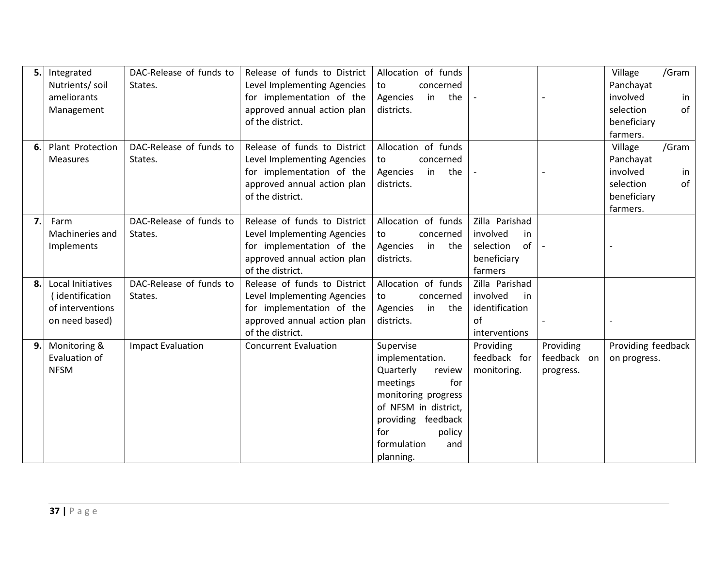| 5. | Integrated Nutrients/ soil ameliorants Management | DAC-Release of funds to States. | Release of funds to District Level Implementing Agencies for implementation of the approved annual action plan of the district. | Allocation of funds to concerned Agencies in the districts. | - | - | Village /Gram Panchayat involved in selection of beneficiary farmers. |
|---|---|---|---|---|---|---|---|
| 6. | Plant Protection Measures | DAC-Release of funds to States. | Release of funds to District Level Implementing Agencies for implementation of the approved annual action plan of the district. | Allocation of funds to concerned Agencies in the districts. | - | - | Village /Gram Panchayat involved in selection of beneficiary farmers. |
| 7. | Farm Machineries and Implements | DAC-Release of funds to States. | Release of funds to District Level Implementing Agencies for implementation of the approved annual action plan of the district. | Allocation of funds to concerned Agencies in the districts. | Zilla Parishad involved in selection of beneficiary farmers | - | - |
| 8. | Local Initiatives ( identification of interventions on need based) | DAC-Release of funds to States. | Release of funds to District Level Implementing Agencies for implementation of the approved annual action plan of the district. | Allocation of funds to concerned Agencies in the districts. | Zilla Parishad involved in identification of interventions | - | - |
| 9. | Monitoring & Evaluation of NFSM | Impact Evaluation | Concurrent Evaluation | Supervise implementation. Quarterly review meetings for monitoring progress of NFSM in district, providing feedback for policy formulation and planning. | Providing feedback for monitoring. | Providing feedback on progress. | Providing feedback on progress. |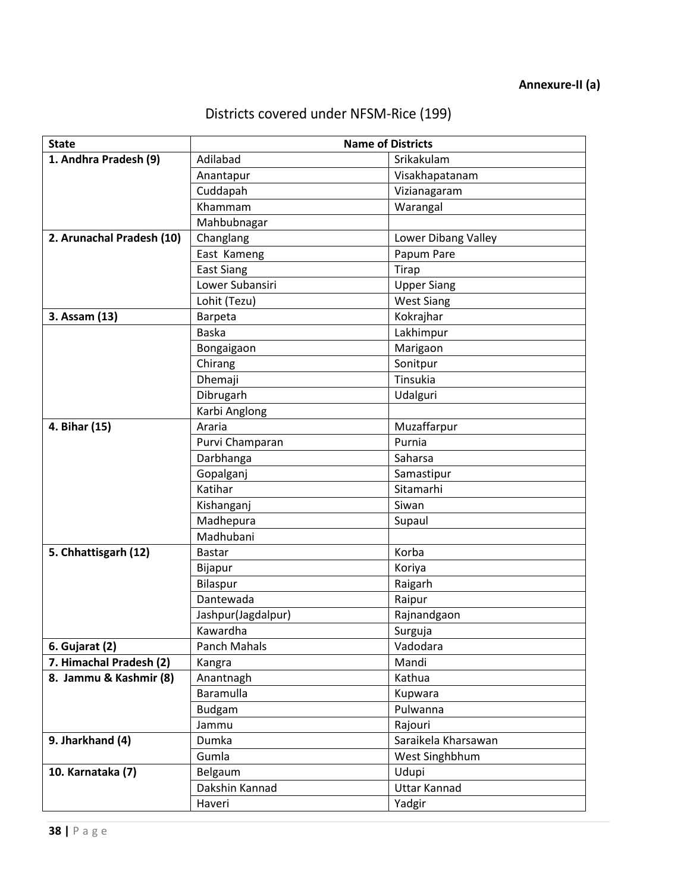**Annexure-II (a)**

## Districts covered under NFSM-Rice (199)

| State | Name of Districts | |
|---|---|---|
| **1. Andhra Pradesh (9)** | Adilabad | Srikakulam |
| | Anantapur | Visakhapatanam |
| | Cuddapah | Vizianagaram |
| | Khammam | Warangal |
| | Mahbubnagar | |
| **2. Arunachal Pradesh (10)** | Changlang | Lower Dibang Valley |
| | East Kameng | Papum Pare |
| | East Siang | Tirap |
| | Lower Subansiri | Upper Siang |
| | Lohit (Tezu) | West Siang |
| **3. Assam (13)** | Barpeta | Kokrajhar |
| | Baska | Lakhimpur |
| | Bongaigaon | Marigaon |
| | Chirang | Sonitpur |
| | Dhemaji | Tinsukia |
| | Dibrugarh | Udalguri |
| | Karbi Anglong | |
| **4. Bihar (15)** | Araria | Muzaffarpur |
| | Purvi Champaran | Purnia |
| | Darbhanga | Saharsa |
| | Gopalganj | Samastipur |
| | Katihar | Sitamarhi |
| | Kishanganj | Siwan |
| | Madhepura | Supaul |
| | Madhubani | |
| **5. Chhattisgarh (12)** | Bastar | Korba |
| | Bijapur | Koriya |
| | Bilaspur | Raigarh |
| | Dantewada | Raipur |
| | Jashpur(Jagdalpur) | Rajnandgaon |
| | Kawardha | Surguja |
| **6. Gujarat (2)** | Panch Mahals | Vadodara |
| **7. Himachal Pradesh (2)** | Kangra | Mandi |
| **8. Jammu & Kashmir (8)** | Anantnagh | Kathua |
| | Baramulla | Kupwara |
| | Budgam | Pulwanna |
| | Jammu | Rajouri |
| **9. Jharkhand (4)** | Dumka | Saraikela Kharsawan |
| | Gumla | West Singhbhum |
| **10. Karnataka (7)** | Belgaum | Udupi |
| | Dakshin Kannad | Uttar Kannad |
| | Haveri | Yadgir |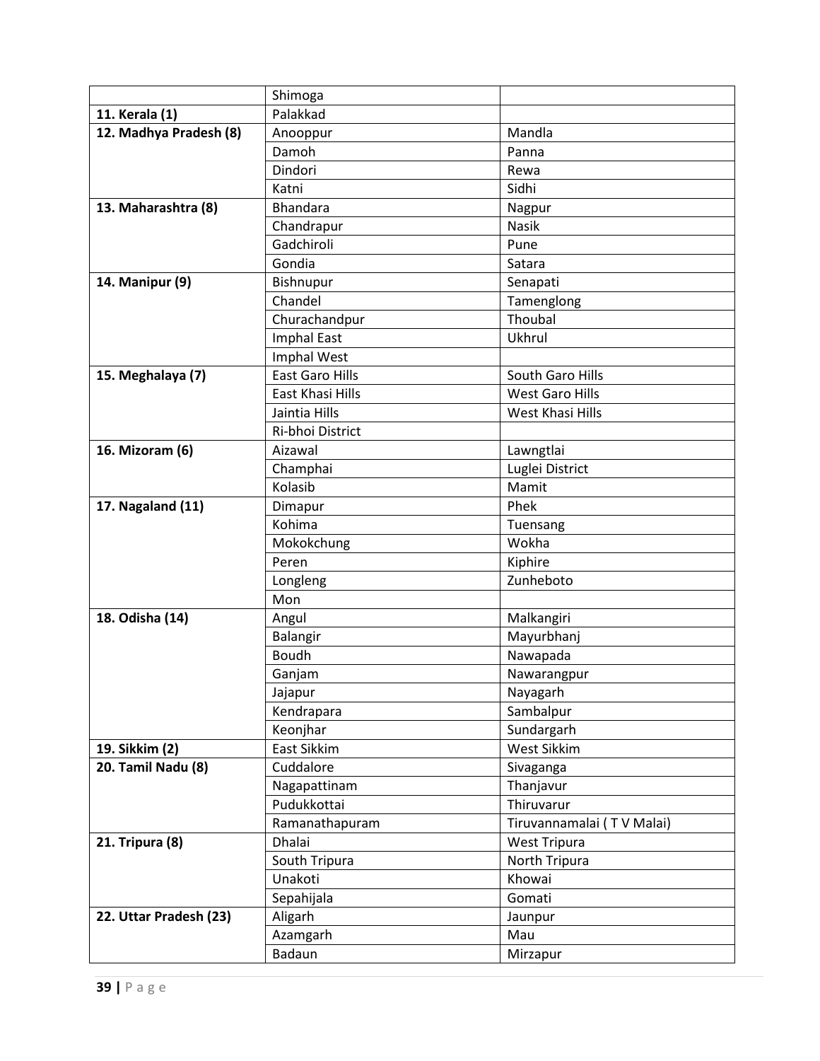| | | |
|---|---|---|
| | Shimoga | |
| **11. Kerala (1)** | Palakkad | |
| **12. Madhya Pradesh (8)** | Anooppur | Mandla |
| | Damoh | Panna |
| | Dindori | Rewa |
| | Katni | Sidhi |
| **13. Maharashtra (8)** | Bhandara | Nagpur |
| | Chandrapur | Nasik |
| | Gadchiroli | Pune |
| | Gondia | Satara |
| **14. Manipur (9)** | Bishnupur | Senapati |
| | Chandel | Tamenglong |
| | Churachandpur | Thoubal |
| | Imphal East | Ukhrul |
| | Imphal West | |
| **15. Meghalaya (7)** | East Garo Hills | South Garo Hills |
| | East Khasi Hills | West Garo Hills |
| | Jaintia Hills | West Khasi Hills |
| | Ri-bhoi District | |
| **16. Mizoram (6)** | Aizawal | Lawngtlai |
| | Champhai | Luglei District |
| | Kolasib | Mamit |
| **17. Nagaland (11)** | Dimapur | Phek |
| | Kohima | Tuensang |
| | Mokokchung | Wokha |
| | Peren | Kiphire |
| | Longleng | Zunheboto |
| | Mon | |
| **18. Odisha (14)** | Angul | Malkangiri |
| | Balangir | Mayurbhanj |
| | Boudh | Nawapada |
| | Ganjam | Nawarangpur |
| | Jajapur | Nayagarh |
| | Kendrapara | Sambalpur |
| | Keonjhar | Sundargarh |
| **19. Sikkim (2)** | East Sikkim | West Sikkim |
| **20. Tamil Nadu (8)** | Cuddalore | Sivaganga |
| | Nagapattinam | Thanjavur |
| | Pudukkottai | Thiruvarur |
| | Ramanathapuram | Tiruvannamalai ( T V Malai) |
| **21. Tripura (8)** | Dhalai | West Tripura |
| | South Tripura | North Tripura |
| | Unakoti | Khowai |
| | Sepahijala | Gomati |
| **22. Uttar Pradesh (23)** | Aligarh | Jaunpur |
| | Azamgarh | Mau |
| | Badaun | Mirzapur |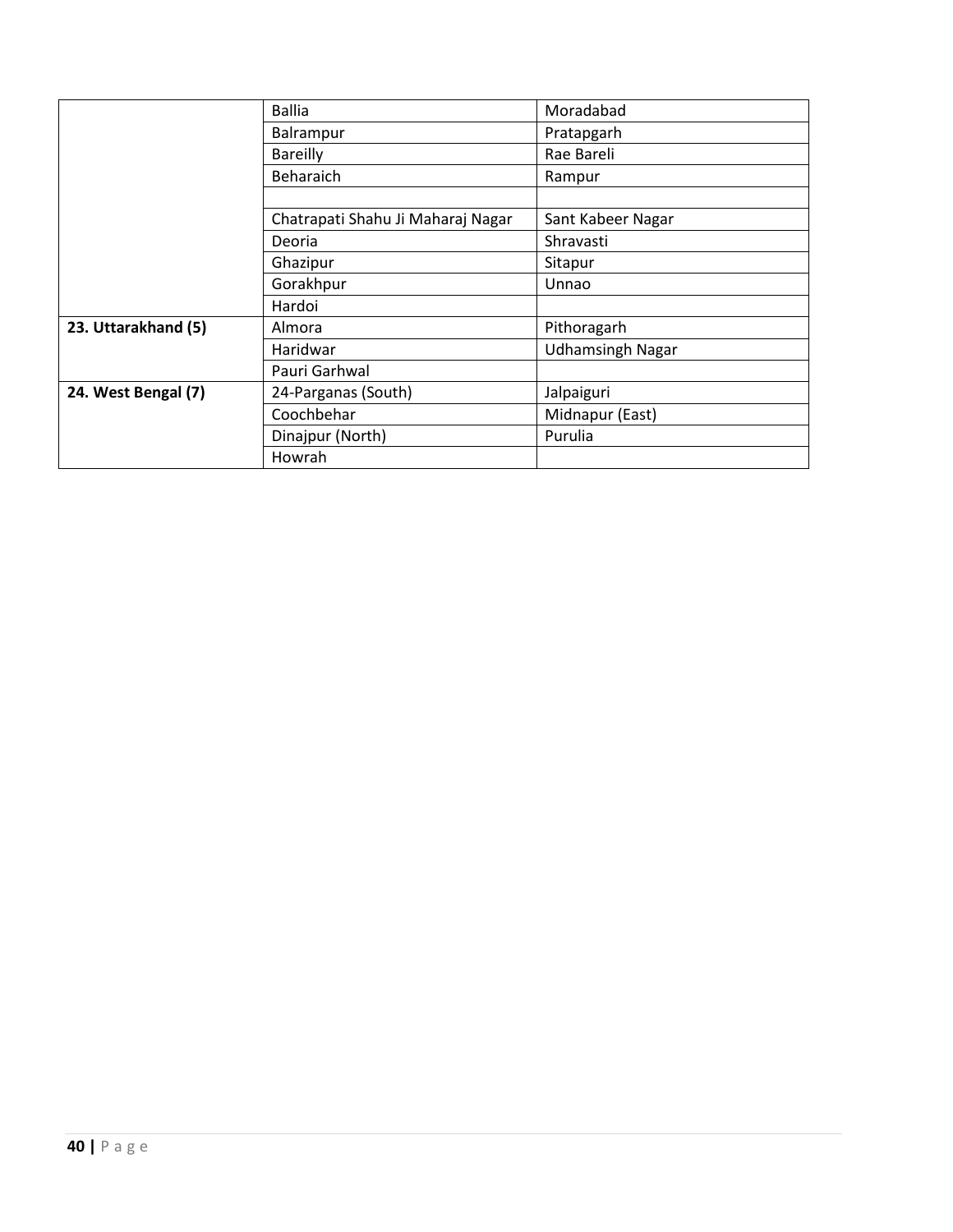| | | |
|---|---|---|
| | Ballia | Moradabad |
| | Balrampur | Pratapgarh |
| | Bareilly | Rae Bareli |
| | Beharaich | Rampur |
| | | |
| | Chatrapati Shahu Ji Maharaj Nagar | Sant Kabeer Nagar |
| | Deoria | Shravasti |
| | Ghazipur | Sitapur |
| | Gorakhpur | Unnao |
| | Hardoi | |
| **23. Uttarakhand (5)** | Almora | Pithoragarh |
| | Haridwar | Udhamsingh Nagar |
| | Pauri Garhwal | |
| **24. West Bengal (7)** | 24-Parganas (South) | Jalpaiguri |
| | Coochbehar | Midnapur (East) |
| | Dinajpur (North) | Purulia |
| | Howrah | |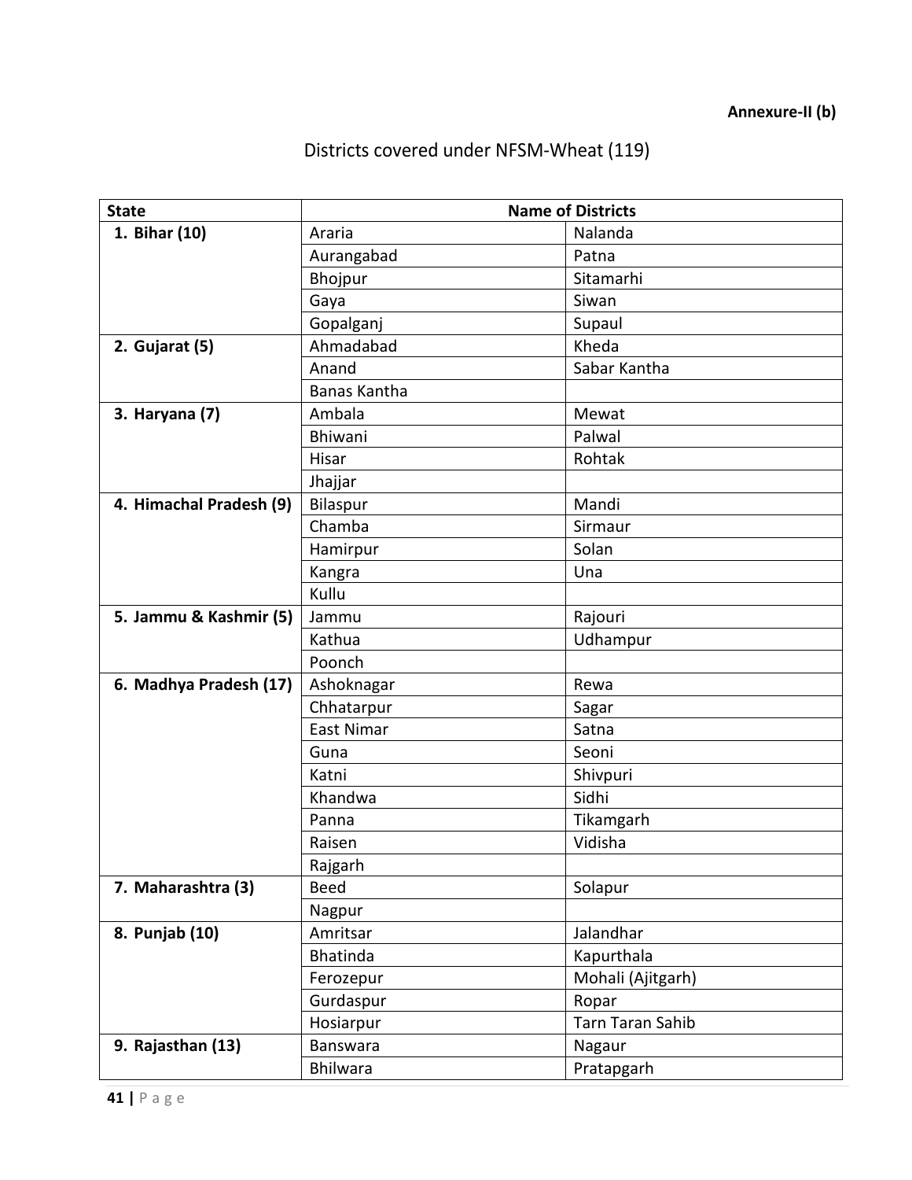**Annexure-II (b)**

## Districts covered under NFSM-Wheat (119)

| State | Name of Districts | |
|---|---|---|
| **1. Bihar (10)** | Araria | Nalanda |
| | Aurangabad | Patna |
| | Bhojpur | Sitamarhi |
| | Gaya | Siwan |
| | Gopalganj | Supaul |
| **2. Gujarat (5)** | Ahmadabad | Kheda |
| | Anand | Sabar Kantha |
| | Banas Kantha | |
| **3. Haryana (7)** | Ambala | Mewat |
| | Bhiwani | Palwal |
| | Hisar | Rohtak |
| | Jhajjar | |
| **4. Himachal Pradesh (9)** | Bilaspur | Mandi |
| | Chamba | Sirmaur |
| | Hamirpur | Solan |
| | Kangra | Una |
| | Kullu | |
| **5. Jammu & Kashmir (5)** | Jammu | Rajouri |
| | Kathua | Udhampur |
| | Poonch | |
| **6. Madhya Pradesh (17)** | Ashoknagar | Rewa |
| | Chhatarpur | Sagar |
| | East Nimar | Satna |
| | Guna | Seoni |
| | Katni | Shivpuri |
| | Khandwa | Sidhi |
| | Panna | Tikamgarh |
| | Raisen | Vidisha |
| | Rajgarh | |
| **7. Maharashtra (3)** | Beed | Solapur |
| | Nagpur | |
| **8. Punjab (10)** | Amritsar | Jalandhar |
| | Bhatinda | Kapurthala |
| | Ferozepur | Mohali (Ajitgarh) |
| | Gurdaspur | Ropar |
| | Hosiarpur | Tarn Taran Sahib |
| **9. Rajasthan (13)** | Banswara | Nagaur |
| | Bhilwara | Pratapgarh |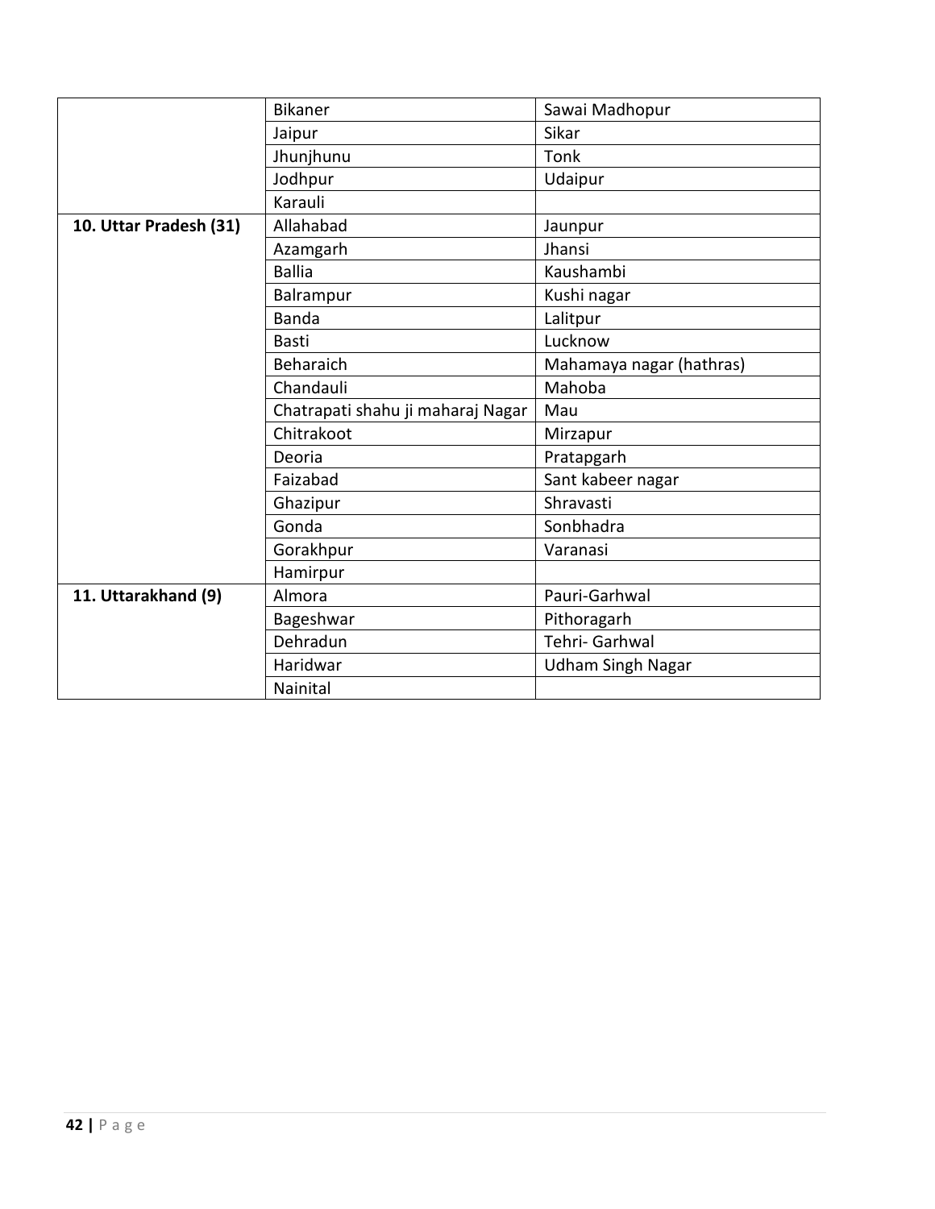| | | |
|---|---|---|
| | Bikaner | Sawai Madhopur |
| | Jaipur | Sikar |
| | Jhunjhunu | Tonk |
| | Jodhpur | Udaipur |
| | Karauli | |
| **10. Uttar Pradesh (31)** | Allahabad | Jaunpur |
| | Azamgarh | Jhansi |
| | Ballia | Kaushambi |
| | Balrampur | Kushi nagar |
| | Banda | Lalitpur |
| | Basti | Lucknow |
| | Beharaich | Mahamaya nagar (hathras) |
| | Chandauli | Mahoba |
| | Chatrapati shahu ji maharaj Nagar | Mau |
| | Chitrakoot | Mirzapur |
| | Deoria | Pratapgarh |
| | Faizabad | Sant kabeer nagar |
| | Ghazipur | Shravasti |
| | Gonda | Sonbhadra |
| | Gorakhpur | Varanasi |
| | Hamirpur | |
| **11. Uttarakhand (9)** | Almora | Pauri-Garhwal |
| | Bageshwar | Pithoragarh |
| | Dehradun | Tehri- Garhwal |
| | Haridwar | Udham Singh Nagar |
| | Nainital | |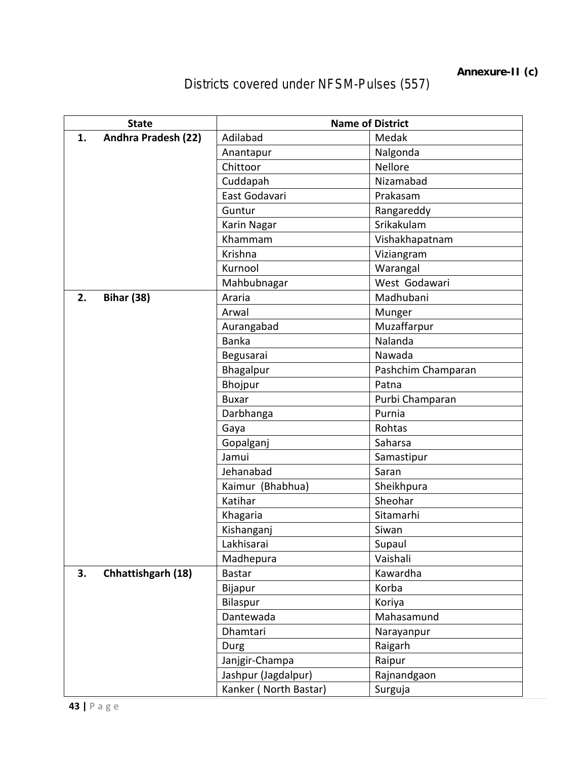**Annexure-II (c)**

# Districts covered under NFSM-Pulses (557)

| State | Name of District | |
|---|---|---|
| 1. Andhra Pradesh (22) | Adilabad | Medak |
| | Anantapur | Nalgonda |
| | Chittoor | Nellore |
| | Cuddapah | Nizamabad |
| | East Godavari | Prakasam |
| | Guntur | Rangareddy |
| | Karin Nagar | Srikakulam |
| | Khammam | Vishakhapatnam |
| | Krishna | Viziangram |
| | Kurnool | Warangal |
| | Mahbubnagar | West Godawari |
| 2. Bihar (38) | Araria | Madhubani |
| | Arwal | Munger |
| | Aurangabad | Muzaffarpur |
| | Banka | Nalanda |
| | Begusarai | Nawada |
| | Bhagalpur | Pashchim Champaran |
| | Bhojpur | Patna |
| | Buxar | Purbi Champaran |
| | Darbhanga | Purnia |
| | Gaya | Rohtas |
| | Gopalganj | Saharsa |
| | Jamui | Samastipur |
| | Jehanabad | Saran |
| | Kaimur (Bhabhua) | Sheikhpura |
| | Katihar | Sheohar |
| | Khagaria | Sitamarhi |
| | Kishanganj | Siwan |
| | Lakhisarai | Supaul |
| | Madhepura | Vaishali |
| 3. Chhattishgarh (18) | Bastar | Kawardha |
| | Bijapur | Korba |
| | Bilaspur | Koriya |
| | Dantewada | Mahasamund |
| | Dhamtari | Narayanpur |
| | Durg | Raigarh |
| | Janjgir-Champa | Raipur |
| | Jashpur (Jagdalpur) | Rajnandgaon |
| | Kanker ( North Bastar) | Surguja |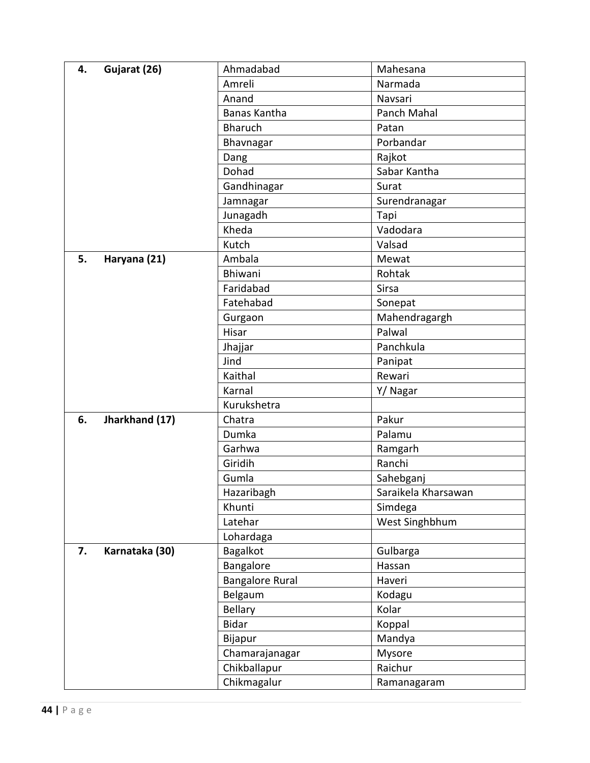| | | | |
|---|---|---|---|
| 4. | Gujarat (26) | Ahmadabad | Mahesana |
| | | Amreli | Narmada |
| | | Anand | Navsari |
| | | Banas Kantha | Panch Mahal |
| | | Bharuch | Patan |
| | | Bhavnagar | Porbandar |
| | | Dang | Rajkot |
| | | Dohad | Sabar Kantha |
| | | Gandhinagar | Surat |
| | | Jamnagar | Surendranagar |
| | | Junagadh | Tapi |
| | | Kheda | Vadodara |
| | | Kutch | Valsad |
| 5. | Haryana (21) | Ambala | Mewat |
| | | Bhiwani | Rohtak |
| | | Faridabad | Sirsa |
| | | Fatehabad | Sonepat |
| | | Gurgaon | Mahendragargh |
| | | Hisar | Palwal |
| | | Jhajjar | Panchkula |
| | | Jind | Panipat |
| | | Kaithal | Rewari |
| | | Karnal | Y/ Nagar |
| | | Kurukshetra | |
| 6. | Jharkhand (17) | Chatra | Pakur |
| | | Dumka | Palamu |
| | | Garhwa | Ramgarh |
| | | Giridih | Ranchi |
| | | Gumla | Sahebganj |
| | | Hazaribagh | Saraikela Kharsawan |
| | | Khunti | Simdega |
| | | Latehar | West Singhbhum |
| | | Lohardaga | |
| 7. | Karnataka (30) | Bagalkot | Gulbarga |
| | | Bangalore | Hassan |
| | | Bangalore Rural | Haveri |
| | | Belgaum | Kodagu |
| | | Bellary | Kolar |
| | | Bidar | Koppal |
| | | Bijapur | Mandya |
| | | Chamarajanagar | Mysore |
| | | Chikballapur | Raichur |
| | | Chikmagalur | Ramanagaram |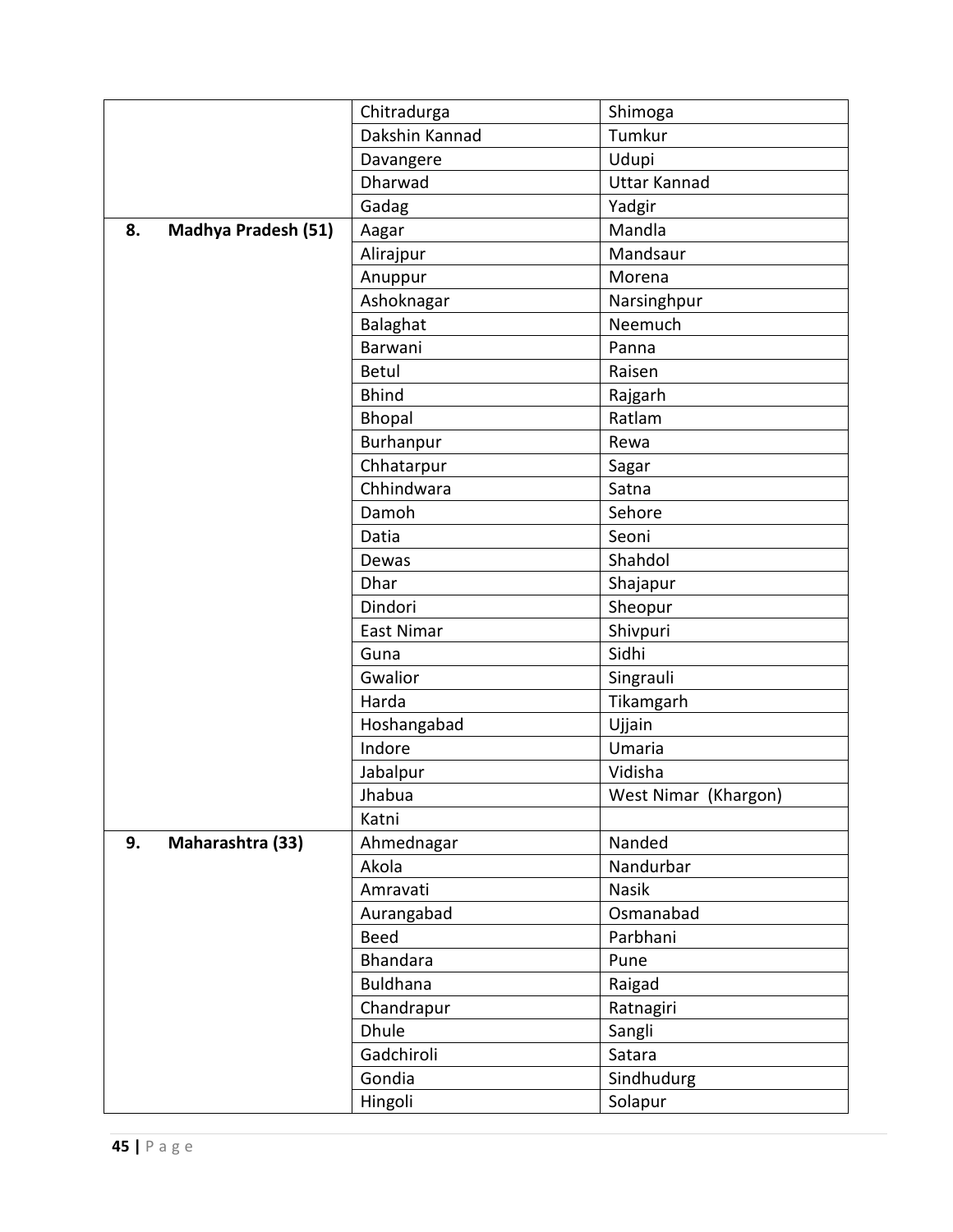|  |  |  |
|---|---|---|
|  | Chitradurga | Shimoga |
|  | Dakshin Kannad | Tumkur |
|  | Davangere | Udupi |
|  | Dharwad | Uttar Kannad |
|  | Gadag | Yadgir |
| **8. Madhya Pradesh (51)** | Aagar | Mandla |
|  | Alirajpur | Mandsaur |
|  | Anuppur | Morena |
|  | Ashoknagar | Narsinghpur |
|  | Balaghat | Neemuch |
|  | Barwani | Panna |
|  | Betul | Raisen |
|  | Bhind | Rajgarh |
|  | Bhopal | Ratlam |
|  | Burhanpur | Rewa |
|  | Chhatarpur | Sagar |
|  | Chhindwara | Satna |
|  | Damoh | Sehore |
|  | Datia | Seoni |
|  | Dewas | Shahdol |
|  | Dhar | Shajapur |
|  | Dindori | Sheopur |
|  | East Nimar | Shivpuri |
|  | Guna | Sidhi |
|  | Gwalior | Singrauli |
|  | Harda | Tikamgarh |
|  | Hoshangabad | Ujjain |
|  | Indore | Umaria |
|  | Jabalpur | Vidisha |
|  | Jhabua | West Nimar (Khargon) |
|  | Katni |  |
| **9. Maharashtra (33)** | Ahmednagar | Nanded |
|  | Akola | Nandurbar |
|  | Amravati | Nasik |
|  | Aurangabad | Osmanabad |
|  | Beed | Parbhani |
|  | Bhandara | Pune |
|  | Buldhana | Raigad |
|  | Chandrapur | Ratnagiri |
|  | Dhule | Sangli |
|  | Gadchiroli | Satara |
|  | Gondia | Sindhudurg |
|  | Hingoli | Solapur |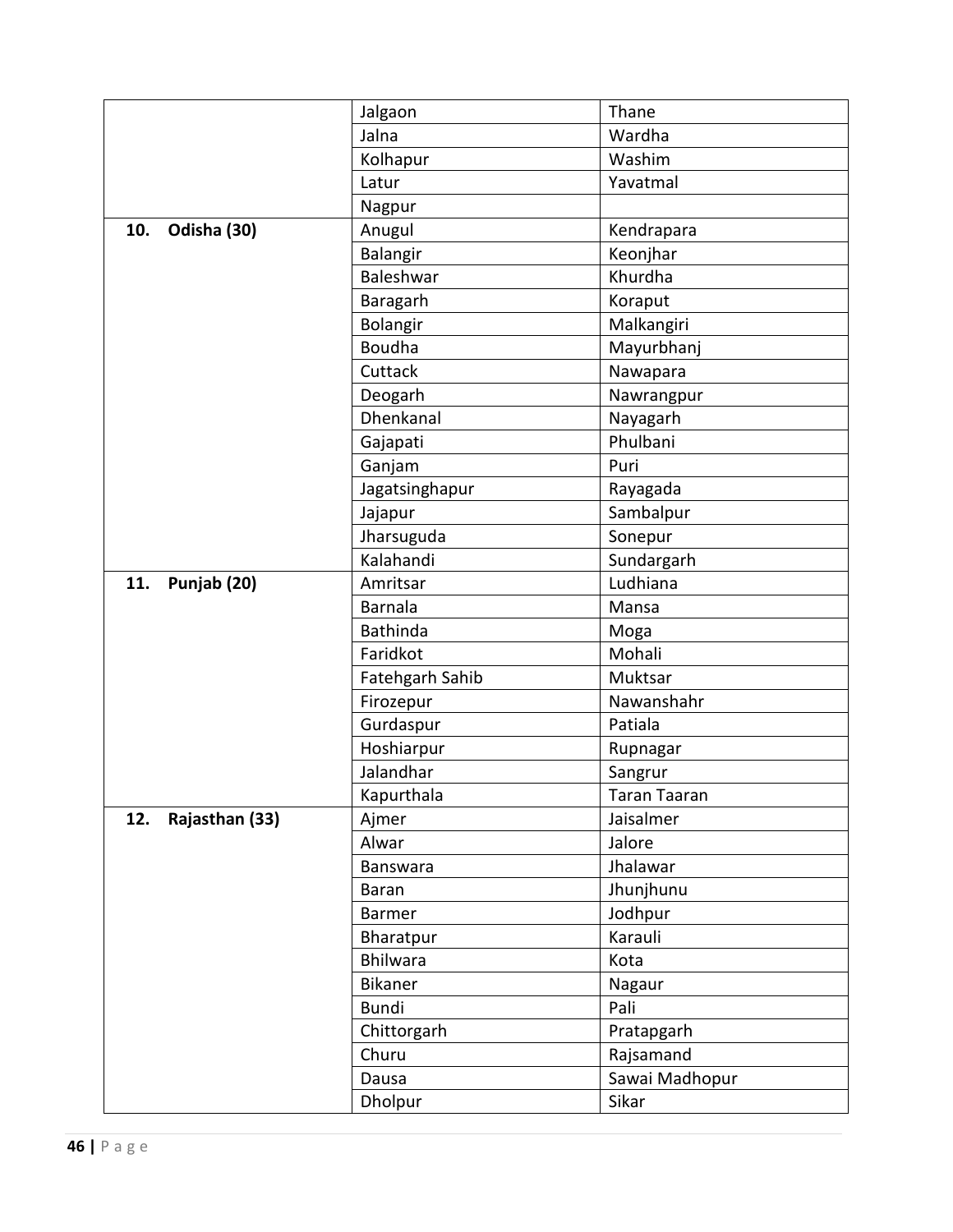| | | |
|---|---|---|
| | Jalgaon | Thane |
| | Jalna | Wardha |
| | Kolhapur | Washim |
| | Latur | Yavatmal |
| | Nagpur | |
| **10. Odisha (30)** | Anugul | Kendrapara |
| | Balangir | Keonjhar |
| | Baleshwar | Khurdha |
| | Baragarh | Koraput |
| | Bolangir | Malkangiri |
| | Boudha | Mayurbhanj |
| | Cuttack | Nawapara |
| | Deogarh | Nawrangpur |
| | Dhenkanal | Nayagarh |
| | Gajapati | Phulbani |
| | Ganjam | Puri |
| | Jagatsinghapur | Rayagada |
| | Jajapur | Sambalpur |
| | Jharsuguda | Sonepur |
| | Kalahandi | Sundargarh |
| **11. Punjab (20)** | Amritsar | Ludhiana |
| | Barnala | Mansa |
| | Bathinda | Moga |
| | Faridkot | Mohali |
| | Fatehgarh Sahib | Muktsar |
| | Firozepur | Nawanshahr |
| | Gurdaspur | Patiala |
| | Hoshiarpur | Rupnagar |
| | Jalandhar | Sangrur |
| | Kapurthala | Taran Taaran |
| **12. Rajasthan (33)** | Ajmer | Jaisalmer |
| | Alwar | Jalore |
| | Banswara | Jhalawar |
| | Baran | Jhunjhunu |
| | Barmer | Jodhpur |
| | Bharatpur | Karauli |
| | Bhilwara | Kota |
| | Bikaner | Nagaur |
| | Bundi | Pali |
| | Chittorgarh | Pratapgarh |
| | Churu | Rajsamand |
| | Dausa | Sawai Madhopur |
| | Dholpur | Sikar |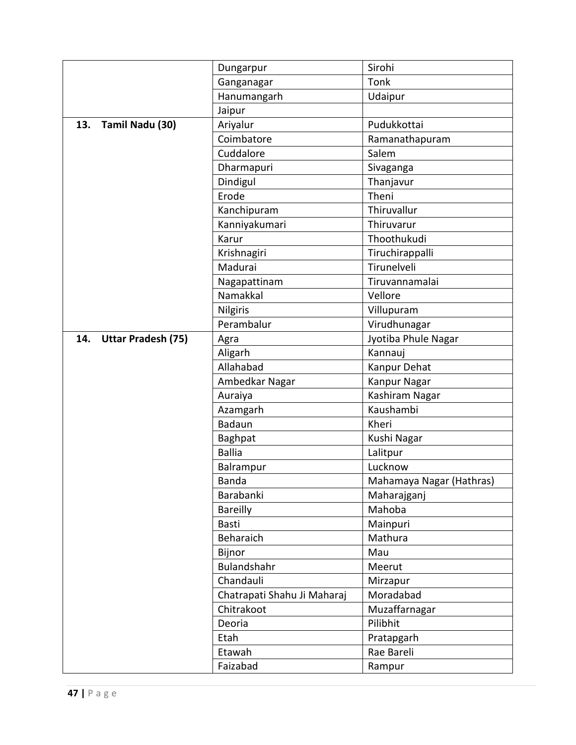| | | |
|---|---|---|
| | Dungarpur | Sirohi |
| | Ganganagar | Tonk |
| | Hanumangarh | Udaipur |
| | Jaipur | |
| **13. Tamil Nadu (30)** | Ariyalur | Pudukkottai |
| | Coimbatore | Ramanathapuram |
| | Cuddalore | Salem |
| | Dharmapuri | Sivaganga |
| | Dindigul | Thanjavur |
| | Erode | Theni |
| | Kanchipuram | Thiruvallur |
| | Kanniyakumari | Thiruvarur |
| | Karur | Thoothukudi |
| | Krishnagiri | Tiruchirappalli |
| | Madurai | Tirunelveli |
| | Nagapattinam | Tiruvannamalai |
| | Namakkal | Vellore |
| | Nilgiris | Villupuram |
| | Perambalur | Virudhunagar |
| **14. Uttar Pradesh (75)** | Agra | Jyotiba Phule Nagar |
| | Aligarh | Kannauj |
| | Allahabad | Kanpur Dehat |
| | Ambedkar Nagar | Kanpur Nagar |
| | Auraiya | Kashiram Nagar |
| | Azamgarh | Kaushambi |
| | Badaun | Kheri |
| | Baghpat | Kushi Nagar |
| | Ballia | Lalitpur |
| | Balrampur | Lucknow |
| | Banda | Mahamaya Nagar (Hathras) |
| | Barabanki | Maharajganj |
| | Bareilly | Mahoba |
| | Basti | Mainpuri |
| | Beharaich | Mathura |
| | Bijnor | Mau |
| | Bulandshahr | Meerut |
| | Chandauli | Mirzapur |
| | Chatrapati Shahu Ji Maharaj | Moradabad |
| | Chitrakoot | Muzaffarnagar |
| | Deoria | Pilibhit |
| | Etah | Pratapgarh |
| | Etawah | Rae Bareli |
| | Faizabad | Rampur |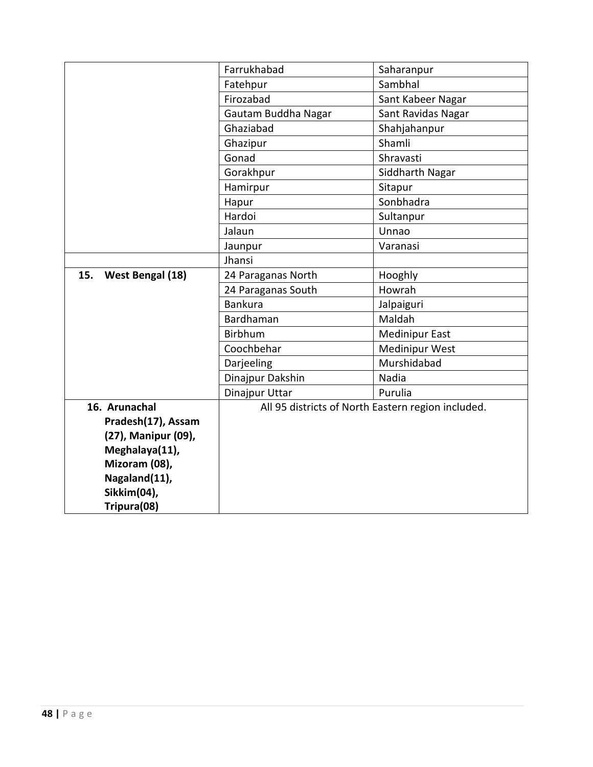| | | |
|---|---|---|
| | Farrukhabad | Saharanpur |
| | Fatehpur | Sambhal |
| | Firozabad | Sant Kabeer Nagar |
| | Gautam Buddha Nagar | Sant Ravidas Nagar |
| | Ghaziabad | Shahjahanpur |
| | Ghazipur | Shamli |
| | Gonad | Shravasti |
| | Gorakhpur | Siddharth Nagar |
| | Hamirpur | Sitapur |
| | Hapur | Sonbhadra |
| | Hardoi | Sultanpur |
| | Jalaun | Unnao |
| | Jaunpur | Varanasi |
| | Jhansi | |
| **15. West Bengal (18)** | 24 Paraganas North | Hooghly |
| | 24 Paraganas South | Howrah |
| | Bankura | Jalpaiguri |
| | Bardhaman | Maldah |
| | Birbhum | Medinipur East |
| | Coochbehar | Medinipur West |
| | Darjeeling | Murshidabad |
| | Dinajpur Dakshin | Nadia |
| | Dinajpur Uttar | Purulia |
| **16. Arunachal Pradesh(17), Assam (27), Manipur (09), Meghalaya(11), Mizoram (08), Nagaland(11), Sikkim(04), Tripura(08)** | All 95 districts of North Eastern region included. | |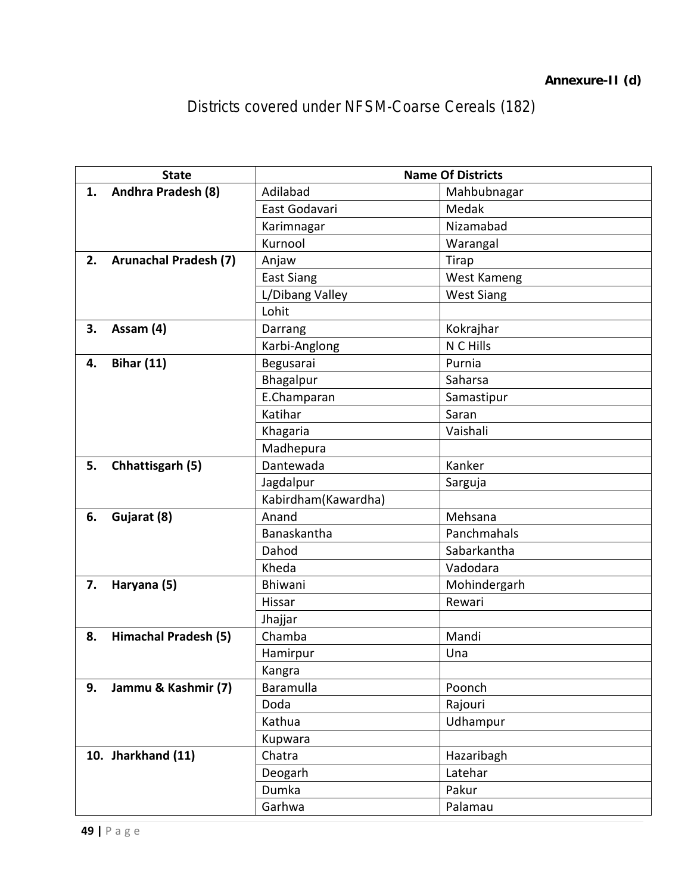**Annexure-II (d)**

# Districts covered under NFSM-Coarse Cereals (182)

| State | Name Of Districts | |
|---|---|---|
| 1. Andhra Pradesh (8) | Adilabad | Mahbubnagar |
| | East Godavari | Medak |
| | Karimnagar | Nizamabad |
| | Kurnool | Warangal |
| 2. Arunachal Pradesh (7) | Anjaw | Tirap |
| | East Siang | West Kameng |
| | L/Dibang Valley | West Siang |
| | Lohit | |
| 3. Assam (4) | Darrang | Kokrajhar |
| | Karbi-Anglong | N C Hills |
| 4. Bihar (11) | Begusarai | Purnia |
| | Bhagalpur | Saharsa |
| | E.Champaran | Samastipur |
| | Katihar | Saran |
| | Khagaria | Vaishali |
| | Madhepura | |
| 5. Chhattisgarh (5) | Dantewada | Kanker |
| | Jagdalpur | Sarguja |
| | Kabirdham(Kawardha) | |
| 6. Gujarat (8) | Anand | Mehsana |
| | Banaskantha | Panchmahals |
| | Dahod | Sabarkantha |
| | Kheda | Vadodara |
| 7. Haryana (5) | Bhiwani | Mohindergarh |
| | Hissar | Rewari |
| | Jhajjar | |
| 8. Himachal Pradesh (5) | Chamba | Mandi |
| | Hamirpur | Una |
| | Kangra | |
| 9. Jammu & Kashmir (7) | Baramulla | Poonch |
| | Doda | Rajouri |
| | Kathua | Udhampur |
| | Kupwara | |
| 10. Jharkhand (11) | Chatra | Hazaribagh |
| | Deogarh | Latehar |
| | Dumka | Pakur |
| | Garhwa | Palamau |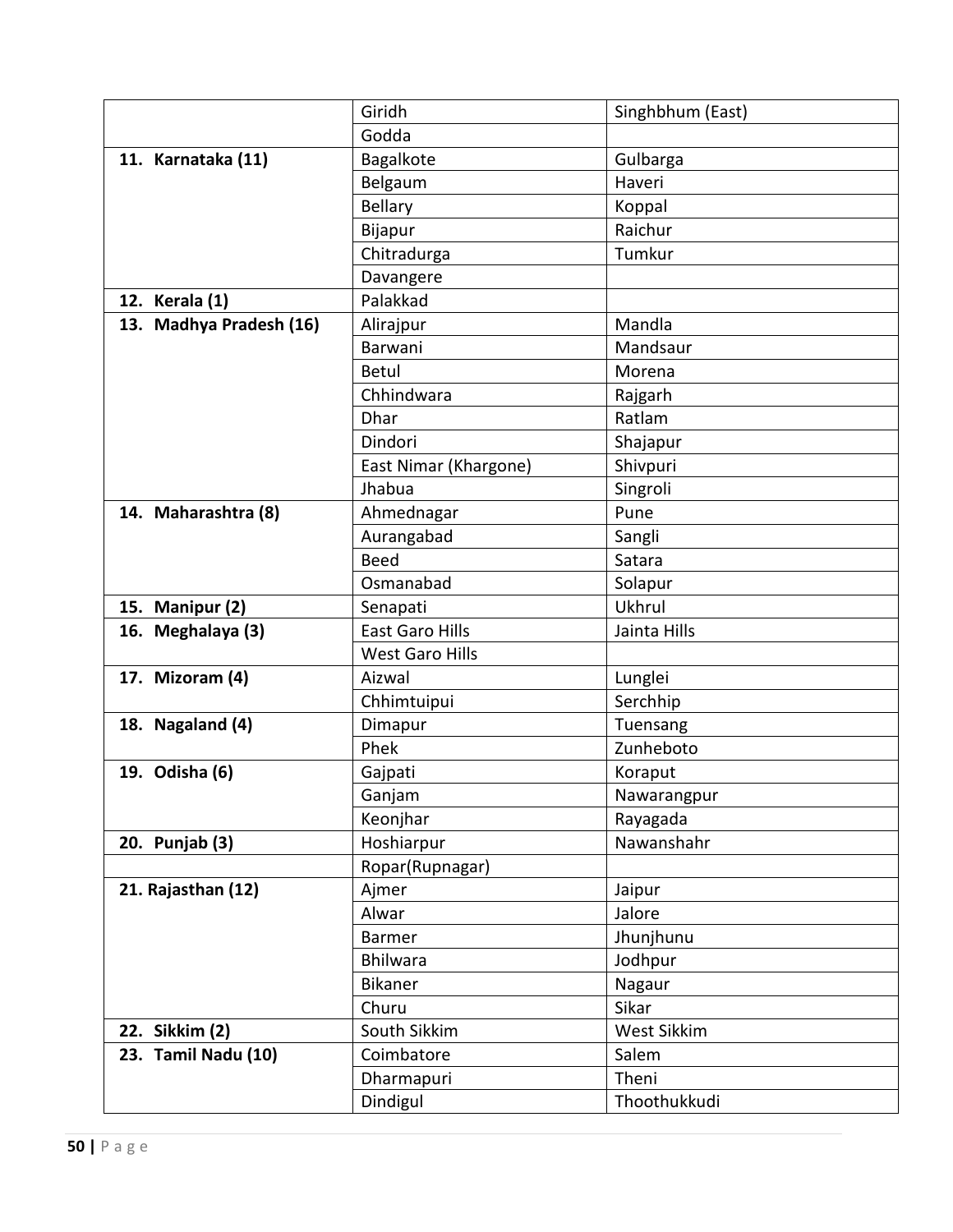| | | |
|---|---|---|
| | Giridh | Singhbhum (East) |
| | Godda | |
| **11. Karnataka (11)** | Bagalkote | Gulbarga |
| | Belgaum | Haveri |
| | Bellary | Koppal |
| | Bijapur | Raichur |
| | Chitradurga | Tumkur |
| | Davangere | |
| **12. Kerala (1)** | Palakkad | |
| **13. Madhya Pradesh (16)** | Alirajpur | Mandla |
| | Barwani | Mandsaur |
| | Betul | Morena |
| | Chhindwara | Rajgarh |
| | Dhar | Ratlam |
| | Dindori | Shajapur |
| | East Nimar (Khargone) | Shivpuri |
| | Jhabua | Singroli |
| **14. Maharashtra (8)** | Ahmednagar | Pune |
| | Aurangabad | Sangli |
| | Beed | Satara |
| | Osmanabad | Solapur |
| **15. Manipur (2)** | Senapati | Ukhrul |
| **16. Meghalaya (3)** | East Garo Hills | Jainta Hills |
| | West Garo Hills | |
| **17. Mizoram (4)** | Aizwal | Lunglei |
| | Chhimtuipui | Serchhip |
| **18. Nagaland (4)** | Dimapur | Tuensang |
| | Phek | Zunheboto |
| **19. Odisha (6)** | Gajpati | Koraput |
| | Ganjam | Nawarangpur |
| | Keonjhar | Rayagada |
| **20. Punjab (3)** | Hoshiarpur | Nawanshahr |
| | Ropar(Rupnagar) | |
| **21. Rajasthan (12)** | Ajmer | Jaipur |
| | Alwar | Jalore |
| | Barmer | Jhunjhunu |
| | Bhilwara | Jodhpur |
| | Bikaner | Nagaur |
| | Churu | Sikar |
| **22. Sikkim (2)** | South Sikkim | West Sikkim |
| **23. Tamil Nadu (10)** | Coimbatore | Salem |
| | Dharmapuri | Theni |
| | Dindigul | Thoothukkudi |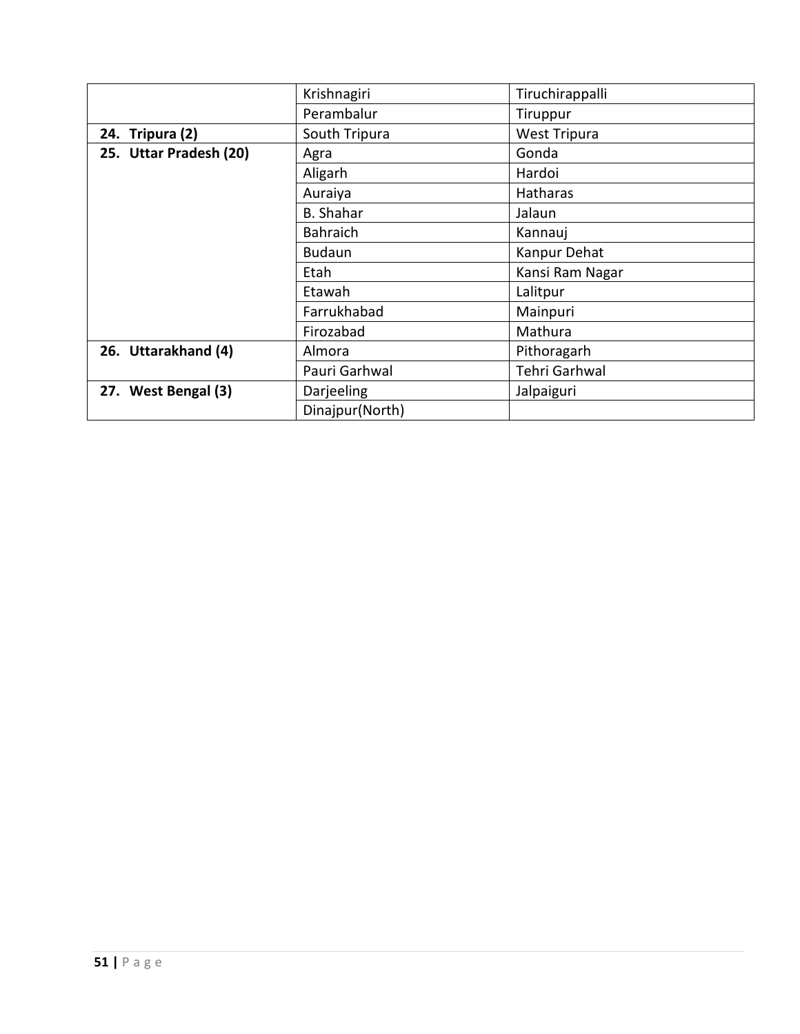| | | |
|---|---|---|
| | Krishnagiri | Tiruchirappalli |
| | Perambalur | Tiruppur |
| **24. Tripura (2)** | South Tripura | West Tripura |
| **25. Uttar Pradesh (20)** | Agra | Gonda |
| | Aligarh | Hardoi |
| | Auraiya | Hatharas |
| | B. Shahar | Jalaun |
| | Bahraich | Kannauj |
| | Budaun | Kanpur Dehat |
| | Etah | Kansi Ram Nagar |
| | Etawah | Lalitpur |
| | Farrukhabad | Mainpuri |
| | Firozabad | Mathura |
| **26. Uttarakhand (4)** | Almora | Pithoragarh |
| | Pauri Garhwal | Tehri Garhwal |
| **27. West Bengal (3)** | Darjeeling | Jalpaiguri |
| | Dinajpur(North) | |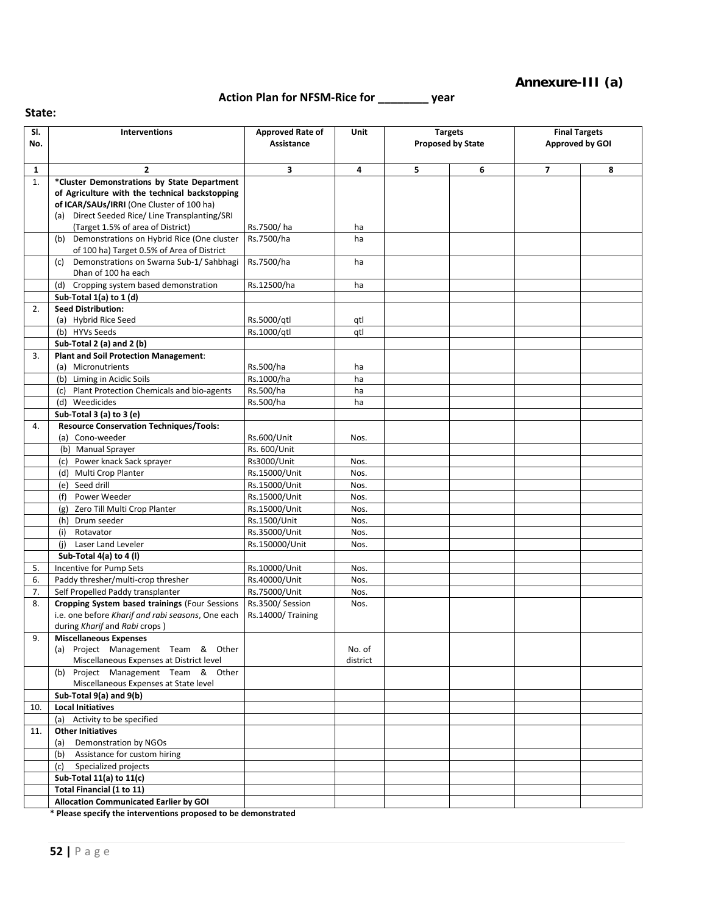**Annexure-III (a)**

**Action Plan for NFSM-Rice for \_\_\_\_\_\_\_\_ year**

**State:**

| Sl. No. | Interventions | Approved Rate of Assistance | Unit | Targets Proposed by State | | Final Targets Approved by GOI | |
|---|---|---|---|---|---|---|---|
| 1 | 2 | 3 | 4 | 5 | 6 | 7 | 8 |
| 1. | **\*Cluster Demonstrations by State Department of Agriculture with the technical backstopping of ICAR/SAUs/IRRI** (One Cluster of 100 ha)<br>(a) Direct Seeded Rice/ Line Transplanting/SRI (Target 1.5% of area of District) | Rs.7500/ ha | ha | | | | |
| | (b) Demonstrations on Hybrid Rice (One cluster of 100 ha) Target 0.5% of Area of District | Rs.7500/ha | ha | | | | |
| | (c) Demonstrations on Swarna Sub-1/ Sahbhagi Dhan of 100 ha each | Rs.7500/ha | ha | | | | |
| | (d) Cropping system based demonstration | Rs.12500/ha | ha | | | | |
| | **Sub-Total 1(a) to 1 (d)** | | | | | | |
| 2. | **Seed Distribution:**<br>(a) Hybrid Rice Seed | Rs.5000/qtl | qtl | | | | |
| | (b) HYVs Seeds | Rs.1000/qtl | qtl | | | | |
| | **Sub-Total 2 (a) and 2 (b)** | | | | | | |
| 3. | **Plant and Soil Protection Management**:<br>(a) Micronutrients | Rs.500/ha | ha | | | | |
| | (b) Liming in Acidic Soils | Rs.1000/ha | ha | | | | |
| | (c) Plant Protection Chemicals and bio-agents | Rs.500/ha | ha | | | | |
| | (d) Weedicides | Rs.500/ha | ha | | | | |
| | **Sub-Total 3 (a) to 3 (e)** | | | | | | |
| 4. | **Resource Conservation Techniques/Tools:**<br>(a) Cono-weeder | Rs.600/Unit | Nos. | | | | |
| | (b) Manual Sprayer | Rs. 600/Unit | | | | | |
| | (c) Power knack Sack sprayer | Rs3000/Unit | Nos. | | | | |
| | (d) Multi Crop Planter | Rs.15000/Unit | Nos. | | | | |
| | (e) Seed drill | Rs.15000/Unit | Nos. | | | | |
| | (f) Power Weeder | Rs.15000/Unit | Nos. | | | | |
| | (g) Zero Till Multi Crop Planter | Rs.15000/Unit | Nos. | | | | |
| | (h) Drum seeder | Rs.1500/Unit | Nos. | | | | |
| | (i) Rotavator | Rs.35000/Unit | Nos. | | | | |
| | (j) Laser Land Leveler | Rs.150000/Unit | Nos. | | | | |
| | **Sub-Total 4(a) to 4 (l)** | | | | | | |
| 5. | Incentive for Pump Sets | Rs.10000/Unit | Nos. | | | | |
| 6. | Paddy thresher/multi-crop thresher | Rs.40000/Unit | Nos. | | | | |
| 7. | Self Propelled Paddy transplanter | Rs.75000/Unit | Nos. | | | | |
| 8. | **Cropping System based trainings** (Four Sessions i.e. one before *Kharif and rabi seasons*, One each during *Kharif* and *Rabi* crops ) | Rs.3500/ Session<br>Rs.14000/ Training | Nos. | | | | |
| 9. | **Miscellaneous Expenses**<br>(a) Project Management Team & Other Miscellaneous Expenses at District level | | No. of district | | | | |
| | (b) Project Management Team & Other Miscellaneous Expenses at State level | | | | | | |
| | **Sub-Total 9(a) and 9(b)** | | | | | | |
| 10. | **Local Initiatives** | | | | | | |
| | (a) Activity to be specified | | | | | | |
| 11. | **Other Initiatives**<br>(a) Demonstration by NGOs | | | | | | |
| | (b) Assistance for custom hiring | | | | | | |
| | (c) Specialized projects | | | | | | |
| | **Sub-Total 11(a) to 11(c)** | | | | | | |
| | **Total Financial (1 to 11)** | | | | | | |
| | **Allocation Communicated Earlier by GOI** | | | | | | |

**\* Please specify the interventions proposed to be demonstrated**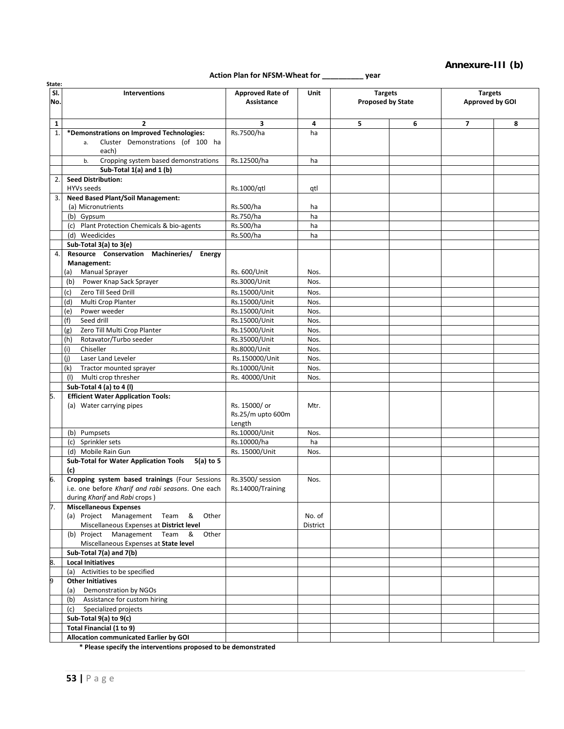**Annexure-III (b)**

**Action Plan for NFSM-Wheat for __________ year**

**State:**

| Sl. No. | Interventions | Approved Rate of Assistance | Unit | Targets Proposed by State | | Targets Approved by GOI | |
|---|---|---|---|---|---|---|---|
| **1** | **2** | **3** | **4** | **5** | **6** | **7** | **8** |
| 1. | ***Demonstrations on Improved Technologies:** a. Cluster Demonstrations (of 100 ha each) | Rs.7500/ha | ha | | | | |
| | b. Cropping system based demonstrations | Rs.12500/ha | ha | | | | |
| | **Sub-Total 1(a) and 1 (b)** | | | | | | |
| 2. | **Seed Distribution:** HYVs seeds | Rs.1000/qtl | qtl | | | | |
| 3. | **Need Based Plant/Soil Management:** (a) Micronutrients | Rs.500/ha | ha | | | | |
| | (b) Gypsum | Rs.750/ha | ha | | | | |
| | (c) Plant Protection Chemicals & bio-agents | Rs.500/ha | ha | | | | |
| | (d) Weedicides | Rs.500/ha | ha | | | | |
| | **Sub-Total 3(a) to 3(e)** | | | | | | |
| 4. | **Resource Conservation Machineries/ Energy Management:** (a) Manual Sprayer | Rs. 600/Unit | Nos. | | | | |
| | (b) Power Knap Sack Sprayer | Rs.3000/Unit | Nos. | | | | |
| | (c) Zero Till Seed Drill | Rs.15000/Unit | Nos. | | | | |
| | (d) Multi Crop Planter | Rs.15000/Unit | Nos. | | | | |
| | (e) Power weeder | Rs.15000/Unit | Nos. | | | | |
| | (f) Seed drill | Rs.15000/Unit | Nos. | | | | |
| | (g) Zero Till Multi Crop Planter | Rs.15000/Unit | Nos. | | | | |
| | (h) Rotavator/Turbo seeder | Rs.35000/Unit | Nos. | | | | |
| | (i) Chiseller | Rs.8000/Unit | Nos. | | | | |
| | (j) Laser Land Leveler | Rs.150000/Unit | Nos. | | | | |
| | (k) Tractor mounted sprayer | Rs.10000/Unit | Nos. | | | | |
| | (l) Multi crop thresher | Rs. 40000/Unit | Nos. | | | | |
| | **Sub-Total 4 (a) to 4 (l)** | | | | | | |
| 5. | **Efficient Water Application Tools:** (a) Water carrying pipes | Rs. 15000/ or Rs.25/m upto 600m Length | Mtr. | | | | |
| | (b) Pumpsets | Rs.10000/Unit | Nos. | | | | |
| | (c) Sprinkler sets | Rs.10000/ha | ha | | | | |
| | (d) Mobile Rain Gun | Rs. 15000/Unit | Nos. | | | | |
| | **Sub-Total for Water Application Tools 5(a) to 5 (c)** | | | | | | |
| 6. | **Cropping system based trainings** (Four Sessions i.e. one before *Kharif and rabi seasons*. One each during *Kharif* and *Rabi* crops ) | Rs.3500/ session Rs.14000/Training | Nos. | | | | |
| 7. | **Miscellaneous Expenses** (a) Project Management Team & Other Miscellaneous Expenses at **District level** | | No. of District | | | | |
| | (b) Project Management Team & Other Miscellaneous Expenses at **State level** | | | | | | |
| | **Sub-Total 7(a) and 7(b)** | | | | | | |
| 8. | **Local Initiatives** | | | | | | |
| | (a) Activities to be specified | | | | | | |
| 9 | **Other Initiatives** | | | | | | |
| | (a) Demonstration by NGOs | | | | | | |
| | (b) Assistance for custom hiring | | | | | | |
| | (c) Specialized projects | | | | | | |
| | **Sub-Total 9(a) to 9(c)** | | | | | | |
| | **Total Financial (1 to 9)** | | | | | | |
| | **Allocation communicated Earlier by GOI** | | | | | | |

**\* Please specify the interventions proposed to be demonstrated**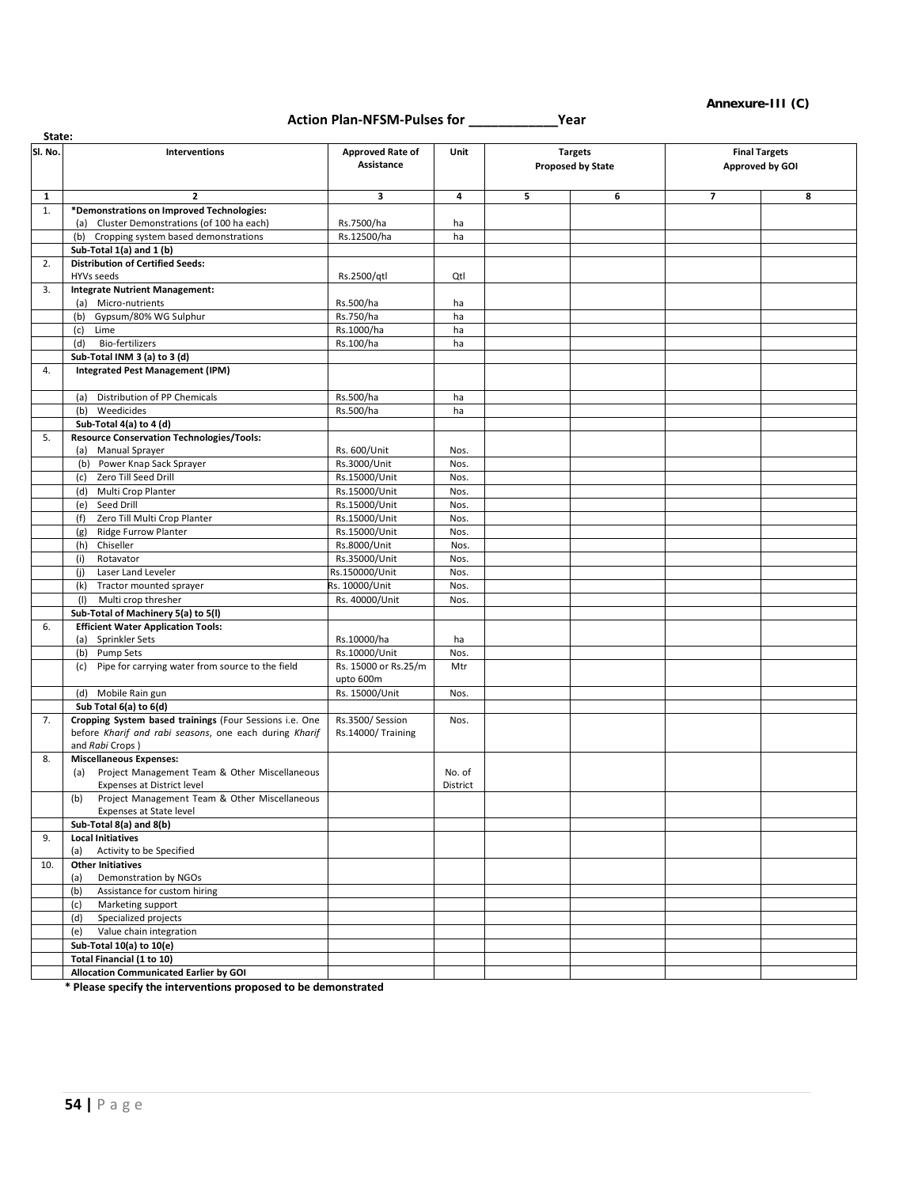**Annexure-III (C)**

## Action Plan-NFSM-Pulses for ____________Year

**State:**

| Sl. No. | Interventions | Approved Rate of Assistance | Unit | Targets Proposed by State | | Final Targets Approved by GOI | |
|---|---|---|---|---|---|---|---|
| **1** | **2** | **3** | **4** | **5** | **6** | **7** | **8** |
| 1. | **\*Demonstrations on Improved Technologies:** | | | | | | |
| | (a) Cluster Demonstrations (of 100 ha each) | Rs.7500/ha | ha | | | | |
| | (b) Cropping system based demonstrations | Rs.12500/ha | ha | | | | |
| | **Sub-Total 1(a) and 1 (b)** | | | | | | |
| 2. | **Distribution of Certified Seeds:** HYVs seeds | Rs.2500/qtl | Qtl | | | | |
| 3. | **Integrate Nutrient Management:** | | | | | | |
| | (a) Micro-nutrients | Rs.500/ha | ha | | | | |
| | (b) Gypsum/80% WG Sulphur | Rs.750/ha | ha | | | | |
| | (c) Lime | Rs.1000/ha | ha | | | | |
| | (d) Bio-fertilizers | Rs.100/ha | ha | | | | |
| | **Sub-Total INM 3 (a) to 3 (d)** | | | | | | |
| 4. | **Integrated Pest Management (IPM)** | | | | | | |
| | (a) Distribution of PP Chemicals | Rs.500/ha | ha | | | | |
| | (b) Weedicides | Rs.500/ha | ha | | | | |
| | **Sub-Total 4(a) to 4 (d)** | | | | | | |
| 5. | **Resource Conservation Technologies/Tools:** | | | | | | |
| | (a) Manual Sprayer | Rs. 600/Unit | Nos. | | | | |
| | (b) Power Knap Sack Sprayer | Rs.3000/Unit | Nos. | | | | |
| | (c) Zero Till Seed Drill | Rs.15000/Unit | Nos. | | | | |
| | (d) Multi Crop Planter | Rs.15000/Unit | Nos. | | | | |
| | (e) Seed Drill | Rs.15000/Unit | Nos. | | | | |
| | (f) Zero Till Multi Crop Planter | Rs.15000/Unit | Nos. | | | | |
| | (g) Ridge Furrow Planter | Rs.15000/Unit | Nos. | | | | |
| | (h) Chiseller | Rs.8000/Unit | Nos. | | | | |
| | (i) Rotavator | Rs.35000/Unit | Nos. | | | | |
| | (j) Laser Land Leveler | Rs.150000/Unit | Nos. | | | | |
| | (k) Tractor mounted sprayer | Rs. 10000/Unit | Nos. | | | | |
| | (l) Multi crop thresher | Rs. 40000/Unit | Nos. | | | | |
| | **Sub-Total of Machinery 5(a) to 5(l)** | | | | | | |
| 6. | **Efficient Water Application Tools:** | | | | | | |
| | (a) Sprinkler Sets | Rs.10000/ha | ha | | | | |
| | (b) Pump Sets | Rs.10000/Unit | Nos. | | | | |
| | (c) Pipe for carrying water from source to the field | Rs. 15000 or Rs.25/m upto 600m | Mtr | | | | |
| | (d) Mobile Rain gun | Rs. 15000/Unit | Nos. | | | | |
| | **Sub Total 6(a) to 6(d)** | | | | | | |
| 7. | **Cropping System based trainings** (Four Sessions i.e. One before *Kharif and rabi seasons*, one each during *Kharif* and *Rabi* Crops ) | Rs.3500/ Session Rs.14000/ Training | Nos. | | | | |
| 8. | **Miscellaneous Expenses:** | | | | | | |
| | (a) Project Management Team & Other Miscellaneous Expenses at District level | | No. of District | | | | |
| | (b) Project Management Team & Other Miscellaneous Expenses at State level | | | | | | |
| | **Sub-Total 8(a) and 8(b)** | | | | | | |
| 9. | **Local Initiatives** (a) Activity to be Specified | | | | | | |
| 10. | **Other Initiatives** | | | | | | |
| | (a) Demonstration by NGOs | | | | | | |
| | (b) Assistance for custom hiring | | | | | | |
| | (c) Marketing support | | | | | | |
| | (d) Specialized projects | | | | | | |
| | (e) Value chain integration | | | | | | |
| | **Sub-Total 10(a) to 10(e)** | | | | | | |
| | **Total Financial (1 to 10)** | | | | | | |
| | **Allocation Communicated Earlier by GOI** | | | | | | |

**\* Please specify the interventions proposed to be demonstrated**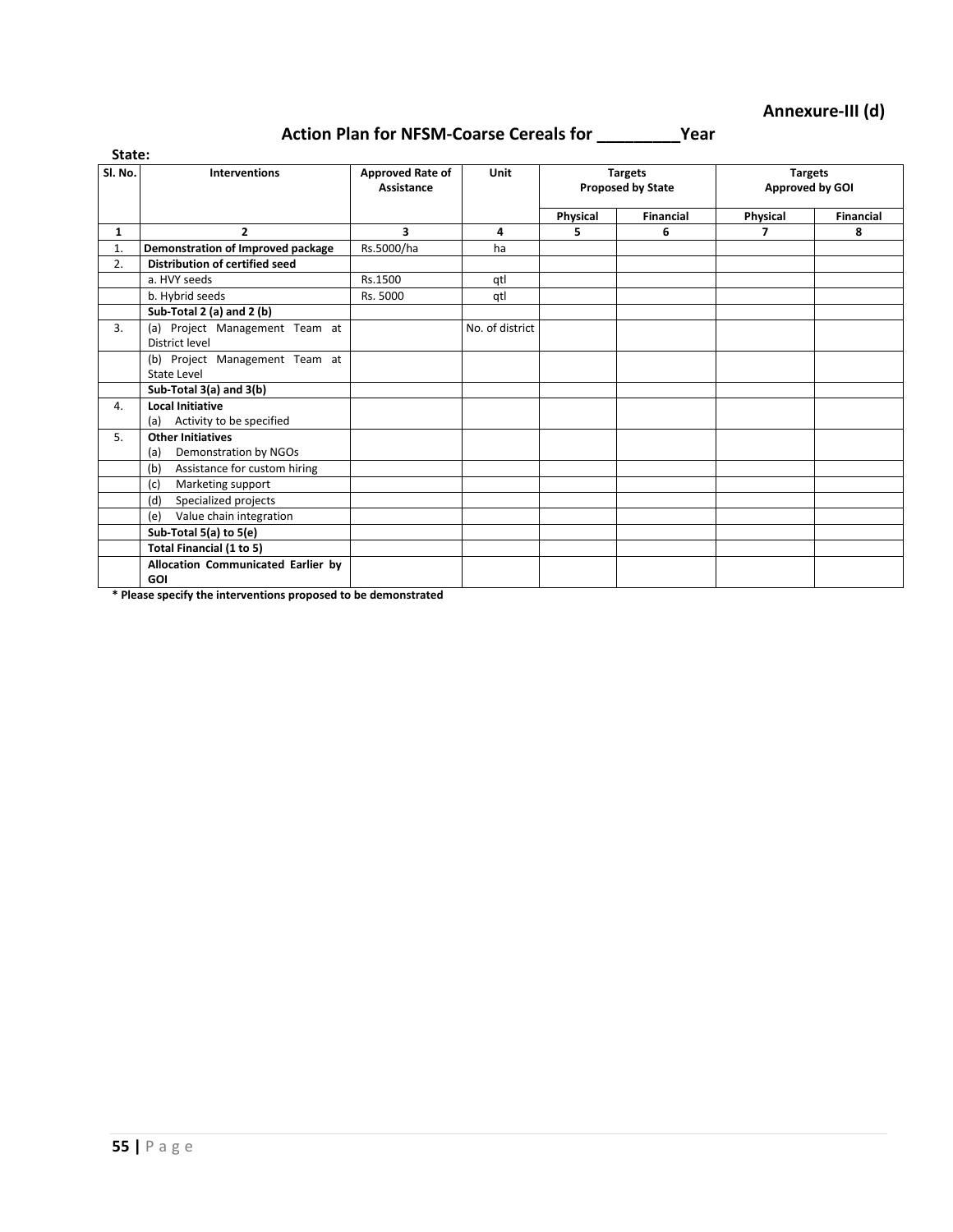**Annexure-III (d)**

## Action Plan for NFSM-Coarse Cereals for _________Year

**State:**

| Sl. No. | Interventions | Approved Rate of Assistance | Unit | Targets Proposed by State | | Targets Approved by GOI | |
|---|---|---|---|---|---|---|---|
| | | | | Physical | Financial | Physical | Financial |
| 1 | 2 | 3 | 4 | 5 | 6 | 7 | 8 |
| 1. | **Demonstration of Improved package** | Rs.5000/ha | ha | | | | |
| 2. | **Distribution of certified seed** | | | | | | |
| | a. HVY seeds | Rs.1500 | qtl | | | | |
| | b. Hybrid seeds | Rs. 5000 | qtl | | | | |
| | **Sub-Total 2 (a) and 2 (b)** | | | | | | |
| 3. | (a) Project Management Team at District level | | No. of district | | | | |
| | (b) Project Management Team at State Level | | | | | | |
| | **Sub-Total 3(a) and 3(b)** | | | | | | |
| 4. | **Local Initiative**<br>(a) Activity to be specified | | | | | | |
| 5. | **Other Initiatives**<br>(a) Demonstration by NGOs | | | | | | |
| | (b) Assistance for custom hiring | | | | | | |
| | (c) Marketing support | | | | | | |
| | (d) Specialized projects | | | | | | |
| | (e) Value chain integration | | | | | | |
| | **Sub-Total 5(a) to 5(e)** | | | | | | |
| | **Total Financial (1 to 5)** | | | | | | |
| | **Allocation Communicated Earlier by GOI** | | | | | | |

**\* Please specify the interventions proposed to be demonstrated**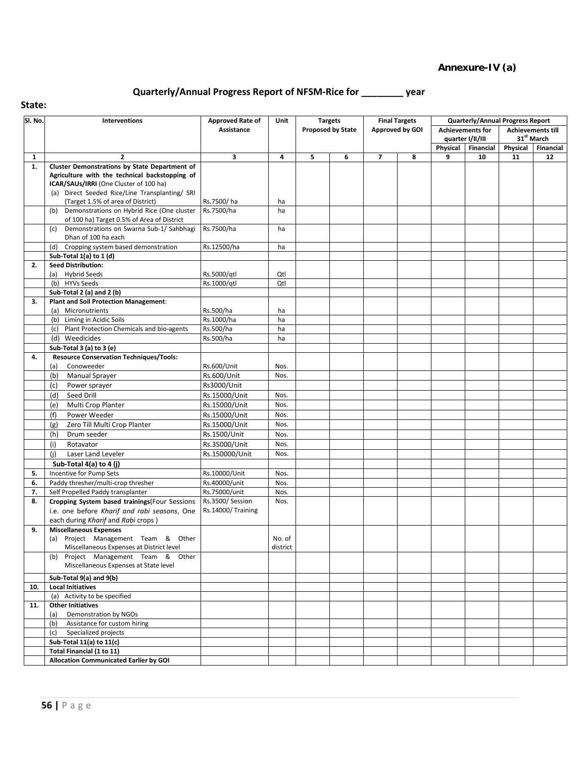**Annexure-IV (a)**

## Quarterly/Annual Progress Report of NFSM-Rice for ________ year

**State:**

| Sl. No. | Interventions | Approved Rate of Assistance | Unit | Targets Proposed by State | | Final Targets Approved by GOI | | Quarterly/Annual Progress Report | | | |
|---|---|---|---|---|---|---|---|---|---|---|---|
| | | | | | | | | Achievements for quarter I/II/III | | Achievements till 31st March | |
| | | | | | | | | Physical | Financial | Physical | Financial |
| 1 | 2 | 3 | 4 | 5 | 6 | 7 | 8 | 9 | 10 | 11 | 12 |
| 1. | **Cluster Demonstrations by State Department of Agriculture with the technical backstopping of ICAR/SAUs/IRRI** (One Cluster of 100 ha) | | | | | | | | | | |
| | (a) Direct Seeded Rice/Line Transplanting/ SRI (Target 1.5% of area of District) | Rs.7500/ ha | ha | | | | | | | | |
| | (b) Demonstrations on Hybrid Rice (One cluster of 100 ha) Target 0.5% of Area of District | Rs.7500/ha | ha | | | | | | | | |
| | (c) Demonstrations on Swarna Sub-1/ Sahbhagi Dhan of 100 ha each | Rs.7500/ha | ha | | | | | | | | |
| | (d) Cropping system based demonstration | Rs.12500/ha | ha | | | | | | | | |
| | **Sub-Total 1(a) to 1 (d)** | | | | | | | | | | |
| 2. | **Seed Distribution:** | | | | | | | | | | |
| | (a) Hybrid Seeds | Rs.5000/qtl | Qtl | | | | | | | | |
| | (b) HYVs Seeds | Rs.1000/qtl | Qtl | | | | | | | | |
| | **Sub-Total 2 (a) and 2 (b)** | | | | | | | | | | |
| 3. | **Plant and Soil Protection Management**: | | | | | | | | | | |
| | (a) Micronutrients | Rs.500/ha | ha | | | | | | | | |
| | (b) Liming in Acidic Soils | Rs.1000/ha | ha | | | | | | | | |
| | (c) Plant Protection Chemicals and bio-agents | Rs.500/ha | ha | | | | | | | | |
| | (d) Weedicides | Rs.500/ha | ha | | | | | | | | |
| | **Sub-Total 3 (a) to 3 (e)** | | | | | | | | | | |
| 4. | **Resource Conservation Techniques/Tools:** | | | | | | | | | | |
| | (a) Conoweeder | Rs.600/Unit | Nos. | | | | | | | | |
| | (b) Manual Sprayer | Rs.600/Unit | Nos. | | | | | | | | |
| | (c) Power sprayer | Rs3000/Unit | | | | | | | | | |
| | (d) Seed Drill | Rs.15000/Unit | Nos. | | | | | | | | |
| | (e) Multi Crop Planter | Rs.15000/Unit | Nos. | | | | | | | | |
| | (f) Power Weeder | Rs.15000/Unit | Nos. | | | | | | | | |
| | (g) Zero Till Multi Crop Planter | Rs.15000/Unit | Nos. | | | | | | | | |
| | (h) Drum seeder | Rs.1500/Unit | Nos. | | | | | | | | |
| | (i) Rotavator | Rs.35000/Unit | Nos. | | | | | | | | |
| | (j) Laser Land Leveler | Rs.150000/Unit | Nos. | | | | | | | | |
| | **Sub-Total 4(a) to 4 (j)** | | | | | | | | | | |
| 5. | Incentive for Pump Sets | Rs.10000/Unit | Nos. | | | | | | | | |
| 6. | Paddy thresher/multi-crop thresher | Rs.40000/unit | Nos. | | | | | | | | |
| 7. | Self Propelled Paddy transplanter | Rs.75000/unit | Nos. | | | | | | | | |
| 8. | **Cropping System based trainings**(Four Sessions i.e. one before *Kharif and rabi seasons*, One each during *Kharif* and *Rabi* crops ) | Rs.3500/ Session Rs.14000/ Training | Nos. | | | | | | | | |
| 9. | **Miscellaneous Expenses** | | | | | | | | | | |
| | (a) Project Management Team & Other Miscellaneous Expenses at District level | | No. of district | | | | | | | | |
| | (b) Project Management Team & Other Miscellaneous Expenses at State level | | | | | | | | | | |
| | **Sub-Total 9(a) and 9(b)** | | | | | | | | | | |
| 10. | **Local Initiatives** | | | | | | | | | | |
| | (a) Activity to be specified | | | | | | | | | | |
| 11. | **Other Initiatives** | | | | | | | | | | |
| | (a) Demonstration by NGOs | | | | | | | | | | |
| | (b) Assistance for custom hiring | | | | | | | | | | |
| | (c) Specialized projects | | | | | | | | | | |
| | **Sub-Total 11(a) to 11(c)** | | | | | | | | | | |
| | **Total Financial (1 to 11)** | | | | | | | | | | |
| | **Allocation Communicated Earlier by GOI** | | | | | | | | | | |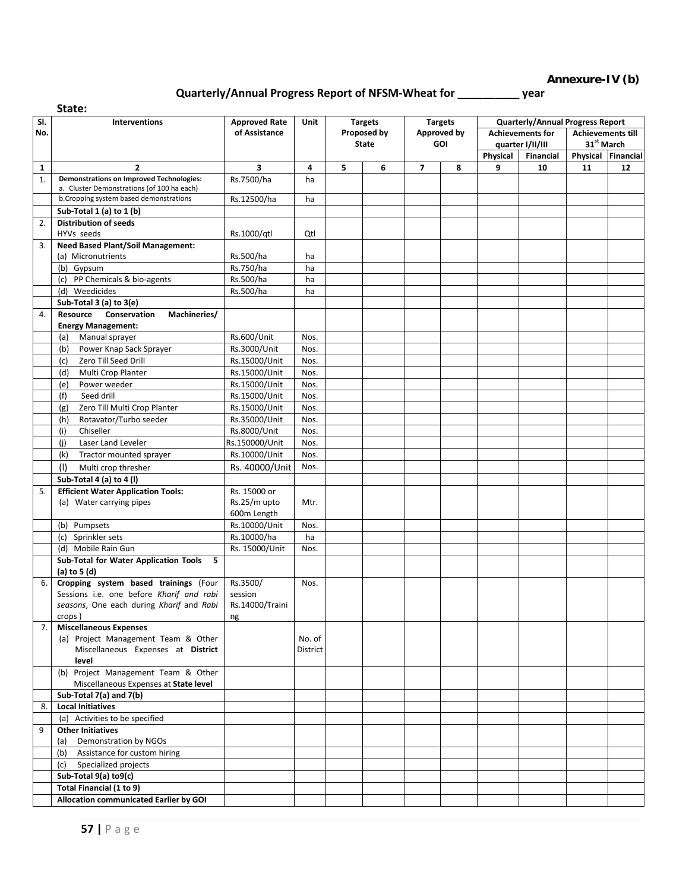**Annexure-IV (b)**

## Quarterly/Annual Progress Report of NFSM-Wheat for __________ year

**State:**

| Sl. No. | Interventions | Approved Rate of Assistance | Unit | Targets Proposed by State | | Targets Approved by GOI | | Quarterly/Annual Progress Report | | | |
|---|---|---|---|---|---|---|---|---|---|---|---|
| | | | | | | | | Achievements for quarter I/II/III | | Achievements till 31st March | |
| | | | | | | | | Physical | Financial | Physical | Financial |
| 1 | 2 | 3 | 4 | 5 | 6 | 7 | 8 | 9 | 10 | 11 | 12 |
| 1. | **Demonstrations on Improved Technologies:** a. Cluster Demonstrations (of 100 ha each) | Rs.7500/ha | ha | | | | | | | | |
| | b.Cropping system based demonstrations | Rs.12500/ha | ha | | | | | | | | |
| | **Sub-Total 1 (a) to 1 (b)** | | | | | | | | | | |
| 2. | **Distribution of seeds** HYVs seeds | Rs.1000/qtl | Qtl | | | | | | | | |
| 3. | **Need Based Plant/Soil Management:** | | | | | | | | | | |
| | (a) Micronutrients | Rs.500/ha | ha | | | | | | | | |
| | (b) Gypsum | Rs.750/ha | ha | | | | | | | | |
| | (c) PP Chemicals & bio-agents | Rs.500/ha | ha | | | | | | | | |
| | (d) Weedicides | Rs.500/ha | ha | | | | | | | | |
| | **Sub-Total 3 (a) to 3(e)** | | | | | | | | | | |
| 4. | **Resource Conservation Machineries/ Energy Management:** | | | | | | | | | | |
| | (a) Manual sprayer | Rs.600/Unit | Nos. | | | | | | | | |
| | (b) Power Knap Sack Sprayer | Rs.3000/Unit | Nos. | | | | | | | | |
| | (c) Zero Till Seed Drill | Rs.15000/Unit | Nos. | | | | | | | | |
| | (d) Multi Crop Planter | Rs.15000/Unit | Nos. | | | | | | | | |
| | (e) Power weeder | Rs.15000/Unit | Nos. | | | | | | | | |
| | (f) Seed drill | Rs.15000/Unit | Nos. | | | | | | | | |
| | (g) Zero Till Multi Crop Planter | Rs.15000/Unit | Nos. | | | | | | | | |
| | (h) Rotavator/Turbo seeder | Rs.35000/Unit | Nos. | | | | | | | | |
| | (i) Chiseller | Rs.8000/Unit | Nos. | | | | | | | | |
| | (j) Laser Land Leveler | Rs.150000/Unit | Nos. | | | | | | | | |
| | (k) Tractor mounted sprayer | Rs.10000/Unit | Nos. | | | | | | | | |
| | (l) Multi crop thresher | Rs. 40000/Unit | Nos. | | | | | | | | |
| | **Sub-Total 4 (a) to 4 (l)** | | | | | | | | | | |
| 5. | **Efficient Water Application Tools:** (a) Water carrying pipes | Rs. 15000 or Rs.25/m upto 600m Length | Mtr. | | | | | | | | |
| | (b) Pumpsets | Rs.10000/Unit | Nos. | | | | | | | | |
| | (c) Sprinkler sets | Rs.10000/ha | ha | | | | | | | | |
| | (d) Mobile Rain Gun | Rs. 15000/Unit | Nos. | | | | | | | | |
| | **Sub-Total for Water Application Tools 5 (a) to 5 (d)** | | | | | | | | | | |
| 6. | **Cropping system based trainings** (Four Sessions i.e. one before *Kharif and rabi seasons*, One each during *Kharif* and *Rabi* crops ) | Rs.3500/ session Rs.14000/Training | Nos. | | | | | | | | |
| 7. | **Miscellaneous Expenses** (a) Project Management Team & Other Miscellaneous Expenses at **District level** | | No. of District | | | | | | | | |
| | (b) Project Management Team & Other Miscellaneous Expenses at **State level** | | | | | | | | | | |
| | **Sub-Total 7(a) and 7(b)** | | | | | | | | | | |
| 8. | **Local Initiatives** | | | | | | | | | | |
| | (a) Activities to be specified | | | | | | | | | | |
| 9 | **Other Initiatives** (a) Demonstration by NGOs | | | | | | | | | | |
| | (b) Assistance for custom hiring | | | | | | | | | | |
| | (c) Specialized projects | | | | | | | | | | |
| | **Sub-Total 9(a) to9(c)** | | | | | | | | | | |
| | **Total Financial (1 to 9)** | | | | | | | | | | |
| | **Allocation communicated Earlier by GOI** | | | | | | | | | | |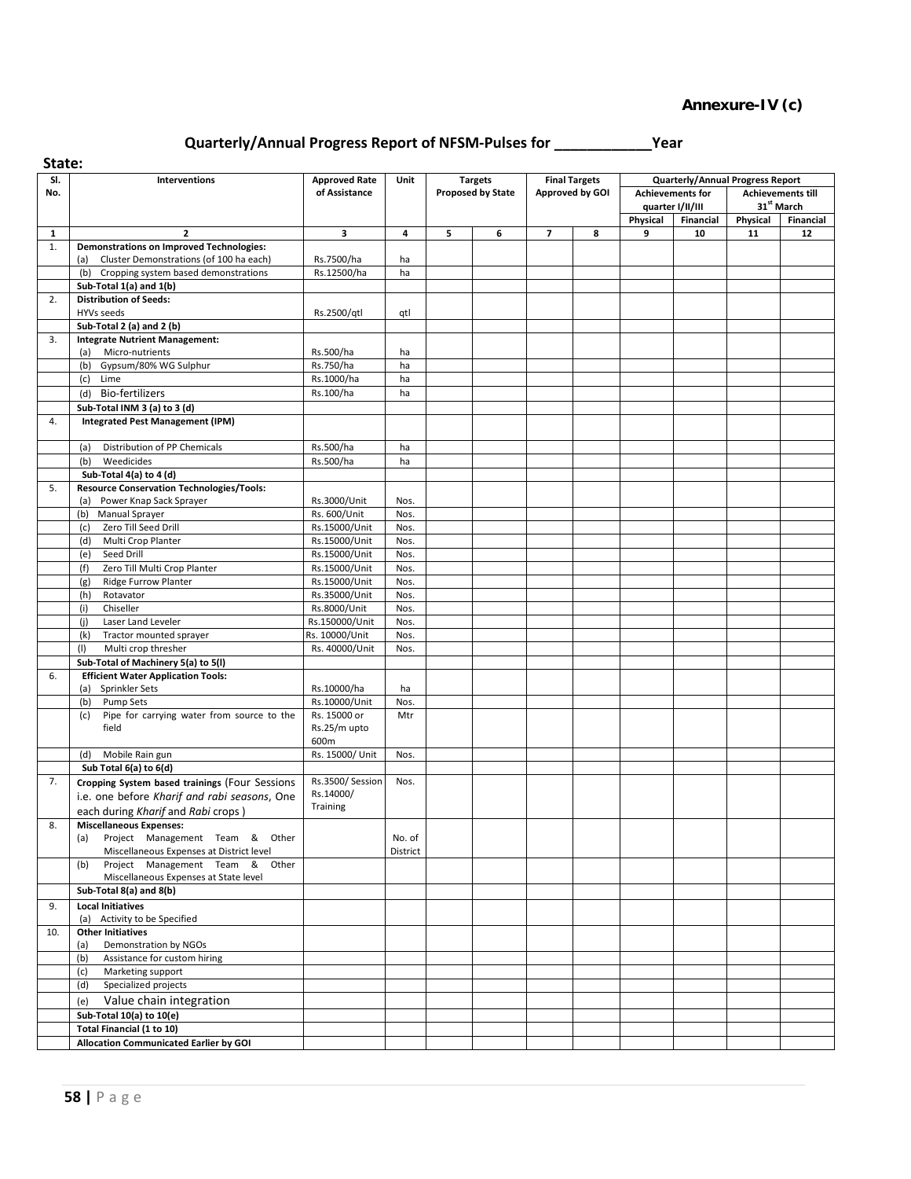**Annexure-IV (c)**

## Quarterly/Annual Progress Report of NFSM-Pulses for ___________Year

**State:**

| Sl. No. | Interventions | Approved Rate of Assistance | Unit | Targets Proposed by State | | Final Targets Approved by GOI | | Quarterly/Annual Progress Report | | | |
|---|---|---|---|---|---|---|---|---|---|---|---|
| | | | | | | | | Achievements for quarter I/II/III | | Achievements till 31st March | |
| | | | | | | | | Physical | Financial | Physical | Financial |
| 1 | 2 | 3 | 4 | 5 | 6 | 7 | 8 | 9 | 10 | 11 | 12 |
| 1. | **Demonstrations on Improved Technologies:** | | | | | | | | | | |
| | (a) Cluster Demonstrations (of 100 ha each) | Rs.7500/ha | ha | | | | | | | | |
| | (b) Cropping system based demonstrations | Rs.12500/ha | ha | | | | | | | | |
| | **Sub-Total 1(a) and 1(b)** | | | | | | | | | | |
| 2. | **Distribution of Seeds:** | | | | | | | | | | |
| | HYVs seeds | Rs.2500/qtl | qtl | | | | | | | | |
| | **Sub-Total 2 (a) and 2 (b)** | | | | | | | | | | |
| 3. | **Integrate Nutrient Management:** | | | | | | | | | | |
| | (a) Micro-nutrients | Rs.500/ha | ha | | | | | | | | |
| | (b) Gypsum/80% WG Sulphur | Rs.750/ha | ha | | | | | | | | |
| | (c) Lime | Rs.1000/ha | ha | | | | | | | | |
| | (d) Bio-fertilizers | Rs.100/ha | ha | | | | | | | | |
| | **Sub-Total INM 3 (a) to 3 (d)** | | | | | | | | | | |
| 4. | **Integrated Pest Management (IPM)** | | | | | | | | | | |
| | (a) Distribution of PP Chemicals | Rs.500/ha | ha | | | | | | | | |
| | (b) Weedicides | Rs.500/ha | ha | | | | | | | | |
| | **Sub-Total 4(a) to 4 (d)** | | | | | | | | | | |
| 5. | **Resource Conservation Technologies/Tools:** | | | | | | | | | | |
| | (a) Power Knap Sack Sprayer | Rs.3000/Unit | Nos. | | | | | | | | |
| | (b) Manual Sprayer | Rs. 600/Unit | Nos. | | | | | | | | |
| | (c) Zero Till Seed Drill | Rs.15000/Unit | Nos. | | | | | | | | |
| | (d) Multi Crop Planter | Rs.15000/Unit | Nos. | | | | | | | | |
| | (e) Seed Drill | Rs.15000/Unit | Nos. | | | | | | | | |
| | (f) Zero Till Multi Crop Planter | Rs.15000/Unit | Nos. | | | | | | | | |
| | (g) Ridge Furrow Planter | Rs.15000/Unit | Nos. | | | | | | | | |
| | (h) Rotavator | Rs.35000/Unit | Nos. | | | | | | | | |
| | (i) Chiseller | Rs.8000/Unit | Nos. | | | | | | | | |
| | (j) Laser Land Leveler | Rs.150000/Unit | Nos. | | | | | | | | |
| | (k) Tractor mounted sprayer | Rs. 10000/Unit | Nos. | | | | | | | | |
| | (l) Multi crop thresher | Rs. 40000/Unit | Nos. | | | | | | | | |
| | **Sub-Total of Machinery 5(a) to 5(l)** | | | | | | | | | | |
| 6. | **Efficient Water Application Tools:** | | | | | | | | | | |
| | (a) Sprinkler Sets | Rs.10000/ha | ha | | | | | | | | |
| | (b) Pump Sets | Rs.10000/Unit | Nos. | | | | | | | | |
| | (c) Pipe for carrying water from source to the field | Rs. 15000 or Rs.25/m upto 600m | Mtr | | | | | | | | |
| | (d) Mobile Rain gun | Rs. 15000/ Unit | Nos. | | | | | | | | |
| | **Sub Total 6(a) to 6(d)** | | | | | | | | | | |
| 7. | **Cropping System based trainings** (Four Sessions i.e. one before *Kharif and rabi seasons*, One each during *Kharif* and *Rabi* crops ) | Rs.3500/ Session Rs.14000/ Training | Nos. | | | | | | | | |
| 8. | **Miscellaneous Expenses:** | | | | | | | | | | |
| | (a) Project Management Team & Other Miscellaneous Expenses at District level | | No. of District | | | | | | | | |
| | (b) Project Management Team & Other Miscellaneous Expenses at State level | | | | | | | | | | |
| | **Sub-Total 8(a) and 8(b)** | | | | | | | | | | |
| 9. | **Local Initiatives** | | | | | | | | | | |
| | (a) Activity to be Specified | | | | | | | | | | |
| 10. | **Other Initiatives** | | | | | | | | | | |
| | (a) Demonstration by NGOs | | | | | | | | | | |
| | (b) Assistance for custom hiring | | | | | | | | | | |
| | (c) Marketing support | | | | | | | | | | |
| | (d) Specialized projects | | | | | | | | | | |
| | (e) Value chain integration | | | | | | | | | | |
| | **Sub-Total 10(a) to 10(e)** | | | | | | | | | | |
| | **Total Financial (1 to 10)** | | | | | | | | | | |
| | **Allocation Communicated Earlier by GOI** | | | | | | | | | | |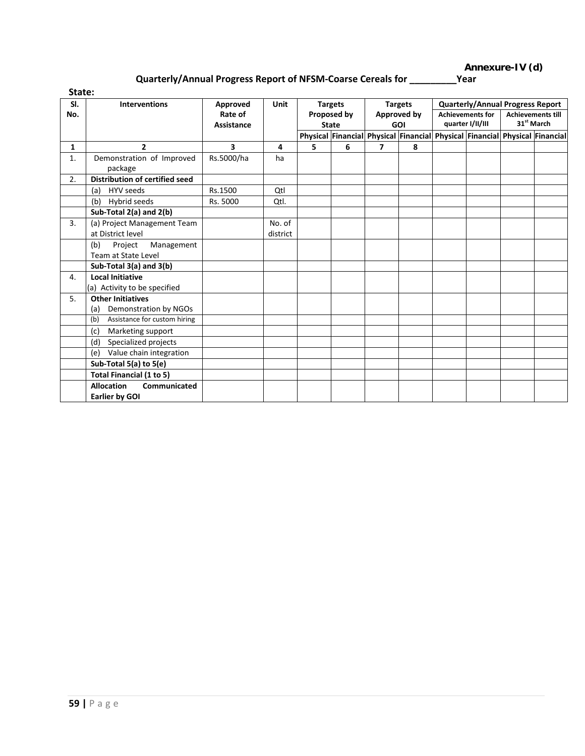**Annexure-IV (d)**

## Quarterly/Annual Progress Report of NFSM-Coarse Cereals for ________Year

**State:**

| Sl. No. | Interventions | Approved Rate of Assistance | Unit | Targets Proposed by State | | Targets Approved by GOI | | Quarterly/Annual Progress Report | | | |
|---|---|---|---|---|---|---|---|---|---|---|---|
| | | | | | | | | Achievements for quarter I/II/III | | Achievements till 31st March | |
| | | | | Physical | Financial | Physical | Financial | Physical | Financial | Physical | Financial |
| 1 | 2 | 3 | 4 | 5 | 6 | 7 | 8 | | | | |
| 1. | Demonstration of Improved package | Rs.5000/ha | ha | | | | | | | | |
| 2. | **Distribution of certified seed** | | | | | | | | | | |
| | (a) HYV seeds | Rs.1500 | Qtl | | | | | | | | |
| | (b) Hybrid seeds | Rs. 5000 | Qtl. | | | | | | | | |
| | **Sub-Total 2(a) and 2(b)** | | | | | | | | | | |
| 3. | (a) Project Management Team at District level | | No. of district | | | | | | | | |
| | (b) Project Management Team at State Level | | | | | | | | | | |
| | **Sub-Total 3(a) and 3(b)** | | | | | | | | | | |
| 4. | **Local Initiative** (a) Activity to be specified | | | | | | | | | | |
| 5. | **Other Initiatives** (a) Demonstration by NGOs | | | | | | | | | | |
| | (b) Assistance for custom hiring | | | | | | | | | | |
| | (c) Marketing support | | | | | | | | | | |
| | (d) Specialized projects | | | | | | | | | | |
| | (e) Value chain integration | | | | | | | | | | |
| | **Sub-Total 5(a) to 5(e)** | | | | | | | | | | |
| | **Total Financial (1 to 5)** | | | | | | | | | | |
| | **Allocation Communicated Earlier by GOI** | | | | | | | | | | |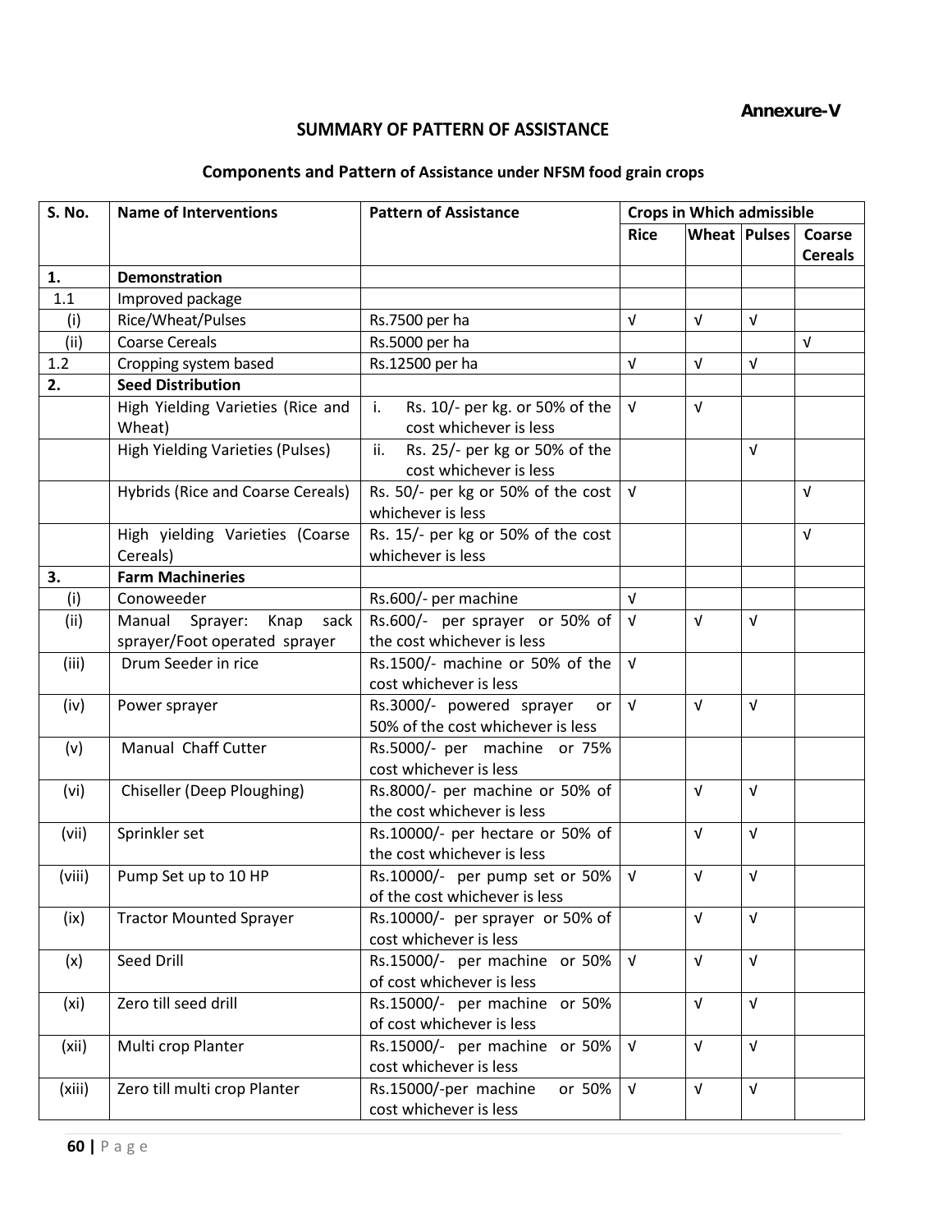**Annexure-V**

## SUMMARY OF PATTERN OF ASSISTANCE

### Components and Pattern of Assistance under NFSM food grain crops

| S. No. | Name of Interventions | Pattern of Assistance | Crops in Which admissible | | | |
|---|---|---|---|---|---|---|
| | | | Rice | Wheat | Pulses | Coarse Cereals |
| **1.** | **Demonstration** | | | | | |
| 1.1 | Improved package | | | | | |
| (i) | Rice/Wheat/Pulses | Rs.7500 per ha | √ | √ | √ | |
| (ii) | Coarse Cereals | Rs.5000 per ha | | | | √ |
| 1.2 | Cropping system based | Rs.12500 per ha | √ | √ | √ | |
| **2.** | **Seed Distribution** | | | | | |
| | High Yielding Varieties (Rice and Wheat) | i. Rs. 10/- per kg. or 50% of the cost whichever is less | √ | √ | | |
| | High Yielding Varieties (Pulses) | ii. Rs. 25/- per kg or 50% of the cost whichever is less | | | √ | |
| | Hybrids (Rice and Coarse Cereals) | Rs. 50/- per kg or 50% of the cost whichever is less | √ | | | √ |
| | High yielding Varieties (Coarse Cereals) | Rs. 15/- per kg or 50% of the cost whichever is less | | | | √ |
| **3.** | **Farm Machineries** | | | | | |
| (i) | Conoweeder | Rs.600/- per machine | √ | | | |
| (ii) | Manual Sprayer: Knap sack sprayer/Foot operated sprayer | Rs.600/- per sprayer or 50% of the cost whichever is less | √ | √ | √ | |
| (iii) | Drum Seeder in rice | Rs.1500/- machine or 50% of the cost whichever is less | √ | | | |
| (iv) | Power sprayer | Rs.3000/- powered sprayer or 50% of the cost whichever is less | √ | √ | √ | |
| (v) | Manual Chaff Cutter | Rs.5000/- per machine or 75% cost whichever is less | | | | |
| (vi) | Chiseller (Deep Ploughing) | Rs.8000/- per machine or 50% of the cost whichever is less | | √ | √ | |
| (vii) | Sprinkler set | Rs.10000/- per hectare or 50% of the cost whichever is less | | √ | √ | |
| (viii) | Pump Set up to 10 HP | Rs.10000/- per pump set or 50% of the cost whichever is less | √ | √ | √ | |
| (ix) | Tractor Mounted Sprayer | Rs.10000/- per sprayer or 50% of cost whichever is less | | √ | √ | |
| (x) | Seed Drill | Rs.15000/- per machine or 50% of cost whichever is less | √ | √ | √ | |
| (xi) | Zero till seed drill | Rs.15000/- per machine or 50% of cost whichever is less | | √ | √ | |
| (xii) | Multi crop Planter | Rs.15000/- per machine or 50% cost whichever is less | √ | √ | √ | |
| (xiii) | Zero till multi crop Planter | Rs.15000/-per machine or 50% cost whichever is less | √ | √ | √ | |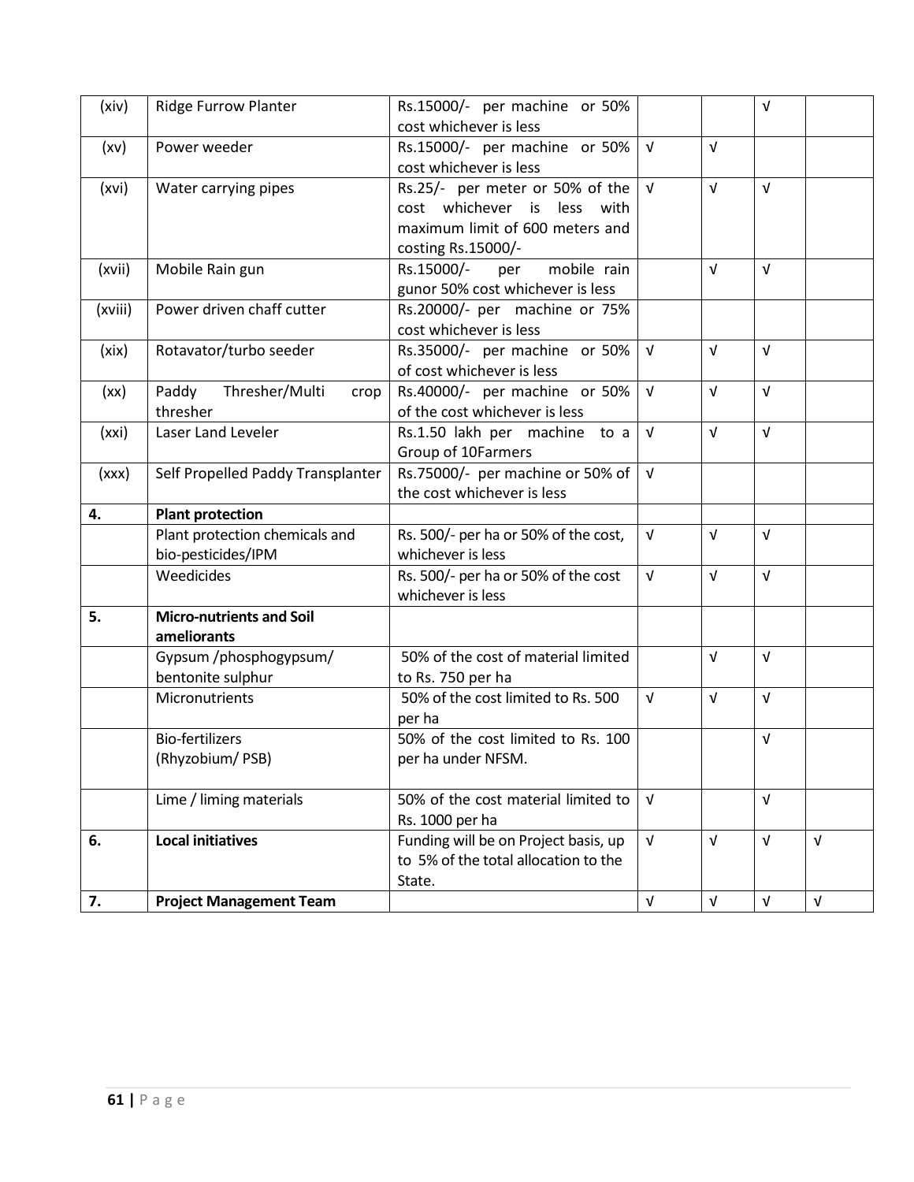| (xiv) | Ridge Furrow Planter | Rs.15000/- per machine or 50% cost whichever is less | | | √ | |
|---|---|---|---|---|---|---|
| (xv) | Power weeder | Rs.15000/- per machine or 50% cost whichever is less | √ | √ | | |
| (xvi) | Water carrying pipes | Rs.25/- per meter or 50% of the cost whichever is less with maximum limit of 600 meters and costing Rs.15000/- | √ | √ | √ | |
| (xvii) | Mobile Rain gun | Rs.15000/- per mobile rain gunor 50% cost whichever is less | | √ | √ | |
| (xviii) | Power driven chaff cutter | Rs.20000/- per machine or 75% cost whichever is less | | | | |
| (xix) | Rotavator/turbo seeder | Rs.35000/- per machine or 50% of cost whichever is less | √ | √ | √ | |
| (xx) | Paddy Thresher/Multi crop thresher | Rs.40000/- per machine or 50% of the cost whichever is less | √ | √ | √ | |
| (xxi) | Laser Land Leveler | Rs.1.50 lakh per machine to a Group of 10Farmers | √ | √ | √ | |
| (xxx) | Self Propelled Paddy Transplanter | Rs.75000/- per machine or 50% of the cost whichever is less | √ | | | |
| **4.** | **Plant protection** | | | | | |
| | Plant protection chemicals and bio-pesticides/IPM | Rs. 500/- per ha or 50% of the cost, whichever is less | √ | √ | √ | |
| | Weedicides | Rs. 500/- per ha or 50% of the cost whichever is less | √ | √ | √ | |
| **5.** | **Micro-nutrients and Soil ameliorants** | | | | | |
| | Gypsum /phosphogypsum/ bentonite sulphur | 50% of the cost of material limited to Rs. 750 per ha | | √ | √ | |
| | Micronutrients | 50% of the cost limited to Rs. 500 per ha | √ | √ | √ | |
| | Bio-fertilizers (Rhyzobium/ PSB) | 50% of the cost limited to Rs. 100 per ha under NFSM. | | | √ | |
| | Lime / liming materials | 50% of the cost material limited to Rs. 1000 per ha | √ | | √ | |
| **6.** | **Local initiatives** | Funding will be on Project basis, up to 5% of the total allocation to the State. | √ | √ | √ | √ |
| **7.** | **Project Management Team** | | √ | √ | √ | √ |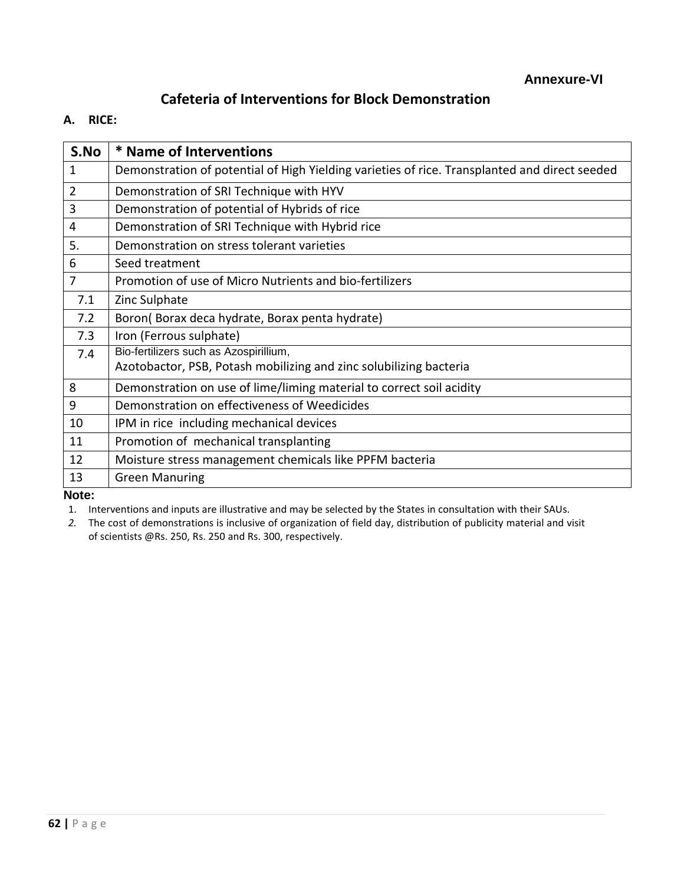**Annexure-VI**

## Cafeteria of Interventions for Block Demonstration

**A. RICE:**

| S.No | * Name of Interventions |
|---|---|
| 1 | Demonstration of potential of High Yielding varieties of rice. Transplanted and direct seeded |
| 2 | Demonstration of SRI Technique with HYV |
| 3 | Demonstration of potential of Hybrids of rice |
| 4 | Demonstration of SRI Technique with Hybrid rice |
| 5. | Demonstration on stress tolerant varieties |
| 6 | Seed treatment |
| 7 | Promotion of use of Micro Nutrients and bio-fertilizers |
| 7.1 | Zinc Sulphate |
| 7.2 | Boron( Borax deca hydrate, Borax penta hydrate) |
| 7.3 | Iron (Ferrous sulphate) |
| 7.4 | Bio-fertilizers such as Azospirillium, Azotobactor, PSB, Potash mobilizing and zinc solubilizing bacteria |
| 8 | Demonstration on use of lime/liming material to correct soil acidity |
| 9 | Demonstration on effectiveness of Weedicides |
| 10 | IPM in rice including mechanical devices |
| 11 | Promotion of mechanical transplanting |
| 12 | Moisture stress management chemicals like PPFM bacteria |
| 13 | Green Manuring |

**Note:**

1. Interventions and inputs are illustrative and may be selected by the States in consultation with their SAUs.
2. The cost of demonstrations is inclusive of organization of field day, distribution of publicity material and visit of scientists @Rs. 250, Rs. 250 and Rs. 300, respectively.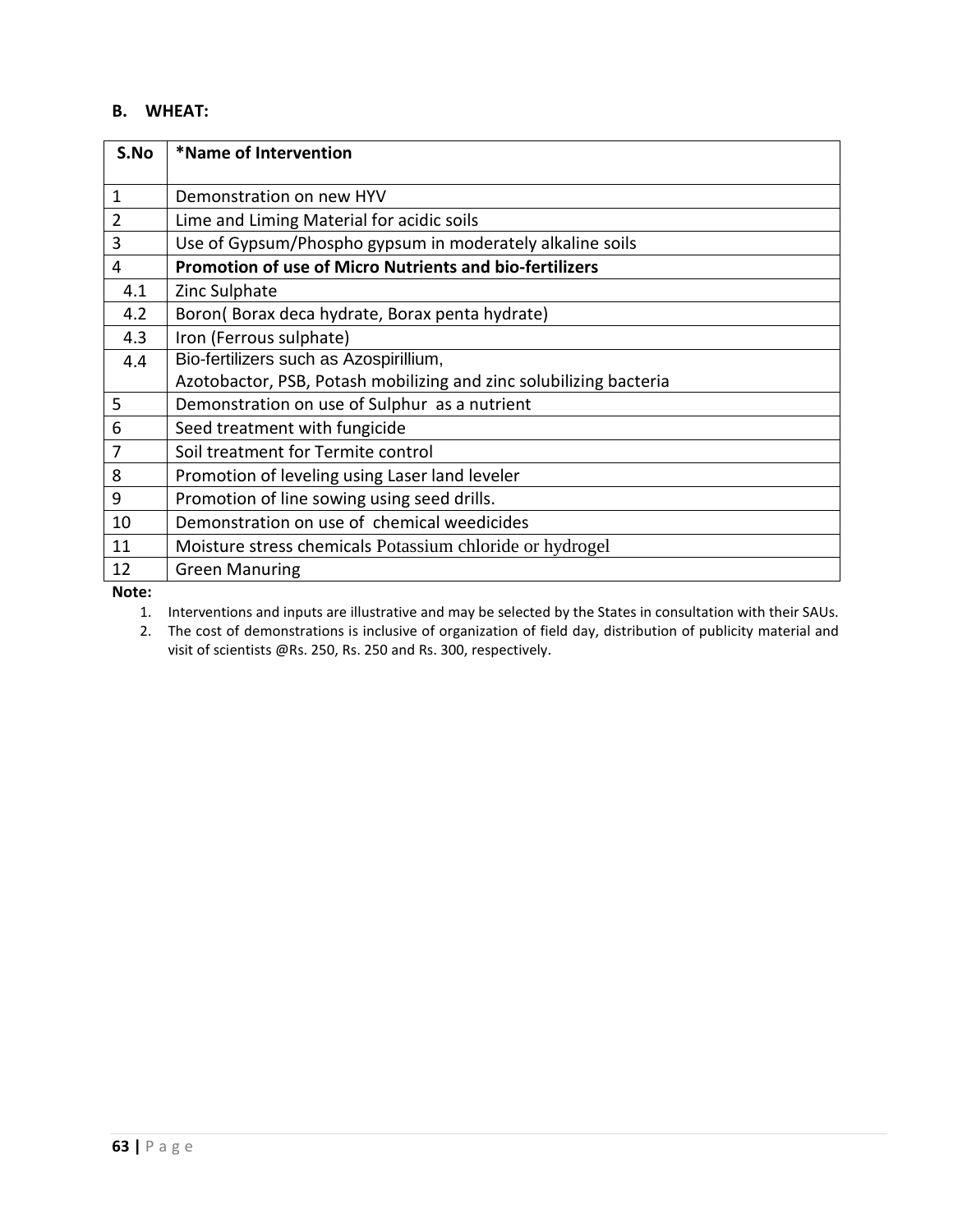## B. WHEAT:

| S.No | *Name of Intervention |
|---|---|
| 1 | Demonstration on new HYV |
| 2 | Lime and Liming Material for acidic soils |
| 3 | Use of Gypsum/Phospho gypsum in moderately alkaline soils |
| 4 | **Promotion of use of Micro Nutrients and bio-fertilizers** |
| 4.1 | Zinc Sulphate |
| 4.2 | Boron( Borax deca hydrate, Borax penta hydrate) |
| 4.3 | Iron (Ferrous sulphate) |
| 4.4 | Bio-fertilizers such as Azospirillium, Azotobactor, PSB, Potash mobilizing and zinc solubilizing bacteria |
| 5 | Demonstration on use of Sulphur as a nutrient |
| 6 | Seed treatment with fungicide |
| 7 | Soil treatment for Termite control |
| 8 | Promotion of leveling using Laser land leveler |
| 9 | Promotion of line sowing using seed drills. |
| 10 | Demonstration on use of chemical weedicides |
| 11 | Moisture stress chemicals Potassium chloride or hydrogel |
| 12 | Green Manuring |

**Note:**

1. Interventions and inputs are illustrative and may be selected by the States in consultation with their SAUs.
2. The cost of demonstrations is inclusive of organization of field day, distribution of publicity material and visit of scientists @Rs. 250, Rs. 250 and Rs. 300, respectively.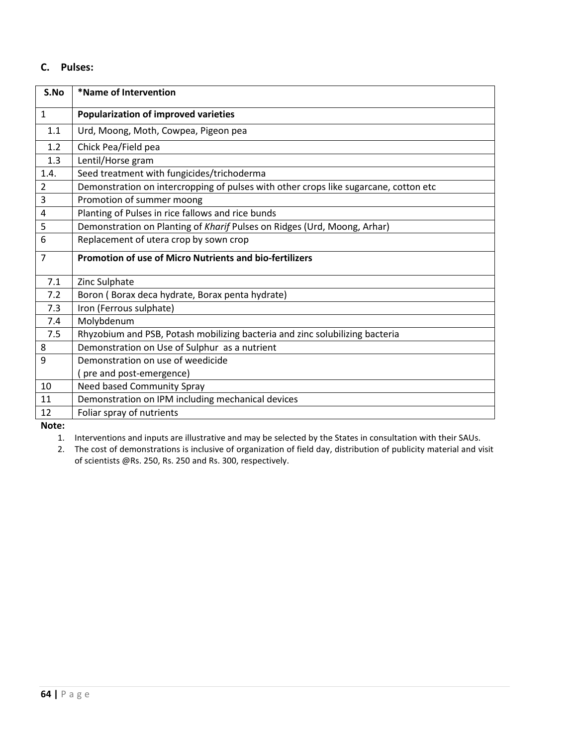### C. Pulses:

| S.No | *Name of Intervention |
|---|---|
| 1 | **Popularization of improved varieties** |
| 1.1 | Urd, Moong, Moth, Cowpea, Pigeon pea |
| 1.2 | Chick Pea/Field pea |
| 1.3 | Lentil/Horse gram |
| 1.4. | Seed treatment with fungicides/trichoderma |
| 2 | Demonstration on intercropping of pulses with other crops like sugarcane, cotton etc |
| 3 | Promotion of summer moong |
| 4 | Planting of Pulses in rice fallows and rice bunds |
| 5 | Demonstration on Planting of *Kharif* Pulses on Ridges (Urd, Moong, Arhar) |
| 6 | Replacement of utera crop by sown crop |
| 7 | **Promotion of use of Micro Nutrients and bio-fertilizers** |
| 7.1 | Zinc Sulphate |
| 7.2 | Boron ( Borax deca hydrate, Borax penta hydrate) |
| 7.3 | Iron (Ferrous sulphate) |
| 7.4 | Molybdenum |
| 7.5 | Rhyzobium and PSB, Potash mobilizing bacteria and zinc solubilizing bacteria |
| 8 | Demonstration on Use of Sulphur as a nutrient |
| 9 | Demonstration on use of weedicide ( pre and post-emergence) |
| 10 | Need based Community Spray |
| 11 | Demonstration on IPM including mechanical devices |
| 12 | Foliar spray of nutrients |

**Note:**

1. Interventions and inputs are illustrative and may be selected by the States in consultation with their SAUs.
2. The cost of demonstrations is inclusive of organization of field day, distribution of publicity material and visit of scientists @Rs. 250, Rs. 250 and Rs. 300, respectively.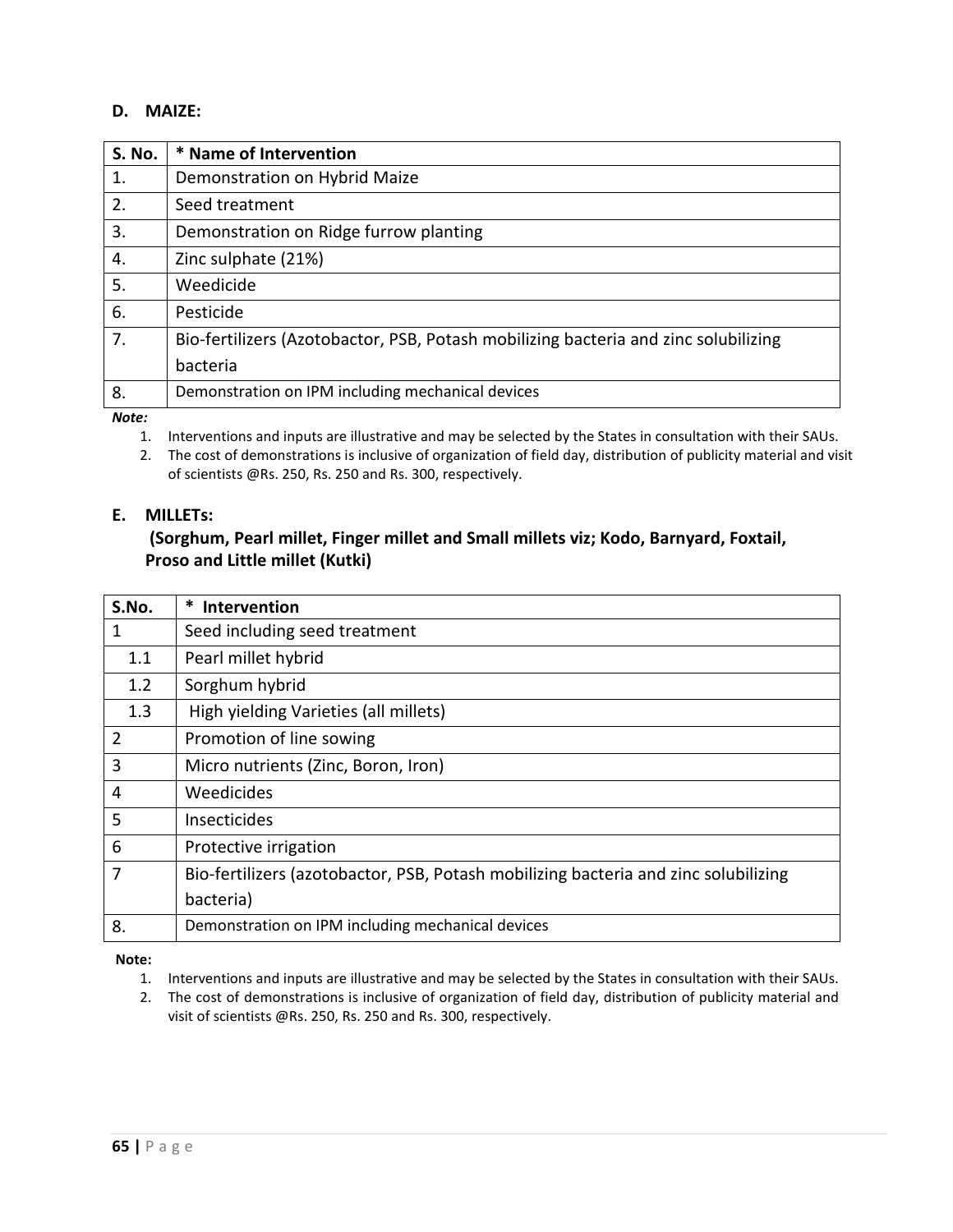## D. MAIZE:

| S. No. | * Name of Intervention |
|---|---|
| 1. | Demonstration on Hybrid Maize |
| 2. | Seed treatment |
| 3. | Demonstration on Ridge furrow planting |
| 4. | Zinc sulphate (21%) |
| 5. | Weedicide |
| 6. | Pesticide |
| 7. | Bio-fertilizers (Azotobactor, PSB, Potash mobilizing bacteria and zinc solubilizing bacteria |
| 8. | Demonstration on IPM including mechanical devices |

***Note:***

1. Interventions and inputs are illustrative and may be selected by the States in consultation with their SAUs.
2. The cost of demonstrations is inclusive of organization of field day, distribution of publicity material and visit of scientists @Rs. 250, Rs. 250 and Rs. 300, respectively.

## E. MILLETs:

**(Sorghum, Pearl millet, Finger millet and Small millets viz; Kodo, Barnyard, Foxtail, Proso and Little millet (Kutki)**

| S.No. | * Intervention |
|---|---|
| 1 | Seed including seed treatment |
| 1.1 | Pearl millet hybrid |
| 1.2 | Sorghum hybrid |
| 1.3 | High yielding Varieties (all millets) |
| 2 | Promotion of line sowing |
| 3 | Micro nutrients (Zinc, Boron, Iron) |
| 4 | Weedicides |
| 5 | Insecticides |
| 6 | Protective irrigation |
| 7 | Bio-fertilizers (azotobactor, PSB, Potash mobilizing bacteria and zinc solubilizing bacteria) |
| 8. | Demonstration on IPM including mechanical devices |

**Note:**

1. Interventions and inputs are illustrative and may be selected by the States in consultation with their SAUs.
2. The cost of demonstrations is inclusive of organization of field day, distribution of publicity material and visit of scientists @Rs. 250, Rs. 250 and Rs. 300, respectively.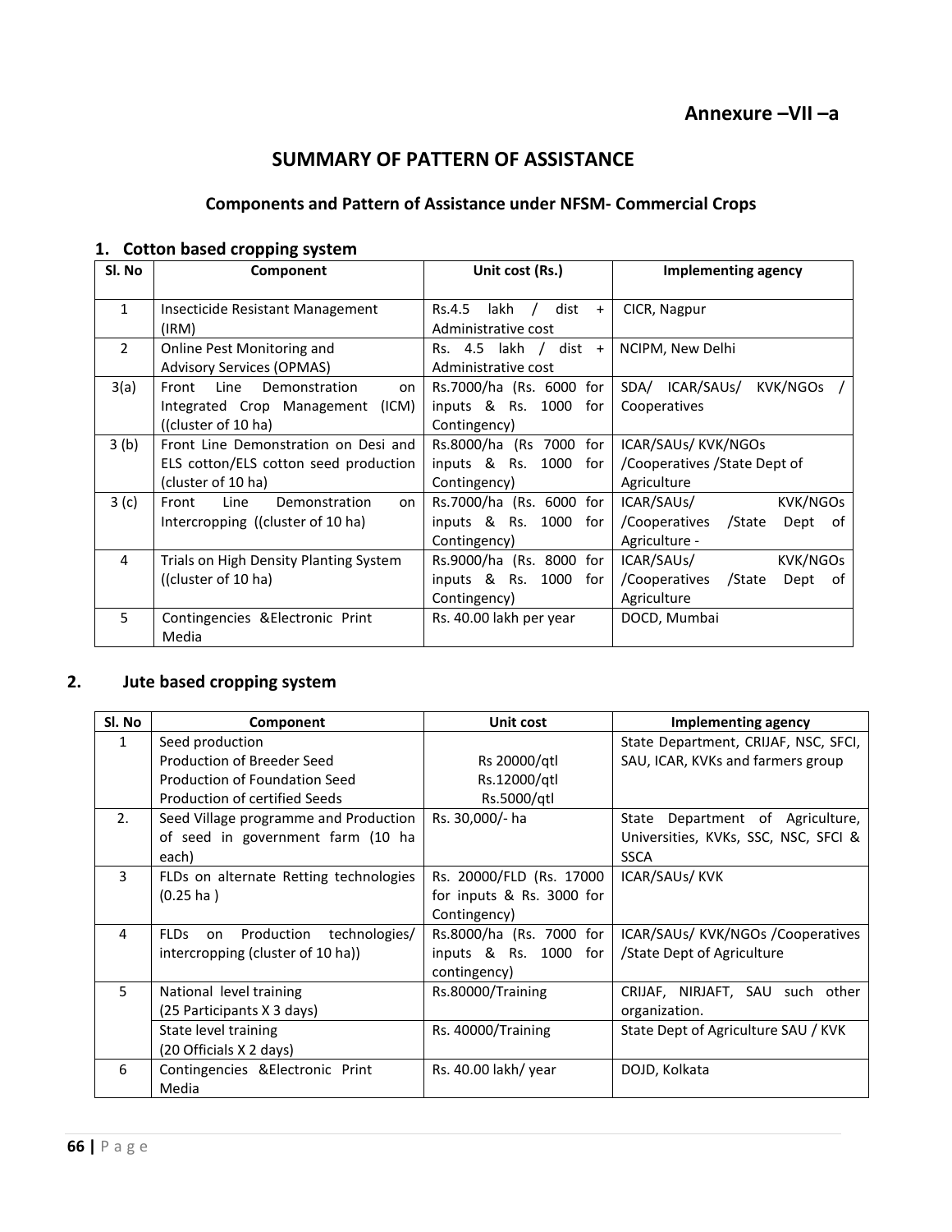**Annexure –VII –a**

# SUMMARY OF PATTERN OF ASSISTANCE

### Components and Pattern of Assistance under NFSM- Commercial Crops

### 1. Cotton based cropping system

| Sl. No | Component | Unit cost (Rs.) | Implementing agency |
|---|---|---|---|
| 1 | Insecticide Resistant Management (IRM) | Rs.4.5 lakh / dist + Administrative cost | CICR, Nagpur |
| 2 | Online Pest Monitoring and Advisory Services (OPMAS) | Rs. 4.5 lakh / dist + Administrative cost | NCIPM, New Delhi |
| 3(a) | Front Line Demonstration on Integrated Crop Management (ICM) ((cluster of 10 ha) | Rs.7000/ha (Rs. 6000 for inputs & Rs. 1000 for Contingency) | SDA/ ICAR/SAUs/ KVK/NGOs / Cooperatives |
| 3 (b) | Front Line Demonstration on Desi and ELS cotton/ELS cotton seed production (cluster of 10 ha) | Rs.8000/ha (Rs 7000 for inputs & Rs. 1000 for Contingency) | ICAR/SAUs/ KVK/NGOs /Cooperatives /State Dept of Agriculture |
| 3 (c) | Front Line Demonstration on Intercropping ((cluster of 10 ha) | Rs.7000/ha (Rs. 6000 for inputs & Rs. 1000 for Contingency) | ICAR/SAUs/ KVK/NGOs /Cooperatives /State Dept of Agriculture - |
| 4 | Trials on High Density Planting System ((cluster of 10 ha) | Rs.9000/ha (Rs. 8000 for inputs & Rs. 1000 for Contingency) | ICAR/SAUs/ KVK/NGOs /Cooperatives /State Dept of Agriculture |
| 5 | Contingencies &Electronic Print Media | Rs. 40.00 lakh per year | DOCD, Mumbai |

### 2. Jute based cropping system

| Sl. No | Component | Unit cost | Implementing agency |
|---|---|---|---|
| 1 | Seed production<br>Production of Breeder Seed<br>Production of Foundation Seed<br>Production of certified Seeds | <br>Rs 20000/qtl<br>Rs.12000/qtl<br>Rs.5000/qtl | State Department, CRIJAF, NSC, SFCI, SAU, ICAR, KVKs and farmers group |
| 2. | Seed Village programme and Production of seed in government farm (10 ha each) | Rs. 30,000/- ha | State Department of Agriculture, Universities, KVKs, SSC, NSC, SFCI & SSCA |
| 3 | FLDs on alternate Retting technologies (0.25 ha ) | Rs. 20000/FLD (Rs. 17000 for inputs & Rs. 3000 for Contingency) | ICAR/SAUs/ KVK |
| 4 | FLDs on Production technologies/ intercropping (cluster of 10 ha)) | Rs.8000/ha (Rs. 7000 for inputs & Rs. 1000 for contingency) | ICAR/SAUs/ KVK/NGOs /Cooperatives /State Dept of Agriculture |
| 5 | National level training<br>(25 Participants X 3 days) | Rs.80000/Training | CRIJAF, NIRJAFT, SAU such other organization. |
| | State level training<br>(20 Officials X 2 days) | Rs. 40000/Training | State Dept of Agriculture SAU / KVK |
| 6 | Contingencies &Electronic Print Media | Rs. 40.00 lakh/ year | DOJD, Kolkata |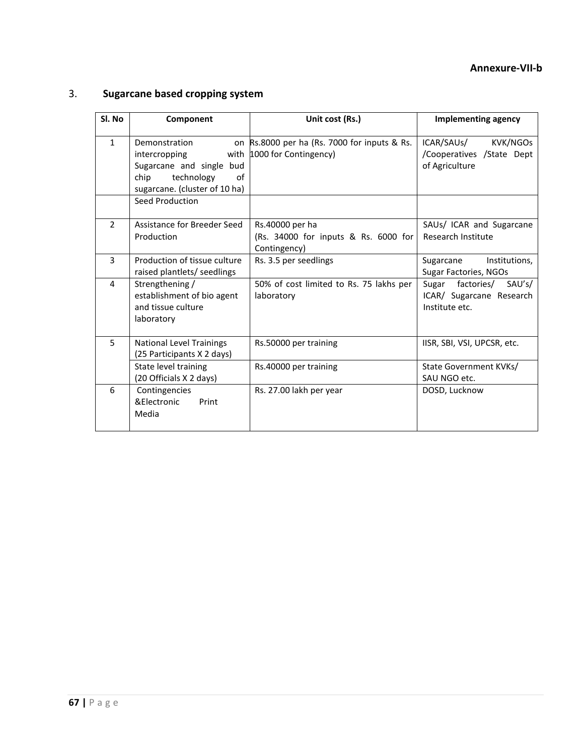**Annexure-VII-b**

## 3. Sugarcane based cropping system

| Sl. No | Component | Unit cost (Rs.) | Implementing agency |
|---|---|---|---|
| 1 | Demonstration on intercropping with Sugarcane and single bud chip technology of sugarcane. (cluster of 10 ha) | Rs.8000 per ha (Rs. 7000 for inputs & Rs. 1000 for Contingency) | ICAR/SAUs/ KVK/NGOs /Cooperatives /State Dept of Agriculture |
| | Seed Production | | |
| 2 | Assistance for Breeder Seed Production | Rs.40000 per ha (Rs. 34000 for inputs & Rs. 6000 for Contingency) | SAUs/ ICAR and Sugarcane Research Institute |
| 3 | Production of tissue culture raised plantlets/ seedlings | Rs. 3.5 per seedlings | Sugarcane Institutions, Sugar Factories, NGOs |
| 4 | Strengthening / establishment of bio agent and tissue culture laboratory | 50% of cost limited to Rs. 75 lakhs per laboratory | Sugar factories/ SAU's/ ICAR/ Sugarcane Research Institute etc. |
| 5 | National Level Trainings (25 Participants X 2 days) | Rs.50000 per training | IISR, SBI, VSI, UPCSR, etc. |
| | State level training (20 Officials X 2 days) | Rs.40000 per training | State Government KVKs/ SAU NGO etc. |
| 6 | Contingencies &Electronic Print Media | Rs. 27.00 lakh per year | DOSD, Lucknow |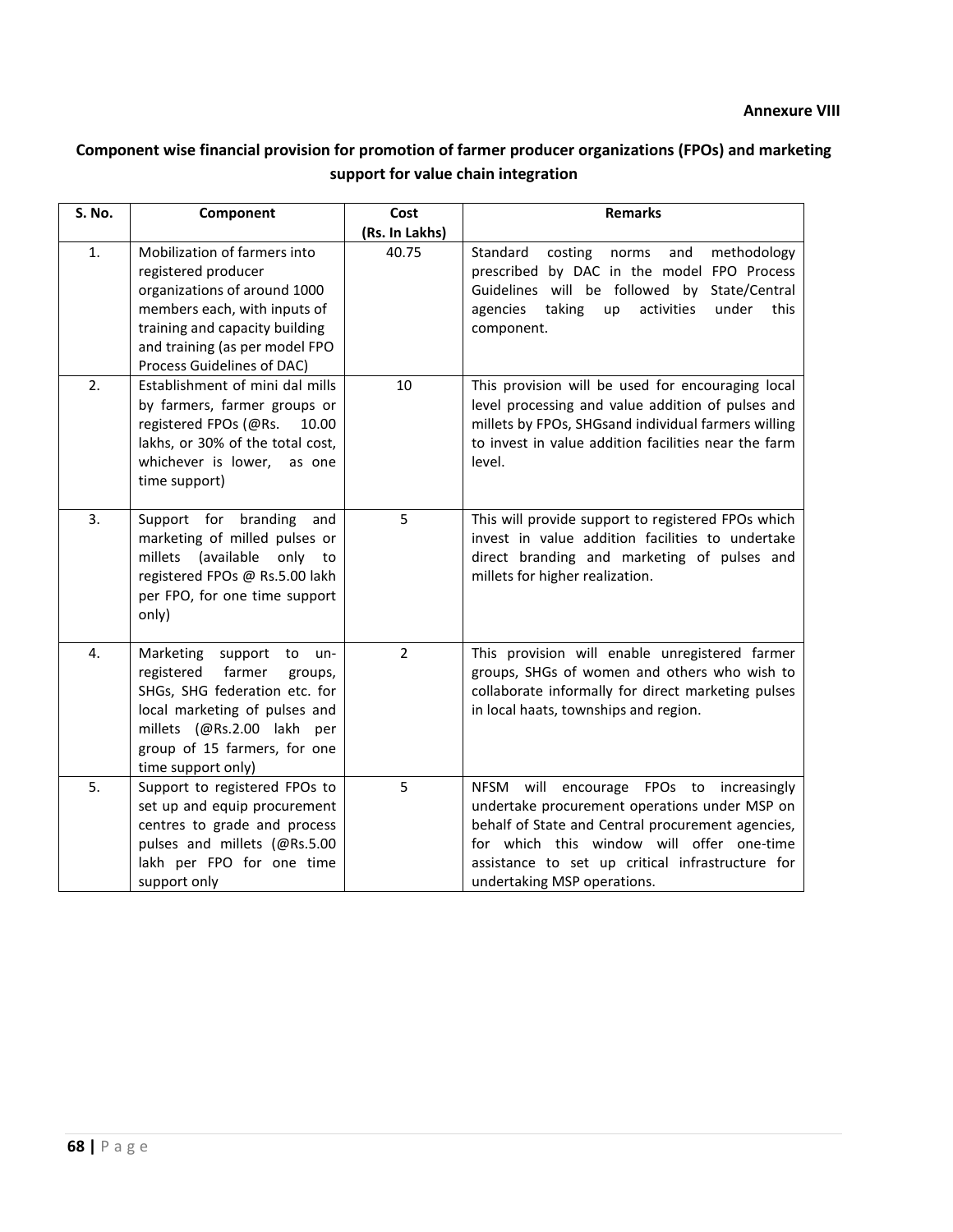**Annexure VIII**

**Component wise financial provision for promotion of farmer producer organizations (FPOs) and marketing support for value chain integration**

| S. No. | Component | Cost (Rs. In Lakhs) | Remarks |
|---|---|---|---|
| 1. | Mobilization of farmers into registered producer organizations of around 1000 members each, with inputs of training and capacity building and training (as per model FPO Process Guidelines of DAC) | 40.75 | Standard costing norms and methodology prescribed by DAC in the model FPO Process Guidelines will be followed by State/Central agencies taking up activities under this component. |
| 2. | Establishment of mini dal mills by farmers, farmer groups or registered FPOs (@Rs. 10.00 lakhs, or 30% of the total cost, whichever is lower, as one time support) | 10 | This provision will be used for encouraging local level processing and value addition of pulses and millets by FPOs, SHGsand individual farmers willing to invest in value addition facilities near the farm level. |
| 3. | Support for branding and marketing of milled pulses or millets (available only to registered FPOs @ Rs.5.00 lakh per FPO, for one time support only) | 5 | This will provide support to registered FPOs which invest in value addition facilities to undertake direct branding and marketing of pulses and millets for higher realization. |
| 4. | Marketing support to un-registered farmer groups, SHGs, SHG federation etc. for local marketing of pulses and millets (@Rs.2.00 lakh per group of 15 farmers, for one time support only) | 2 | This provision will enable unregistered farmer groups, SHGs of women and others who wish to collaborate informally for direct marketing pulses in local haats, townships and region. |
| 5. | Support to registered FPOs to set up and equip procurement centres to grade and process pulses and millets (@Rs.5.00 lakh per FPO for one time support only | 5 | NFSM will encourage FPOs to increasingly undertake procurement operations under MSP on behalf of State and Central procurement agencies, for which this window will offer one-time assistance to set up critical infrastructure for undertaking MSP operations. |